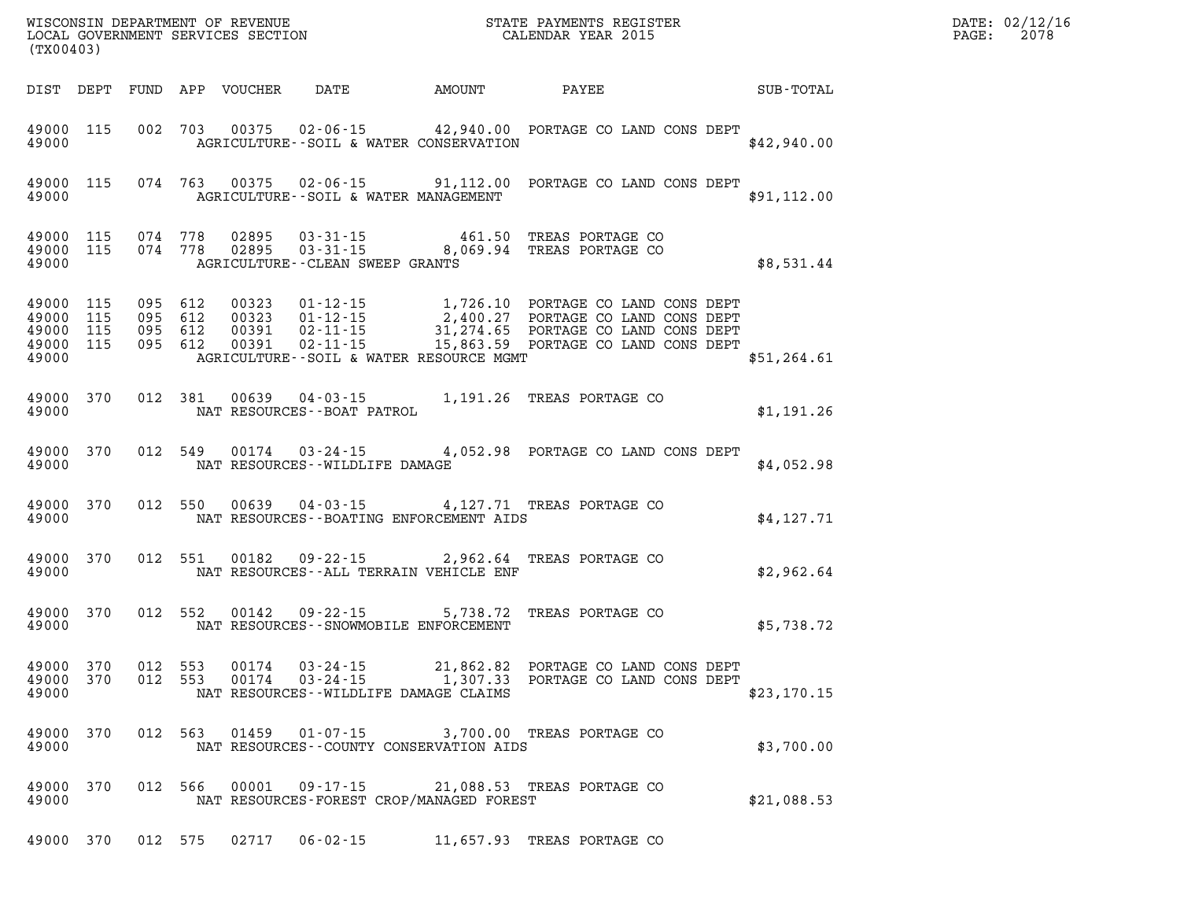WISCONSIN DEPARTMENT OF REVENUE
LOCAL GOVERNMENT SERVICES SECTION
(TX00403)

STATE PAYMENTS REGISTER
CALENDAR YEAR 2015

DATE: 02/12/16
PAGE: 2078

| DIST | DEPT | FUND | APP | VOUCHER | DATE | AMOUNT | PAYEE | SUB-TOTAL |
|---|---|---|---|---|---|---|---|---|
| 49000 | 115 | 002 | 703 | 00375 | 02-06-15 | 42,940.00 | PORTAGE CO LAND CONS DEPT | |
| 49000 | | | | | AGRICULTURE--SOIL & WATER CONSERVATION | | | $42,940.00 |
| 49000 | 115 | 074 | 763 | 00375 | 02-06-15 | 91,112.00 | PORTAGE CO LAND CONS DEPT | |
| 49000 | | | | | AGRICULTURE--SOIL & WATER MANAGEMENT | | | $91,112.00 |
| 49000 | 115 | 074 | 778 | 02895 | 03-31-15 | 461.50 | TREAS PORTAGE CO | |
| 49000 | 115 | 074 | 778 | 02895 | 03-31-15 | 8,069.94 | TREAS PORTAGE CO | |
| 49000 | | | | | AGRICULTURE--CLEAN SWEEP GRANTS | | | $8,531.44 |
| 49000 | 115 | 095 | 612 | 00323 | 01-12-15 | 1,726.10 | PORTAGE CO LAND CONS DEPT | |
| 49000 | 115 | 095 | 612 | 00323 | 01-12-15 | 2,400.27 | PORTAGE CO LAND CONS DEPT | |
| 49000 | 115 | 095 | 612 | 00391 | 02-11-15 | 31,274.65 | PORTAGE CO LAND CONS DEPT | |
| 49000 | 115 | 095 | 612 | 00391 | 02-11-15 | 15,863.59 | PORTAGE CO LAND CONS DEPT | |
| 49000 | | | | | AGRICULTURE--SOIL & WATER RESOURCE MGMT | | | $51,264.61 |
| 49000 | 370 | 012 | 381 | 00639 | 04-03-15 | 1,191.26 | TREAS PORTAGE CO | |
| 49000 | | | | | NAT RESOURCES--BOAT PATROL | | | $1,191.26 |
| 49000 | 370 | 012 | 549 | 00174 | 03-24-15 | 4,052.98 | PORTAGE CO LAND CONS DEPT | |
| 49000 | | | | | NAT RESOURCES--WILDLIFE DAMAGE | | | $4,052.98 |
| 49000 | 370 | 012 | 550 | 00639 | 04-03-15 | 4,127.71 | TREAS PORTAGE CO | |
| 49000 | | | | | NAT RESOURCES--BOATING ENFORCEMENT AIDS | | | $4,127.71 |
| 49000 | 370 | 012 | 551 | 00182 | 09-22-15 | 2,962.64 | TREAS PORTAGE CO | |
| 49000 | | | | | NAT RESOURCES--ALL TERRAIN VEHICLE ENF | | | $2,962.64 |
| 49000 | 370 | 012 | 552 | 00142 | 09-22-15 | 5,738.72 | TREAS PORTAGE CO | |
| 49000 | | | | | NAT RESOURCES--SNOWMOBILE ENFORCEMENT | | | $5,738.72 |
| 49000 | 370 | 012 | 553 | 00174 | 03-24-15 | 21,862.82 | PORTAGE CO LAND CONS DEPT | |
| 49000 | 370 | 012 | 553 | 00174 | 03-24-15 | 1,307.33 | PORTAGE CO LAND CONS DEPT | |
| 49000 | | | | | NAT RESOURCES--WILDLIFE DAMAGE CLAIMS | | | $23,170.15 |
| 49000 | 370 | 012 | 563 | 01459 | 01-07-15 | 3,700.00 | TREAS PORTAGE CO | |
| 49000 | | | | | NAT RESOURCES--COUNTY CONSERVATION AIDS | | | $3,700.00 |
| 49000 | 370 | 012 | 566 | 00001 | 09-17-15 | 21,088.53 | TREAS PORTAGE CO | |
| 49000 | | | | | NAT RESOURCES-FOREST CROP/MANAGED FOREST | | | $21,088.53 |
| 49000 | 370 | 012 | 575 | 02717 | 06-02-15 | 11,657.93 | TREAS PORTAGE CO | |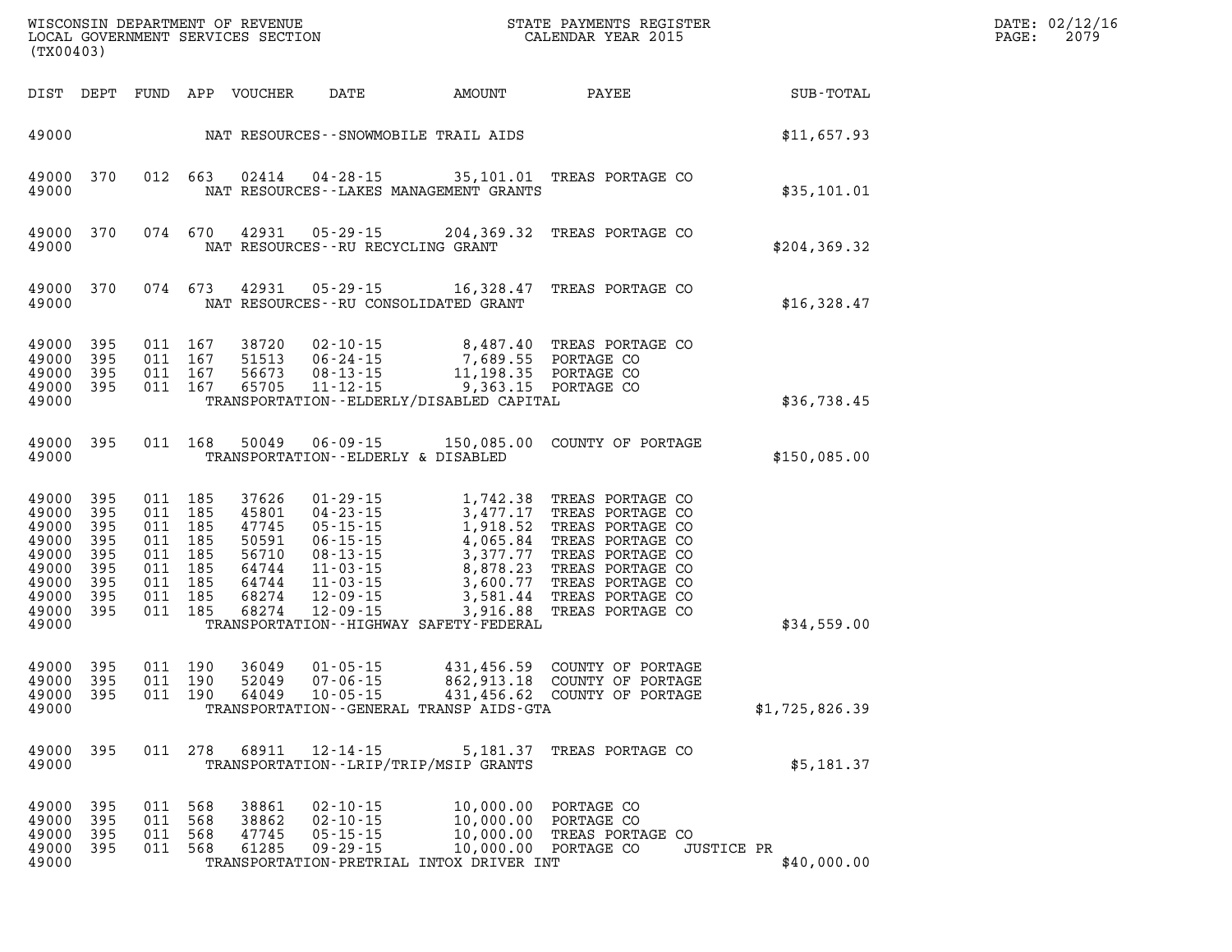| DIST | DEPT | FUND | APP | VOUCHER | DATE | AMOUNT | PAYEE | SUB-TOTAL |
|---|---|---|---|---|---|---|---|---|
| 49000 | | | | | | NAT RESOURCES--SNOWMOBILE TRAIL AIDS | | $11,657.93 |
| 49000 | 370 | 012 | 663 | 02414 | 04-28-15 | 35,101.01 | TREAS PORTAGE CO | |
| 49000 | | | | | | NAT RESOURCES--LAKES MANAGEMENT GRANTS | | $35,101.01 |
| 49000 | 370 | 074 | 670 | 42931 | 05-29-15 | 204,369.32 | TREAS PORTAGE CO | |
| 49000 | | | | | | NAT RESOURCES--RU RECYCLING GRANT | | $204,369.32 |
| 49000 | 370 | 074 | 673 | 42931 | 05-29-15 | 16,328.47 | TREAS PORTAGE CO | |
| 49000 | | | | | | NAT RESOURCES--RU CONSOLIDATED GRANT | | $16,328.47 |
| 49000 | 395 | 011 | 167 | 38720 | 02-10-15 | 8,487.40 | TREAS PORTAGE CO | |
| 49000 | 395 | 011 | 167 | 51513 | 06-24-15 | 7,689.55 | PORTAGE CO | |
| 49000 | 395 | 011 | 167 | 56673 | 08-13-15 | 11,198.35 | PORTAGE CO | |
| 49000 | 395 | 011 | 167 | 65705 | 11-12-15 | 9,363.15 | PORTAGE CO | |
| 49000 | | | | | | TRANSPORTATION--ELDERLY/DISABLED CAPITAL | | $36,738.45 |
| 49000 | 395 | 011 | 168 | 50049 | 06-09-15 | 150,085.00 | COUNTY OF PORTAGE | |
| 49000 | | | | | | TRANSPORTATION--ELDERLY & DISABLED | | $150,085.00 |
| 49000 | 395 | 011 | 185 | 37626 | 01-29-15 | 1,742.38 | TREAS PORTAGE CO | |
| 49000 | 395 | 011 | 185 | 45801 | 04-23-15 | 3,477.17 | TREAS PORTAGE CO | |
| 49000 | 395 | 011 | 185 | 47745 | 05-15-15 | 1,918.52 | TREAS PORTAGE CO | |
| 49000 | 395 | 011 | 185 | 50591 | 06-15-15 | 4,065.84 | TREAS PORTAGE CO | |
| 49000 | 395 | 011 | 185 | 56710 | 08-13-15 | 3,377.77 | TREAS PORTAGE CO | |
| 49000 | 395 | 011 | 185 | 64744 | 11-03-15 | 8,878.23 | TREAS PORTAGE CO | |
| 49000 | 395 | 011 | 185 | 64744 | 11-03-15 | 3,600.77 | TREAS PORTAGE CO | |
| 49000 | 395 | 011 | 185 | 68274 | 12-09-15 | 3,581.44 | TREAS PORTAGE CO | |
| 49000 | 395 | 011 | 185 | 68274 | 12-09-15 | 3,916.88 | TREAS PORTAGE CO | |
| 49000 | | | | | | TRANSPORTATION--HIGHWAY SAFETY-FEDERAL | | $34,559.00 |
| 49000 | 395 | 011 | 190 | 36049 | 01-05-15 | 431,456.59 | COUNTY OF PORTAGE | |
| 49000 | 395 | 011 | 190 | 52049 | 07-06-15 | 862,913.18 | COUNTY OF PORTAGE | |
| 49000 | 395 | 011 | 190 | 64049 | 10-05-15 | 431,456.62 | COUNTY OF PORTAGE | |
| 49000 | | | | | | TRANSPORTATION--GENERAL TRANSP AIDS-GTA | | $1,725,826.39 |
| 49000 | 395 | 011 | 278 | 68911 | 12-14-15 | 5,181.37 | TREAS PORTAGE CO | |
| 49000 | | | | | | TRANSPORTATION--LRIP/TRIP/MSIP GRANTS | | $5,181.37 |
| 49000 | 395 | 011 | 568 | 38861 | 02-10-15 | 10,000.00 | PORTAGE CO | |
| 49000 | 395 | 011 | 568 | 38862 | 02-10-15 | 10,000.00 | PORTAGE CO | |
| 49000 | 395 | 011 | 568 | 47745 | 05-15-15 | 10,000.00 | TREAS PORTAGE CO | |
| 49000 | 395 | 011 | 568 | 61285 | 09-29-15 | 10,000.00 | PORTAGE CO JUSTICE PR | |
| 49000 | | | | | | TRANSPORTATION-PRETRIAL INTOX DRIVER INT | | $40,000.00 |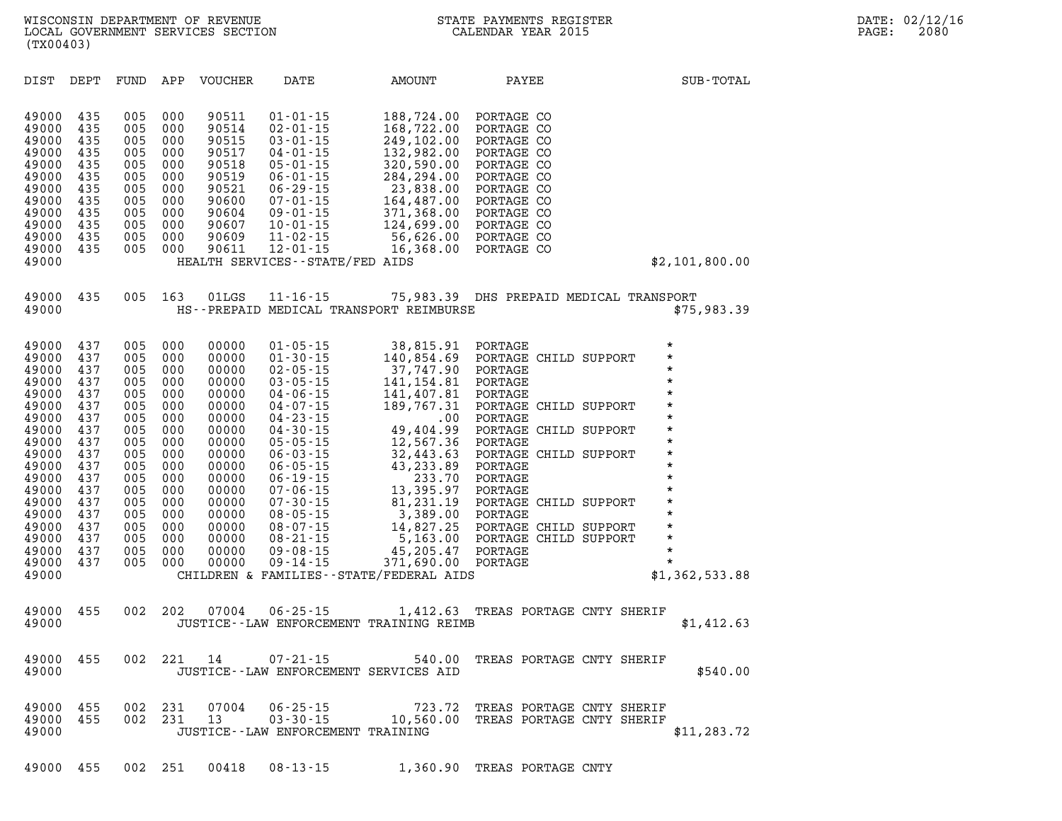WISCONSIN DEPARTMENT OF REVENUE
LOCAL GOVERNMENT SERVICES SECTION
(TX00403)

STATE PAYMENTS REGISTER
CALENDAR YEAR 2015

DATE: 02/12/16
PAGE: 2080

| DIST | DEPT | FUND | APP | VOUCHER | DATE | AMOUNT | PAYEE | SUB-TOTAL |
|---|---|---|---|---|---|---|---|---|
| 49000 | 435 | 005 | 000 | 90511 | 01-01-15 | 188,724.00 | PORTAGE CO | |
| 49000 | 435 | 005 | 000 | 90514 | 02-01-15 | 168,722.00 | PORTAGE CO | |
| 49000 | 435 | 005 | 000 | 90515 | 03-01-15 | 249,102.00 | PORTAGE CO | |
| 49000 | 435 | 005 | 000 | 90517 | 04-01-15 | 132,982.00 | PORTAGE CO | |
| 49000 | 435 | 005 | 000 | 90518 | 05-01-15 | 320,590.00 | PORTAGE CO | |
| 49000 | 435 | 005 | 000 | 90519 | 06-01-15 | 284,294.00 | PORTAGE CO | |
| 49000 | 435 | 005 | 000 | 90521 | 06-29-15 | 23,838.00 | PORTAGE CO | |
| 49000 | 435 | 005 | 000 | 90600 | 07-01-15 | 164,487.00 | PORTAGE CO | |
| 49000 | 435 | 005 | 000 | 90604 | 09-01-15 | 371,368.00 | PORTAGE CO | |
| 49000 | 435 | 005 | 000 | 90607 | 10-01-15 | 124,699.00 | PORTAGE CO | |
| 49000 | 435 | 005 | 000 | 90609 | 11-02-15 | 56,626.00 | PORTAGE CO | |
| 49000 | 435 | 005 | 000 | 90611 | 12-01-15 | 16,368.00 | PORTAGE CO | |
| 49000 | | | | HEALTH SERVICES--STATE/FED AIDS | | | | $2,101,800.00 |
| 49000 | 435 | 005 | 163 | 01LGS | 11-16-15 | 75,983.39 | DHS PREPAID MEDICAL TRANSPORT | |
| 49000 | | | | HS--PREPAID MEDICAL TRANSPORT REIMBURSE | | | | $75,983.39 |
| 49000 | 437 | 005 | 000 | 00000 | 01-05-15 | 38,815.91 | PORTAGE | * |
| 49000 | 437 | 005 | 000 | 00000 | 01-30-15 | 140,854.69 | PORTAGE CHILD SUPPORT | * |
| 49000 | 437 | 005 | 000 | 00000 | 02-05-15 | 37,747.90 | PORTAGE | * |
| 49000 | 437 | 005 | 000 | 00000 | 03-05-15 | 141,154.81 | PORTAGE | * |
| 49000 | 437 | 005 | 000 | 00000 | 04-06-15 | 141,407.81 | PORTAGE | * |
| 49000 | 437 | 005 | 000 | 00000 | 04-07-15 | 189,767.31 | PORTAGE CHILD SUPPORT | * |
| 49000 | 437 | 005 | 000 | 00000 | 04-23-15 | .00 | PORTAGE | * |
| 49000 | 437 | 005 | 000 | 00000 | 04-30-15 | 49,404.99 | PORTAGE CHILD SUPPORT | * |
| 49000 | 437 | 005 | 000 | 00000 | 05-05-15 | 12,567.36 | PORTAGE | * |
| 49000 | 437 | 005 | 000 | 00000 | 06-03-15 | 32,443.63 | PORTAGE CHILD SUPPORT | * |
| 49000 | 437 | 005 | 000 | 00000 | 06-05-15 | 43,233.89 | PORTAGE | * |
| 49000 | 437 | 005 | 000 | 00000 | 06-19-15 | 233.70 | PORTAGE | * |
| 49000 | 437 | 005 | 000 | 00000 | 07-06-15 | 13,395.97 | PORTAGE | * |
| 49000 | 437 | 005 | 000 | 00000 | 07-30-15 | 81,231.19 | PORTAGE CHILD SUPPORT | * |
| 49000 | 437 | 005 | 000 | 00000 | 08-05-15 | 3,389.00 | PORTAGE | * |
| 49000 | 437 | 005 | 000 | 00000 | 08-07-15 | 14,827.25 | PORTAGE CHILD SUPPORT | * |
| 49000 | 437 | 005 | 000 | 00000 | 08-21-15 | 5,163.00 | PORTAGE CHILD SUPPORT | * |
| 49000 | 437 | 005 | 000 | 00000 | 09-08-15 | 45,205.47 | PORTAGE | * |
| 49000 | 437 | 005 | 000 | 00000 | 09-14-15 | 371,690.00 | PORTAGE | * |
| 49000 | | | | CHILDREN & FAMILIES--STATE/FEDERAL AIDS | | | | $1,362,533.88 |
| 49000 | 455 | 002 | 202 | 07004 | 06-25-15 | 1,412.63 | TREAS PORTAGE CNTY SHERIF | |
| 49000 | | | | JUSTICE--LAW ENFORCEMENT TRAINING REIMB | | | | $1,412.63 |
| 49000 | 455 | 002 | 221 | 14 | 07-21-15 | 540.00 | TREAS PORTAGE CNTY SHERIF | |
| 49000 | | | | JUSTICE--LAW ENFORCEMENT SERVICES AID | | | | $540.00 |
| 49000 | 455 | 002 | 231 | 07004 | 06-25-15 | 723.72 | TREAS PORTAGE CNTY SHERIF | |
| 49000 | 455 | 002 | 231 | 13 | 03-30-15 | 10,560.00 | TREAS PORTAGE CNTY SHERIF | |
| 49000 | | | | JUSTICE--LAW ENFORCEMENT TRAINING | | | | $11,283.72 |
| 49000 | 455 | 002 | 251 | 00418 | 08-13-15 | 1,360.90 | TREAS PORTAGE CNTY | |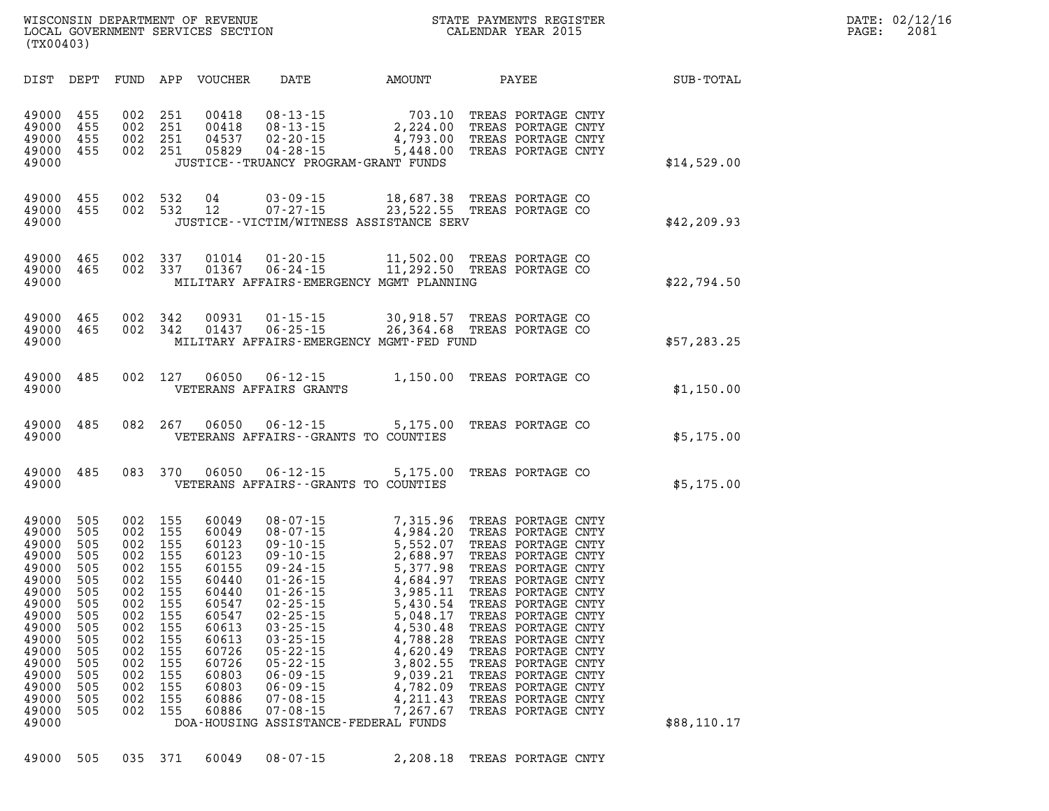WISCONSIN DEPARTMENT OF REVENUE
LOCAL GOVERNMENT SERVICES SECTION
(TX00403)

STATE PAYMENTS REGISTER
CALENDAR YEAR 2015

DATE: 02/12/16
PAGE: 2081

| DIST | DEPT | FUND | APP | VOUCHER | DATE | AMOUNT | PAYEE | SUB-TOTAL |
|---|---|---|---|---|---|---|---|---|
| 49000 | 455 | 002 | 251 | 00418 | 08-13-15 | 703.10 | TREAS PORTAGE CNTY | |
| 49000 | 455 | 002 | 251 | 00418 | 08-13-15 | 2,224.00 | TREAS PORTAGE CNTY | |
| 49000 | 455 | 002 | 251 | 04537 | 02-20-15 | 4,793.00 | TREAS PORTAGE CNTY | |
| 49000 | 455 | 002 | 251 | 05829 | 04-28-15 | 5,448.00 | TREAS PORTAGE CNTY | |
| 49000 | | | | | JUSTICE--TRUANCY PROGRAM-GRANT FUNDS | | | $14,529.00 |
| 49000 | 455 | 002 | 532 | 04 | 03-09-15 | 18,687.38 | TREAS PORTAGE CO | |
| 49000 | 455 | 002 | 532 | 12 | 07-27-15 | 23,522.55 | TREAS PORTAGE CO | |
| 49000 | | | | | JUSTICE--VICTIM/WITNESS ASSISTANCE SERV | | | $42,209.93 |
| 49000 | 465 | 002 | 337 | 01014 | 01-20-15 | 11,502.00 | TREAS PORTAGE CO | |
| 49000 | 465 | 002 | 337 | 01367 | 06-24-15 | 11,292.50 | TREAS PORTAGE CO | |
| 49000 | | | | | MILITARY AFFAIRS-EMERGENCY MGMT PLANNING | | | $22,794.50 |
| 49000 | 465 | 002 | 342 | 00931 | 01-15-15 | 30,918.57 | TREAS PORTAGE CO | |
| 49000 | 465 | 002 | 342 | 01437 | 06-25-15 | 26,364.68 | TREAS PORTAGE CO | |
| 49000 | | | | | MILITARY AFFAIRS-EMERGENCY MGMT-FED FUND | | | $57,283.25 |
| 49000 | 485 | 002 | 127 | 06050 | 06-12-15 | 1,150.00 | TREAS PORTAGE CO | |
| 49000 | | | | | VETERANS AFFAIRS GRANTS | | | $1,150.00 |
| 49000 | 485 | 082 | 267 | 06050 | 06-12-15 | 5,175.00 | TREAS PORTAGE CO | |
| 49000 | | | | | VETERANS AFFAIRS--GRANTS TO COUNTIES | | | $5,175.00 |
| 49000 | 485 | 083 | 370 | 06050 | 06-12-15 | 5,175.00 | TREAS PORTAGE CO | |
| 49000 | | | | | VETERANS AFFAIRS--GRANTS TO COUNTIES | | | $5,175.00 |
| 49000 | 505 | 002 | 155 | 60049 | 08-07-15 | 7,315.96 | TREAS PORTAGE CNTY | |
| 49000 | 505 | 002 | 155 | 60049 | 08-07-15 | 4,984.20 | TREAS PORTAGE CNTY | |
| 49000 | 505 | 002 | 155 | 60123 | 09-10-15 | 5,552.07 | TREAS PORTAGE CNTY | |
| 49000 | 505 | 002 | 155 | 60123 | 09-10-15 | 2,688.97 | TREAS PORTAGE CNTY | |
| 49000 | 505 | 002 | 155 | 60155 | 09-24-15 | 5,377.98 | TREAS PORTAGE CNTY | |
| 49000 | 505 | 002 | 155 | 60440 | 01-26-15 | 4,684.97 | TREAS PORTAGE CNTY | |
| 49000 | 505 | 002 | 155 | 60440 | 01-26-15 | 3,985.11 | TREAS PORTAGE CNTY | |
| 49000 | 505 | 002 | 155 | 60547 | 02-25-15 | 5,430.54 | TREAS PORTAGE CNTY | |
| 49000 | 505 | 002 | 155 | 60547 | 02-25-15 | 5,048.17 | TREAS PORTAGE CNTY | |
| 49000 | 505 | 002 | 155 | 60613 | 03-25-15 | 4,530.48 | TREAS PORTAGE CNTY | |
| 49000 | 505 | 002 | 155 | 60613 | 03-25-15 | 4,788.28 | TREAS PORTAGE CNTY | |
| 49000 | 505 | 002 | 155 | 60726 | 05-22-15 | 4,620.49 | TREAS PORTAGE CNTY | |
| 49000 | 505 | 002 | 155 | 60726 | 05-22-15 | 3,802.55 | TREAS PORTAGE CNTY | |
| 49000 | 505 | 002 | 155 | 60803 | 06-09-15 | 9,039.21 | TREAS PORTAGE CNTY | |
| 49000 | 505 | 002 | 155 | 60803 | 06-09-15 | 4,782.09 | TREAS PORTAGE CNTY | |
| 49000 | 505 | 002 | 155 | 60886 | 07-08-15 | 4,211.43 | TREAS PORTAGE CNTY | |
| 49000 | 505 | 002 | 155 | 60886 | 07-08-15 | 7,267.67 | TREAS PORTAGE CNTY | |
| 49000 | | | | | DOA-HOUSING ASSISTANCE-FEDERAL FUNDS | | | $88,110.17 |
| 49000 | 505 | 035 | 371 | 60049 | 08-07-15 | 2,208.18 | TREAS PORTAGE CNTY | |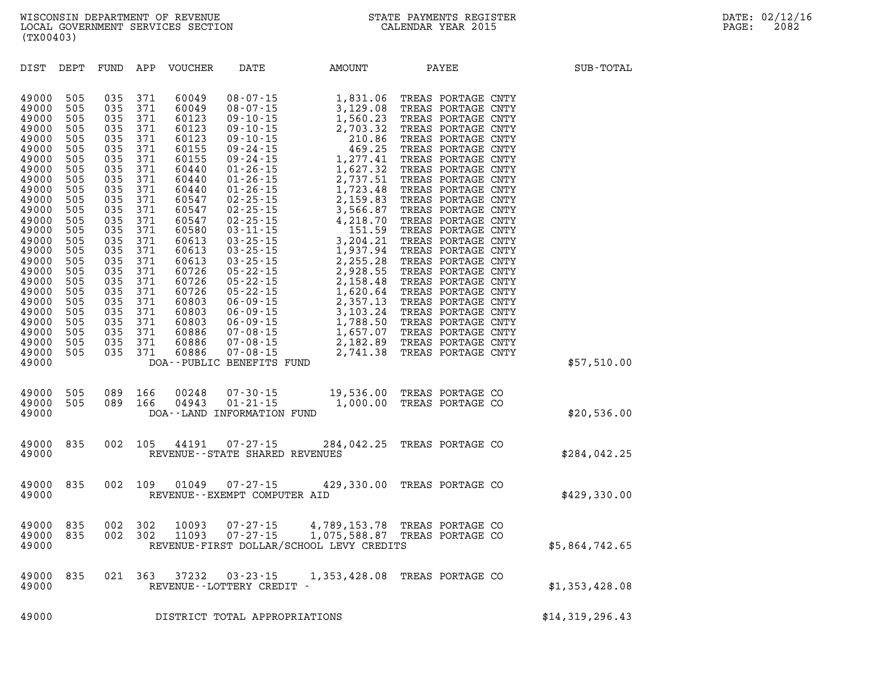WISCONSIN DEPARTMENT OF REVENUE
LOCAL GOVERNMENT SERVICES SECTION
(TX00403)

STATE PAYMENTS REGISTER
CALENDAR YEAR 2015

DATE: 02/12/16
PAGE: 2082

| DIST | DEPT | FUND | APP | VOUCHER | DATE | AMOUNT | PAYEE | SUB-TOTAL |
|---|---|---|---|---|---|---|---|---|
| 49000 | 505 | 035 | 371 | 60049 | 08-07-15 | 1,831.06 | TREAS PORTAGE CNTY | |
| 49000 | 505 | 035 | 371 | 60049 | 08-07-15 | 3,129.08 | TREAS PORTAGE CNTY | |
| 49000 | 505 | 035 | 371 | 60123 | 09-10-15 | 1,560.23 | TREAS PORTAGE CNTY | |
| 49000 | 505 | 035 | 371 | 60123 | 09-10-15 | 2,703.32 | TREAS PORTAGE CNTY | |
| 49000 | 505 | 035 | 371 | 60123 | 09-10-15 | 210.86 | TREAS PORTAGE CNTY | |
| 49000 | 505 | 035 | 371 | 60155 | 09-24-15 | 469.25 | TREAS PORTAGE CNTY | |
| 49000 | 505 | 035 | 371 | 60155 | 09-24-15 | 1,277.41 | TREAS PORTAGE CNTY | |
| 49000 | 505 | 035 | 371 | 60440 | 01-26-15 | 1,627.32 | TREAS PORTAGE CNTY | |
| 49000 | 505 | 035 | 371 | 60440 | 01-26-15 | 2,737.51 | TREAS PORTAGE CNTY | |
| 49000 | 505 | 035 | 371 | 60440 | 01-26-15 | 1,723.48 | TREAS PORTAGE CNTY | |
| 49000 | 505 | 035 | 371 | 60547 | 02-25-15 | 2,159.83 | TREAS PORTAGE CNTY | |
| 49000 | 505 | 035 | 371 | 60547 | 02-25-15 | 3,566.87 | TREAS PORTAGE CNTY | |
| 49000 | 505 | 035 | 371 | 60547 | 02-25-15 | 4,218.70 | TREAS PORTAGE CNTY | |
| 49000 | 505 | 035 | 371 | 60580 | 03-11-15 | 151.59 | TREAS PORTAGE CNTY | |
| 49000 | 505 | 035 | 371 | 60613 | 03-25-15 | 3,204.21 | TREAS PORTAGE CNTY | |
| 49000 | 505 | 035 | 371 | 60613 | 03-25-15 | 1,937.94 | TREAS PORTAGE CNTY | |
| 49000 | 505 | 035 | 371 | 60613 | 03-25-15 | 2,255.28 | TREAS PORTAGE CNTY | |
| 49000 | 505 | 035 | 371 | 60726 | 05-22-15 | 2,928.55 | TREAS PORTAGE CNTY | |
| 49000 | 505 | 035 | 371 | 60726 | 05-22-15 | 2,158.48 | TREAS PORTAGE CNTY | |
| 49000 | 505 | 035 | 371 | 60726 | 05-22-15 | 1,620.64 | TREAS PORTAGE CNTY | |
| 49000 | 505 | 035 | 371 | 60803 | 06-09-15 | 2,357.13 | TREAS PORTAGE CNTY | |
| 49000 | 505 | 035 | 371 | 60803 | 06-09-15 | 3,103.24 | TREAS PORTAGE CNTY | |
| 49000 | 505 | 035 | 371 | 60803 | 06-09-15 | 1,788.50 | TREAS PORTAGE CNTY | |
| 49000 | 505 | 035 | 371 | 60886 | 07-08-15 | 1,657.07 | TREAS PORTAGE CNTY | |
| 49000 | 505 | 035 | 371 | 60886 | 07-08-15 | 2,182.89 | TREAS PORTAGE CNTY | |
| 49000 | 505 | 035 | 371 | 60886 | 07-08-15 | 2,741.38 | TREAS PORTAGE CNTY | |
| 49000 | | | | DOA--PUBLIC BENEFITS FUND | | | | $57,510.00 |
| 49000 | 505 | 089 | 166 | 00248 | 07-30-15 | 19,536.00 | TREAS PORTAGE CO | |
| 49000 | 505 | 089 | 166 | 04943 | 01-21-15 | 1,000.00 | TREAS PORTAGE CO | |
| 49000 | | | | DOA--LAND INFORMATION FUND | | | | $20,536.00 |
| 49000 | 835 | 002 | 105 | 44191 | 07-27-15 | 284,042.25 | TREAS PORTAGE CO | |
| 49000 | | | | REVENUE--STATE SHARED REVENUES | | | | $284,042.25 |
| 49000 | 835 | 002 | 109 | 01049 | 07-27-15 | 429,330.00 | TREAS PORTAGE CO | |
| 49000 | | | | REVENUE--EXEMPT COMPUTER AID | | | | $429,330.00 |
| 49000 | 835 | 002 | 302 | 10093 | 07-27-15 | 4,789,153.78 | TREAS PORTAGE CO | |
| 49000 | 835 | 002 | 302 | 11093 | 07-27-15 | 1,075,588.87 | TREAS PORTAGE CO | |
| 49000 | | | | REVENUE-FIRST DOLLAR/SCHOOL LEVY CREDITS | | | | $5,864,742.65 |
| 49000 | 835 | 021 | 363 | 37232 | 03-23-15 | 1,353,428.08 | TREAS PORTAGE CO | |
| 49000 | | | | REVENUE--LOTTERY CREDIT - | | | | $1,353,428.08 |
| 49000 | | | | DISTRICT TOTAL APPROPRIATIONS | | | | $14,319,296.43 |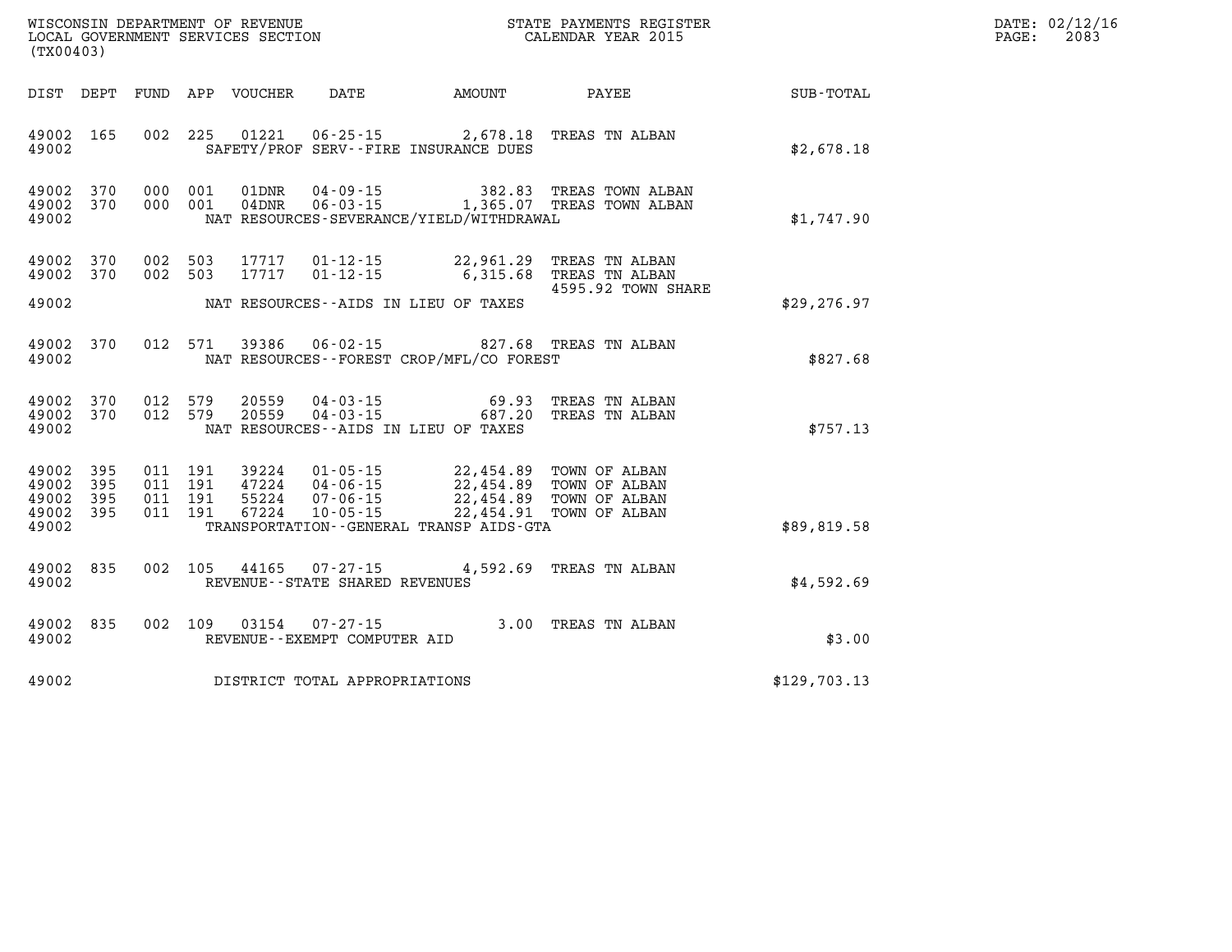WISCONSIN DEPARTMENT OF REVENUE
LOCAL GOVERNMENT SERVICES SECTION
(TX00403)

STATE PAYMENTS REGISTER
CALENDAR YEAR 2015

DATE: 02/12/16
PAGE: 2083

| DIST | DEPT | FUND | APP | VOUCHER | DATE | AMOUNT | PAYEE | SUB-TOTAL |
|---|---|---|---|---|---|---|---|---|
| 49002 | 165 | 002 | 225 | 01221 | 06-25-15 | 2,678.18 | TREAS TN ALBAN | |
| 49002 | | | | | SAFETY/PROF SERV--FIRE INSURANCE DUES | | | $2,678.18 |
| 49002 | 370 | 000 | 001 | 01DNR | 04-09-15 | 382.83 | TREAS TOWN ALBAN | |
| 49002 | 370 | 000 | 001 | 04DNR | 06-03-15 | 1,365.07 | TREAS TOWN ALBAN | |
| 49002 | | | | | NAT RESOURCES-SEVERANCE/YIELD/WITHDRAWAL | | | $1,747.90 |
| 49002 | 370 | 002 | 503 | 17717 | 01-12-15 | 22,961.29 | TREAS TN ALBAN | |
| 49002 | 370 | 002 | 503 | 17717 | 01-12-15 | 6,315.68 | TREAS TN ALBAN 4595.92 TOWN SHARE | |
| 49002 | | | | | NAT RESOURCES--AIDS IN LIEU OF TAXES | | | $29,276.97 |
| 49002 | 370 | 012 | 571 | 39386 | 06-02-15 | 827.68 | TREAS TN ALBAN | |
| 49002 | | | | | NAT RESOURCES--FOREST CROP/MFL/CO FOREST | | | $827.68 |
| 49002 | 370 | 012 | 579 | 20559 | 04-03-15 | 69.93 | TREAS TN ALBAN | |
| 49002 | 370 | 012 | 579 | 20559 | 04-03-15 | 687.20 | TREAS TN ALBAN | |
| 49002 | | | | | NAT RESOURCES--AIDS IN LIEU OF TAXES | | | $757.13 |
| 49002 | 395 | 011 | 191 | 39224 | 01-05-15 | 22,454.89 | TOWN OF ALBAN | |
| 49002 | 395 | 011 | 191 | 47224 | 04-06-15 | 22,454.89 | TOWN OF ALBAN | |
| 49002 | 395 | 011 | 191 | 55224 | 07-06-15 | 22,454.89 | TOWN OF ALBAN | |
| 49002 | 395 | 011 | 191 | 67224 | 10-05-15 | 22,454.91 | TOWN OF ALBAN | |
| 49002 | | | | | TRANSPORTATION--GENERAL TRANSP AIDS-GTA | | | $89,819.58 |
| 49002 | 835 | 002 | 105 | 44165 | 07-27-15 | 4,592.69 | TREAS TN ALBAN | |
| 49002 | | | | | REVENUE--STATE SHARED REVENUES | | | $4,592.69 |
| 49002 | 835 | 002 | 109 | 03154 | 07-27-15 | 3.00 | TREAS TN ALBAN | |
| 49002 | | | | | REVENUE--EXEMPT COMPUTER AID | | | $3.00 |
| 49002 | | | | | DISTRICT TOTAL APPROPRIATIONS | | | $129,703.13 |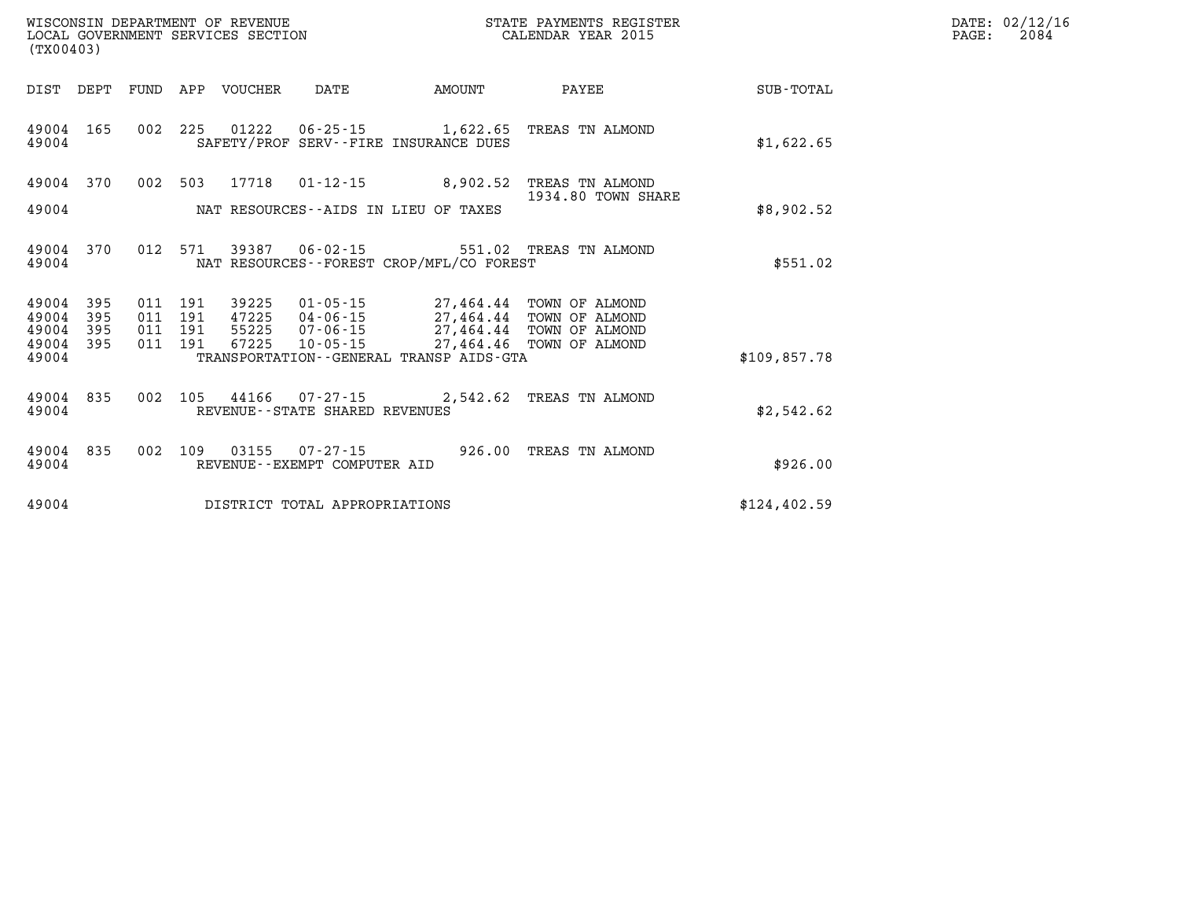WISCONSIN DEPARTMENT OF REVENUE
LOCAL GOVERNMENT SERVICES SECTION
(TX00403)

STATE PAYMENTS REGISTER
CALENDAR YEAR 2015

DATE: 02/12/16
PAGE: 2084

| DIST | DEPT | FUND | APP | VOUCHER | DATE | AMOUNT | PAYEE | SUB-TOTAL |
|---|---|---|---|---|---|---|---|---|
| 49004 | 165 | 002 | 225 | 01222 | 06-25-15 | 1,622.65 | TREAS TN ALMOND | |
| 49004 | | | | | SAFETY/PROF SERV--FIRE INSURANCE DUES | | | $1,622.65 |
| 49004 | 370 | 002 | 503 | 17718 | 01-12-15 | 8,902.52 | TREAS TN ALMOND 1934.80 TOWN SHARE | |
| 49004 | | | | | NAT RESOURCES--AIDS IN LIEU OF TAXES | | | $8,902.52 |
| 49004 | 370 | 012 | 571 | 39387 | 06-02-15 | 551.02 | TREAS TN ALMOND | |
| 49004 | | | | | NAT RESOURCES--FOREST CROP/MFL/CO FOREST | | | $551.02 |
| 49004 | 395 | 011 | 191 | 39225 | 01-05-15 | 27,464.44 | TOWN OF ALMOND | |
| 49004 | 395 | 011 | 191 | 47225 | 04-06-15 | 27,464.44 | TOWN OF ALMOND | |
| 49004 | 395 | 011 | 191 | 55225 | 07-06-15 | 27,464.44 | TOWN OF ALMOND | |
| 49004 | 395 | 011 | 191 | 67225 | 10-05-15 | 27,464.46 | TOWN OF ALMOND | |
| 49004 | | | | | TRANSPORTATION--GENERAL TRANSP AIDS-GTA | | | $109,857.78 |
| 49004 | 835 | 002 | 105 | 44166 | 07-27-15 | 2,542.62 | TREAS TN ALMOND | |
| 49004 | | | | | REVENUE--STATE SHARED REVENUES | | | $2,542.62 |
| 49004 | 835 | 002 | 109 | 03155 | 07-27-15 | 926.00 | TREAS TN ALMOND | |
| 49004 | | | | | REVENUE--EXEMPT COMPUTER AID | | | $926.00 |
| 49004 | | | | | DISTRICT TOTAL APPROPRIATIONS | | | $124,402.59 |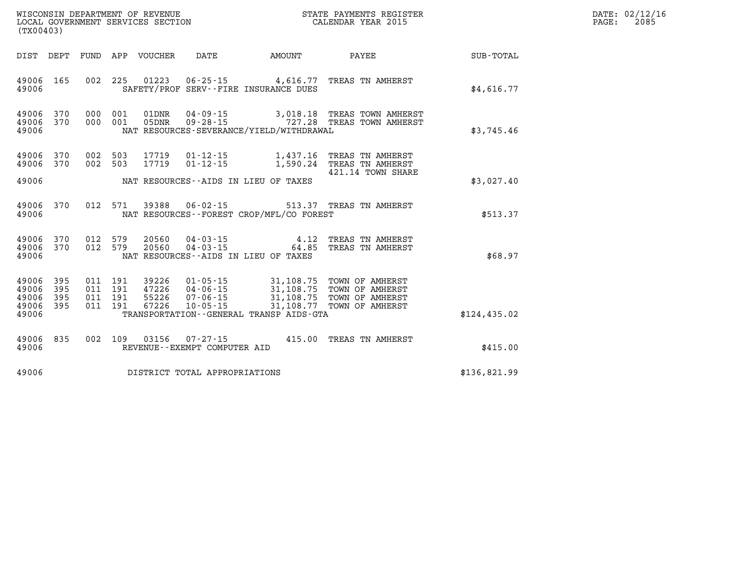WISCONSIN DEPARTMENT OF REVENUE
LOCAL GOVERNMENT SERVICES SECTION
(TX00403)

STATE PAYMENTS REGISTER
CALENDAR YEAR 2015

DATE: 02/12/16

| DIST | DEPT | FUND | APP | VOUCHER | DATE | AMOUNT | PAYEE | SUB-TOTAL |
|---|---|---|---|---|---|---|---|---|
| 49006 | 165 | 002 | 225 | 01223 | 06-25-15 | 4,616.77 | TREAS TN AMHERST | |
| 49006 | | | | | SAFETY/PROF SERV--FIRE INSURANCE DUES | | | $4,616.77 |
| 49006 | 370 | 000 | 001 | 01DNR | 04-09-15 | 3,018.18 | TREAS TOWN AMHERST | |
| 49006 | 370 | 000 | 001 | 05DNR | 09-28-15 | 727.28 | TREAS TOWN AMHERST | |
| 49006 | | | | | NAT RESOURCES-SEVERANCE/YIELD/WITHDRAWAL | | | $3,745.46 |
| 49006 | 370 | 002 | 503 | 17719 | 01-12-15 | 1,437.16 | TREAS TN AMHERST | |
| 49006 | 370 | 002 | 503 | 17719 | 01-12-15 | 1,590.24 | TREAS TN AMHERST 421.14 TOWN SHARE | |
| 49006 | | | | | NAT RESOURCES--AIDS IN LIEU OF TAXES | | | $3,027.40 |
| 49006 | 370 | 012 | 571 | 39388 | 06-02-15 | 513.37 | TREAS TN AMHERST | |
| 49006 | | | | | NAT RESOURCES--FOREST CROP/MFL/CO FOREST | | | $513.37 |
| 49006 | 370 | 012 | 579 | 20560 | 04-03-15 | 4.12 | TREAS TN AMHERST | |
| 49006 | 370 | 012 | 579 | 20560 | 04-03-15 | 64.85 | TREAS TN AMHERST | |
| 49006 | | | | | NAT RESOURCES--AIDS IN LIEU OF TAXES | | | $68.97 |
| 49006 | 395 | 011 | 191 | 39226 | 01-05-15 | 31,108.75 | TOWN OF AMHERST | |
| 49006 | 395 | 011 | 191 | 47226 | 04-06-15 | 31,108.75 | TOWN OF AMHERST | |
| 49006 | 395 | 011 | 191 | 55226 | 07-06-15 | 31,108.75 | TOWN OF AMHERST | |
| 49006 | 395 | 011 | 191 | 67226 | 10-05-15 | 31,108.77 | TOWN OF AMHERST | |
| 49006 | | | | | TRANSPORTATION--GENERAL TRANSP AIDS-GTA | | | $124,435.02 |
| 49006 | 835 | 002 | 109 | 03156 | 07-27-15 | 415.00 | TREAS TN AMHERST | |
| 49006 | | | | | REVENUE--EXEMPT COMPUTER AID | | | $415.00 |
| 49006 | | | | | DISTRICT TOTAL APPROPRIATIONS | | | $136,821.99 |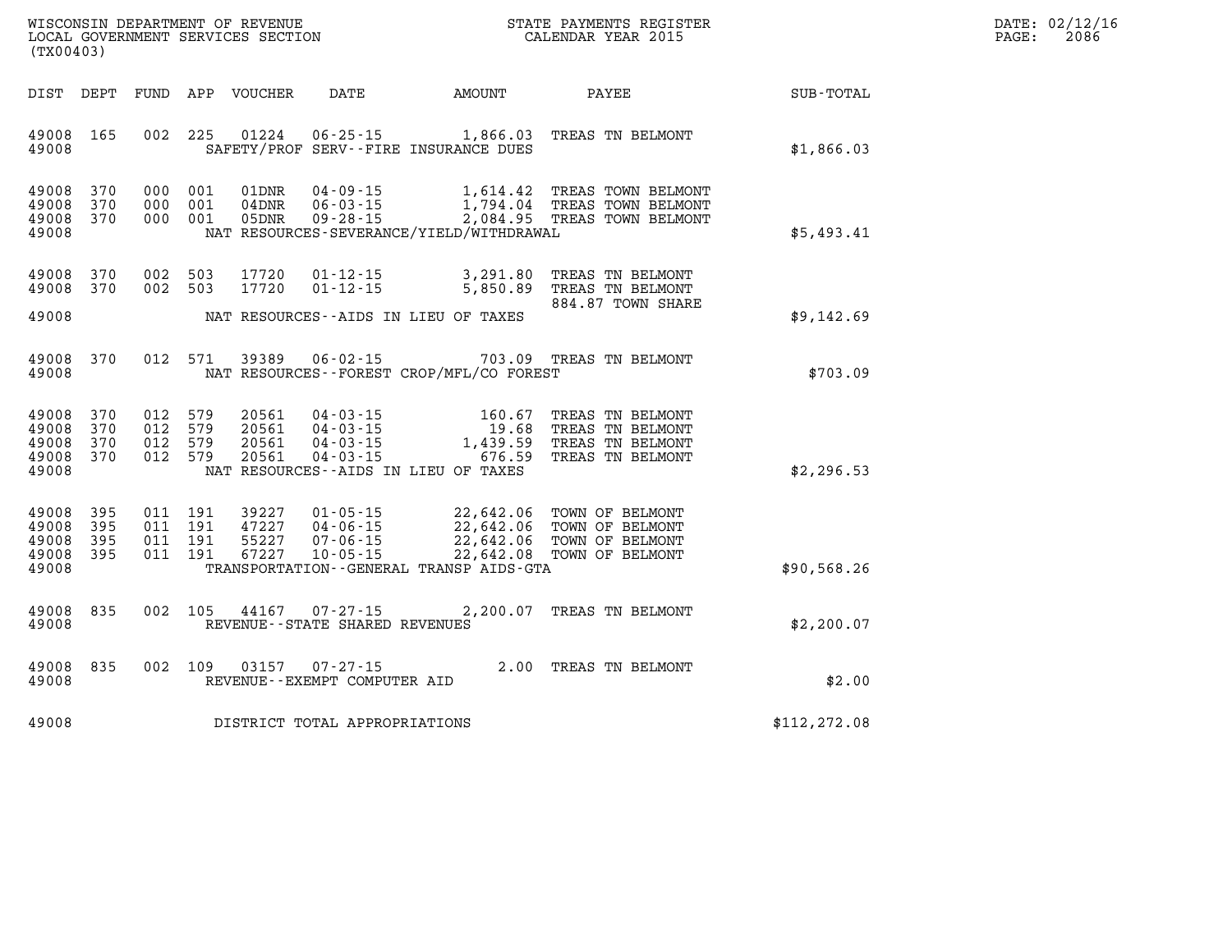WISCONSIN DEPARTMENT OF REVENUE
LOCAL GOVERNMENT SERVICES SECTION
(TX00403)

STATE PAYMENTS REGISTER
CALENDAR YEAR 2015

DATE: 02/12/16
PAGE: 2086

| DIST | DEPT | FUND | APP | VOUCHER | DATE | AMOUNT | PAYEE | SUB-TOTAL |
|---|---|---|---|---|---|---|---|---|
| 49008 | 165 | 002 | 225 | 01224 | 06-25-15 | 1,866.03 | TREAS TN BELMONT | |
| 49008 | | | | | SAFETY/PROF SERV--FIRE INSURANCE DUES | | | $1,866.03 |
| 49008 | 370 | 000 | 001 | 01DNR | 04-09-15 | 1,614.42 | TREAS TOWN BELMONT | |
| 49008 | 370 | 000 | 001 | 04DNR | 06-03-15 | 1,794.04 | TREAS TOWN BELMONT | |
| 49008 | 370 | 000 | 001 | 05DNR | 09-28-15 | 2,084.95 | TREAS TOWN BELMONT | |
| 49008 | | | | | NAT RESOURCES-SEVERANCE/YIELD/WITHDRAWAL | | | $5,493.41 |
| 49008 | 370 | 002 | 503 | 17720 | 01-12-15 | 3,291.80 | TREAS TN BELMONT | |
| 49008 | 370 | 002 | 503 | 17720 | 01-12-15 | 5,850.89 | TREAS TN BELMONT 884.87 TOWN SHARE | |
| 49008 | | | | | NAT RESOURCES--AIDS IN LIEU OF TAXES | | | $9,142.69 |
| 49008 | 370 | 012 | 571 | 39389 | 06-02-15 | 703.09 | TREAS TN BELMONT | |
| 49008 | | | | | NAT RESOURCES--FOREST CROP/MFL/CO FOREST | | | $703.09 |
| 49008 | 370 | 012 | 579 | 20561 | 04-03-15 | 160.67 | TREAS TN BELMONT | |
| 49008 | 370 | 012 | 579 | 20561 | 04-03-15 | 19.68 | TREAS TN BELMONT | |
| 49008 | 370 | 012 | 579 | 20561 | 04-03-15 | 1,439.59 | TREAS TN BELMONT | |
| 49008 | 370 | 012 | 579 | 20561 | 04-03-15 | 676.59 | TREAS TN BELMONT | |
| 49008 | | | | | NAT RESOURCES--AIDS IN LIEU OF TAXES | | | $2,296.53 |
| 49008 | 395 | 011 | 191 | 39227 | 01-05-15 | 22,642.06 | TOWN OF BELMONT | |
| 49008 | 395 | 011 | 191 | 47227 | 04-06-15 | 22,642.06 | TOWN OF BELMONT | |
| 49008 | 395 | 011 | 191 | 55227 | 07-06-15 | 22,642.06 | TOWN OF BELMONT | |
| 49008 | 395 | 011 | 191 | 67227 | 10-05-15 | 22,642.08 | TOWN OF BELMONT | |
| 49008 | | | | | TRANSPORTATION--GENERAL TRANSP AIDS-GTA | | | $90,568.26 |
| 49008 | 835 | 002 | 105 | 44167 | 07-27-15 | 2,200.07 | TREAS TN BELMONT | |
| 49008 | | | | | REVENUE--STATE SHARED REVENUES | | | $2,200.07 |
| 49008 | 835 | 002 | 109 | 03157 | 07-27-15 | 2.00 | TREAS TN BELMONT | |
| 49008 | | | | | REVENUE--EXEMPT COMPUTER AID | | | $2.00 |
| 49008 | | | | | DISTRICT TOTAL APPROPRIATIONS | | | $112,272.08 |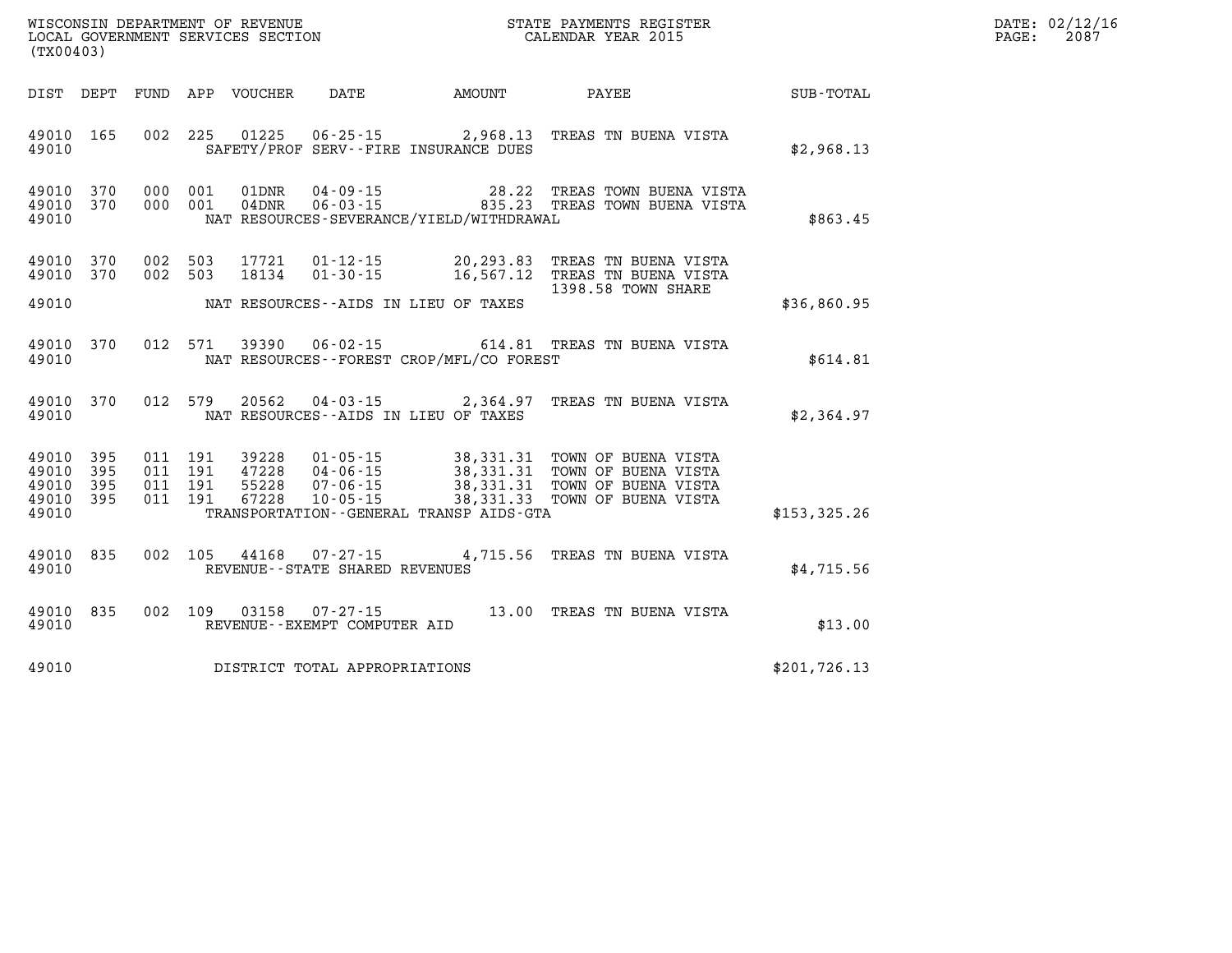| DIST | DEPT | FUND | APP | VOUCHER | DATE | AMOUNT | PAYEE | SUB-TOTAL |
|---|---|---|---|---|---|---|---|---|
| 49010 | 165 | 002 | 225 | 01225 | 06-25-15 | 2,968.13 | TREAS TN BUENA VISTA | |
| 49010 | | | | | SAFETY/PROF SERV--FIRE INSURANCE DUES | | | $2,968.13 |
| 49010 | 370 | 000 | 001 | 01DNR | 04-09-15 | 28.22 | TREAS TOWN BUENA VISTA | |
| 49010 | 370 | 000 | 001 | 04DNR | 06-03-15 | 835.23 | TREAS TOWN BUENA VISTA | |
| 49010 | | | | | NAT RESOURCES-SEVERANCE/YIELD/WITHDRAWAL | | | $863.45 |
| 49010 | 370 | 002 | 503 | 17721 | 01-12-15 | 20,293.83 | TREAS TN BUENA VISTA | |
| 49010 | 370 | 002 | 503 | 18134 | 01-30-15 | 16,567.12 | TREAS TN BUENA VISTA 1398.58 TOWN SHARE | |
| 49010 | | | | | NAT RESOURCES--AIDS IN LIEU OF TAXES | | | $36,860.95 |
| 49010 | 370 | 012 | 571 | 39390 | 06-02-15 | 614.81 | TREAS TN BUENA VISTA | |
| 49010 | | | | | NAT RESOURCES--FOREST CROP/MFL/CO FOREST | | | $614.81 |
| 49010 | 370 | 012 | 579 | 20562 | 04-03-15 | 2,364.97 | TREAS TN BUENA VISTA | |
| 49010 | | | | | NAT RESOURCES--AIDS IN LIEU OF TAXES | | | $2,364.97 |
| 49010 | 395 | 011 | 191 | 39228 | 01-05-15 | 38,331.31 | TOWN OF BUENA VISTA | |
| 49010 | 395 | 011 | 191 | 47228 | 04-06-15 | 38,331.31 | TOWN OF BUENA VISTA | |
| 49010 | 395 | 011 | 191 | 55228 | 07-06-15 | 38,331.31 | TOWN OF BUENA VISTA | |
| 49010 | 395 | 011 | 191 | 67228 | 10-05-15 | 38,331.33 | TOWN OF BUENA VISTA | |
| 49010 | | | | | TRANSPORTATION--GENERAL TRANSP AIDS-GTA | | | $153,325.26 |
| 49010 | 835 | 002 | 105 | 44168 | 07-27-15 | 4,715.56 | TREAS TN BUENA VISTA | |
| 49010 | | | | | REVENUE--STATE SHARED REVENUES | | | $4,715.56 |
| 49010 | 835 | 002 | 109 | 03158 | 07-27-15 | 13.00 | TREAS TN BUENA VISTA | |
| 49010 | | | | | REVENUE--EXEMPT COMPUTER AID | | | $13.00 |
| 49010 | | | | | DISTRICT TOTAL APPROPRIATIONS | | | $201,726.13 |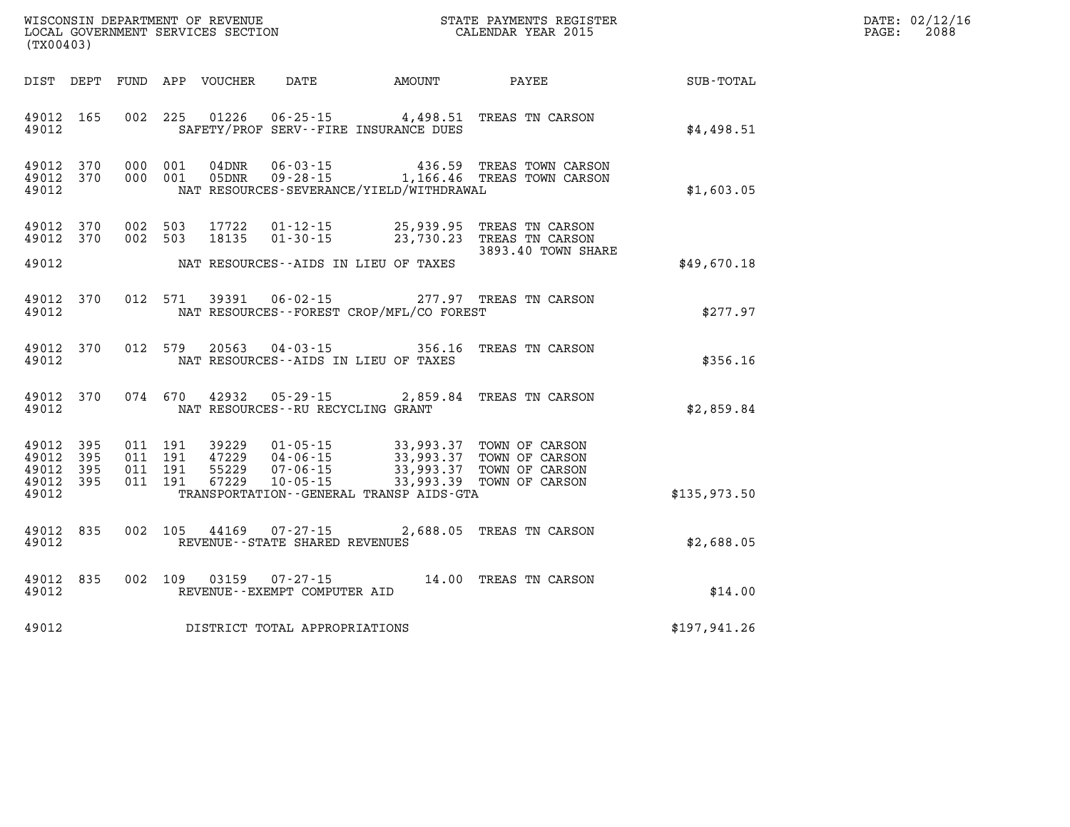WISCONSIN DEPARTMENT OF REVENUE
LOCAL GOVERNMENT SERVICES SECTION
(TX00403)

STATE PAYMENTS REGISTER
CALENDAR YEAR 2015

DATE: 02/12/16
PAGE: 2088

| DIST | DEPT | FUND | APP | VOUCHER | DATE | AMOUNT | PAYEE | SUB-TOTAL |
|---|---|---|---|---|---|---|---|---|
| 49012 | 165 | 002 | 225 | 01226 | 06-25-15 | 4,498.51 | TREAS TN CARSON | |
| 49012 | | | | | SAFETY/PROF SERV--FIRE INSURANCE DUES | | | $4,498.51 |
| 49012 | 370 | 000 | 001 | 04DNR | 06-03-15 | 436.59 | TREAS TOWN CARSON | |
| 49012 | 370 | 000 | 001 | 05DNR | 09-28-15 | 1,166.46 | TREAS TOWN CARSON | |
| 49012 | | | | | NAT RESOURCES-SEVERANCE/YIELD/WITHDRAWAL | | | $1,603.05 |
| 49012 | 370 | 002 | 503 | 17722 | 01-12-15 | 25,939.95 | TREAS TN CARSON | |
| 49012 | 370 | 002 | 503 | 18135 | 01-30-15 | 23,730.23 | TREAS TN CARSON 3893.40 TOWN SHARE | |
| 49012 | | | | | NAT RESOURCES--AIDS IN LIEU OF TAXES | | | $49,670.18 |
| 49012 | 370 | 012 | 571 | 39391 | 06-02-15 | 277.97 | TREAS TN CARSON | |
| 49012 | | | | | NAT RESOURCES--FOREST CROP/MFL/CO FOREST | | | $277.97 |
| 49012 | 370 | 012 | 579 | 20563 | 04-03-15 | 356.16 | TREAS TN CARSON | |
| 49012 | | | | | NAT RESOURCES--AIDS IN LIEU OF TAXES | | | $356.16 |
| 49012 | 370 | 074 | 670 | 42932 | 05-29-15 | 2,859.84 | TREAS TN CARSON | |
| 49012 | | | | | NAT RESOURCES--RU RECYCLING GRANT | | | $2,859.84 |
| 49012 | 395 | 011 | 191 | 39229 | 01-05-15 | 33,993.37 | TOWN OF CARSON | |
| 49012 | 395 | 011 | 191 | 47229 | 04-06-15 | 33,993.37 | TOWN OF CARSON | |
| 49012 | 395 | 011 | 191 | 55229 | 07-06-15 | 33,993.37 | TOWN OF CARSON | |
| 49012 | 395 | 011 | 191 | 67229 | 10-05-15 | 33,993.39 | TOWN OF CARSON | |
| 49012 | | | | | TRANSPORTATION--GENERAL TRANSP AIDS-GTA | | | $135,973.50 |
| 49012 | 835 | 002 | 105 | 44169 | 07-27-15 | 2,688.05 | TREAS TN CARSON | |
| 49012 | | | | | REVENUE--STATE SHARED REVENUES | | | $2,688.05 |
| 49012 | 835 | 002 | 109 | 03159 | 07-27-15 | 14.00 | TREAS TN CARSON | |
| 49012 | | | | | REVENUE--EXEMPT COMPUTER AID | | | $14.00 |
| 49012 | | | | | DISTRICT TOTAL APPROPRIATIONS | | | $197,941.26 |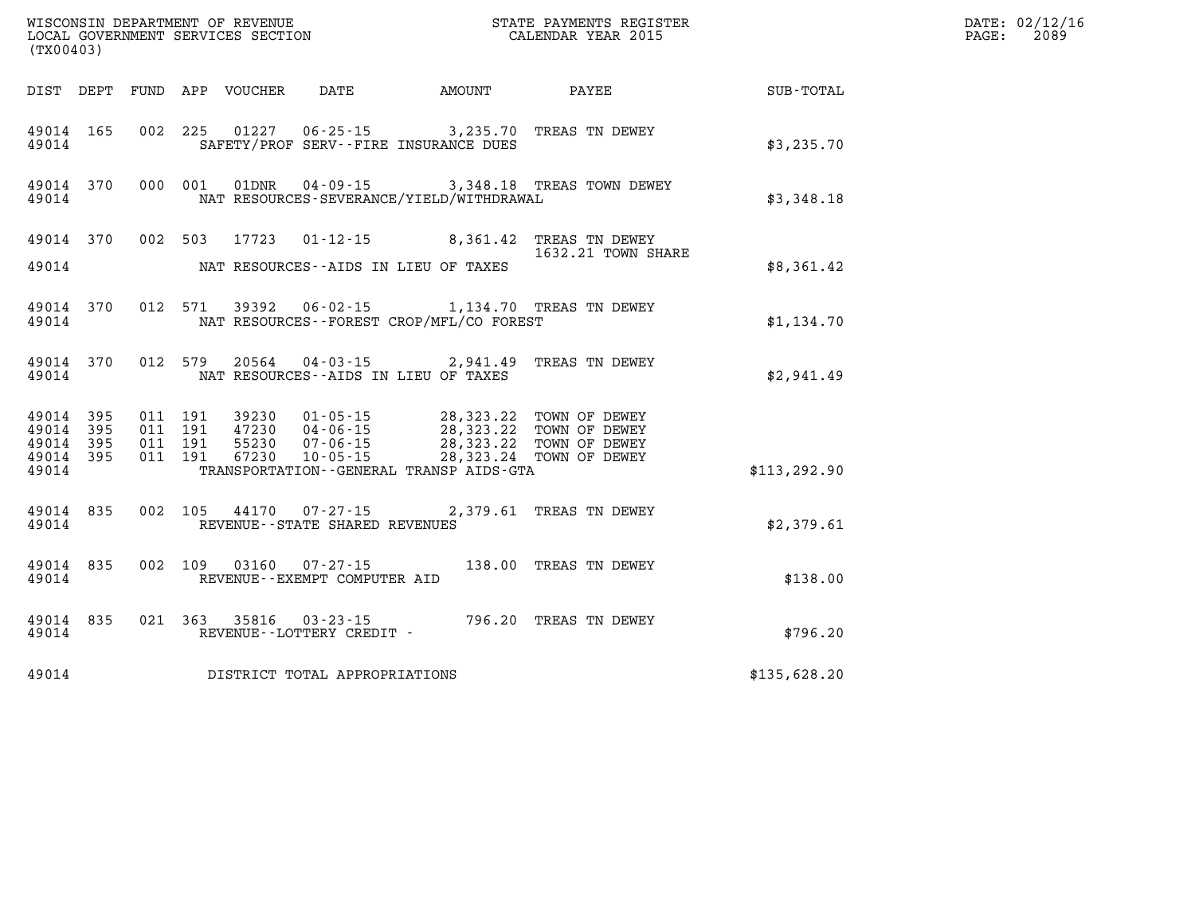WISCONSIN DEPARTMENT OF REVENUE
LOCAL GOVERNMENT SERVICES SECTION
(TX00403)

STATE PAYMENTS REGISTER
CALENDAR YEAR 2015

DATE: 02/12/16
PAGE: 2089

| DIST | DEPT | FUND | APP | VOUCHER | DATE | AMOUNT | PAYEE | SUB-TOTAL |
|---|---|---|---|---|---|---|---|---|
| 49014 | 165 | 002 | 225 | 01227 | 06-25-15 | 3,235.70 | TREAS TN DEWEY | |
| 49014 | | | | SAFETY/PROF SERV--FIRE INSURANCE DUES | | | | $3,235.70 |
| 49014 | 370 | 000 | 001 | 01DNR | 04-09-15 | 3,348.18 | TREAS TOWN DEWEY | |
| 49014 | | | | NAT RESOURCES-SEVERANCE/YIELD/WITHDRAWAL | | | | $3,348.18 |
| 49014 | 370 | 002 | 503 | 17723 | 01-12-15 | 8,361.42 | TREAS TN DEWEY 1632.21 TOWN SHARE | |
| 49014 | | | | NAT RESOURCES--AIDS IN LIEU OF TAXES | | | | $8,361.42 |
| 49014 | 370 | 012 | 571 | 39392 | 06-02-15 | 1,134.70 | TREAS TN DEWEY | |
| 49014 | | | | NAT RESOURCES--FOREST CROP/MFL/CO FOREST | | | | $1,134.70 |
| 49014 | 370 | 012 | 579 | 20564 | 04-03-15 | 2,941.49 | TREAS TN DEWEY | |
| 49014 | | | | NAT RESOURCES--AIDS IN LIEU OF TAXES | | | | $2,941.49 |
| 49014 | 395 | 011 | 191 | 39230 | 01-05-15 | 28,323.22 | TOWN OF DEWEY | |
| 49014 | 395 | 011 | 191 | 47230 | 04-06-15 | 28,323.22 | TOWN OF DEWEY | |
| 49014 | 395 | 011 | 191 | 55230 | 07-06-15 | 28,323.22 | TOWN OF DEWEY | |
| 49014 | 395 | 011 | 191 | 67230 | 10-05-15 | 28,323.24 | TOWN OF DEWEY | |
| 49014 | | | | TRANSPORTATION--GENERAL TRANSP AIDS-GTA | | | | $113,292.90 |
| 49014 | 835 | 002 | 105 | 44170 | 07-27-15 | 2,379.61 | TREAS TN DEWEY | |
| 49014 | | | | REVENUE--STATE SHARED REVENUES | | | | $2,379.61 |
| 49014 | 835 | 002 | 109 | 03160 | 07-27-15 | 138.00 | TREAS TN DEWEY | |
| 49014 | | | | REVENUE--EXEMPT COMPUTER AID | | | | $138.00 |
| 49014 | 835 | 021 | 363 | 35816 | 03-23-15 | 796.20 | TREAS TN DEWEY | |
| 49014 | | | | REVENUE--LOTTERY CREDIT - | | | | $796.20 |
| 49014 | | | | DISTRICT TOTAL APPROPRIATIONS | | | | $135,628.20 |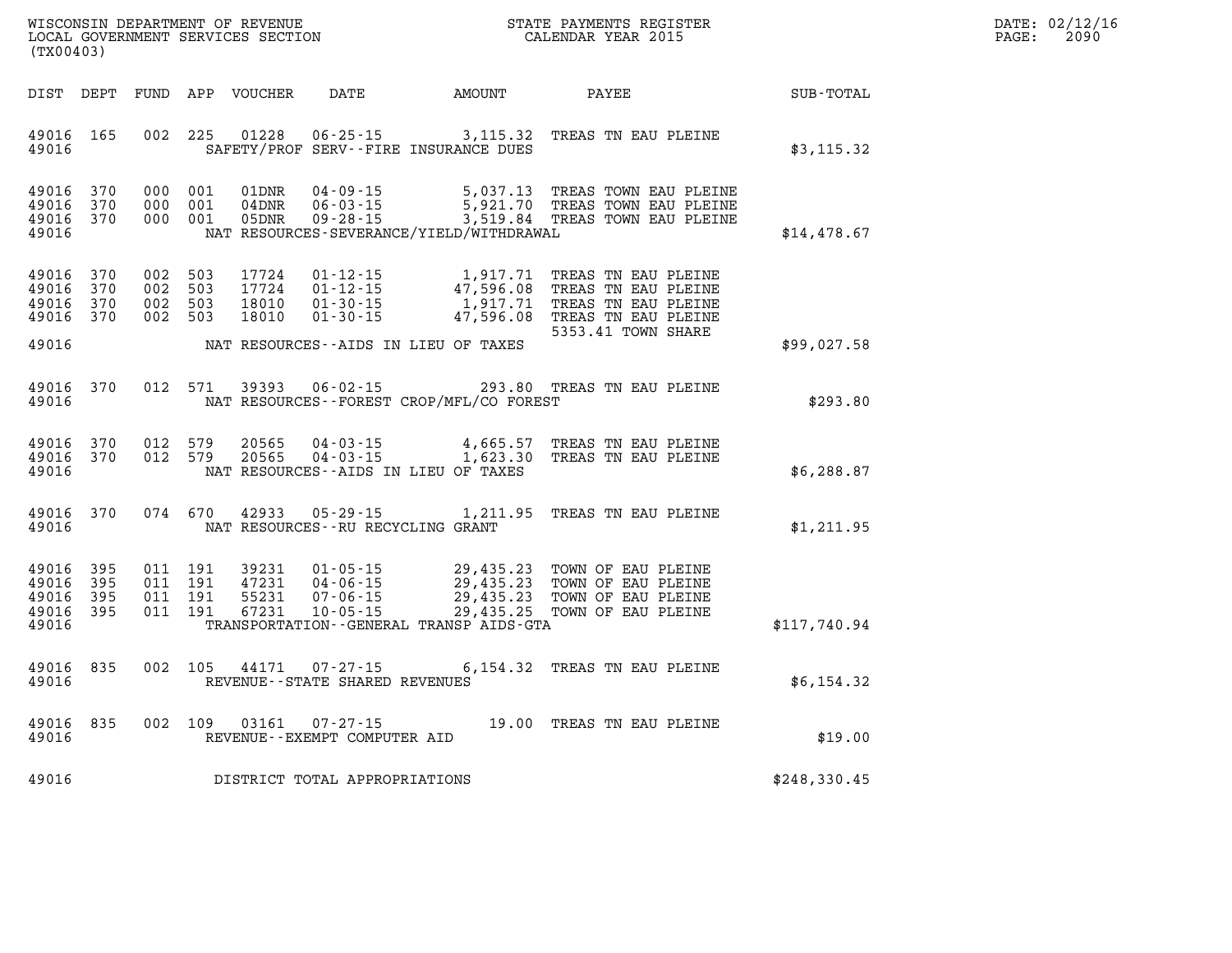WISCONSIN DEPARTMENT OF REVENUE
LOCAL GOVERNMENT SERVICES SECTION
(TX00403)

STATE PAYMENTS REGISTER
CALENDAR YEAR 2015

DATE: 02/12/16
PAGE: 2090

| DIST | DEPT | FUND | APP | VOUCHER | DATE | AMOUNT | PAYEE | SUB-TOTAL |
|---|---|---|---|---|---|---|---|---|
| 49016 | 165 | 002 | 225 | 01228 | 06-25-15 | 3,115.32 | TREAS TN EAU PLEINE | |
| 49016 | | | | | SAFETY/PROF SERV--FIRE INSURANCE DUES | | | $3,115.32 |
| 49016 | 370 | 000 | 001 | 01DNR | 04-09-15 | 5,037.13 | TREAS TOWN EAU PLEINE | |
| 49016 | 370 | 000 | 001 | 04DNR | 06-03-15 | 5,921.70 | TREAS TOWN EAU PLEINE | |
| 49016 | 370 | 000 | 001 | 05DNR | 09-28-15 | 3,519.84 | TREAS TOWN EAU PLEINE | |
| 49016 | | | | | NAT RESOURCES-SEVERANCE/YIELD/WITHDRAWAL | | | $14,478.67 |
| 49016 | 370 | 002 | 503 | 17724 | 01-12-15 | 1,917.71 | TREAS TN EAU PLEINE | |
| 49016 | 370 | 002 | 503 | 17724 | 01-12-15 | 47,596.08 | TREAS TN EAU PLEINE | |
| 49016 | 370 | 002 | 503 | 18010 | 01-30-15 | 1,917.71 | TREAS TN EAU PLEINE | |
| 49016 | 370 | 002 | 503 | 18010 | 01-30-15 | 47,596.08 | TREAS TN EAU PLEINE | |
| | | | | | | | 5353.41 TOWN SHARE | |
| 49016 | | | | | NAT RESOURCES--AIDS IN LIEU OF TAXES | | | $99,027.58 |
| 49016 | 370 | 012 | 571 | 39393 | 06-02-15 | 293.80 | TREAS TN EAU PLEINE | |
| 49016 | | | | | NAT RESOURCES--FOREST CROP/MFL/CO FOREST | | | $293.80 |
| 49016 | 370 | 012 | 579 | 20565 | 04-03-15 | 4,665.57 | TREAS TN EAU PLEINE | |
| 49016 | 370 | 012 | 579 | 20565 | 04-03-15 | 1,623.30 | TREAS TN EAU PLEINE | |
| 49016 | | | | | NAT RESOURCES--AIDS IN LIEU OF TAXES | | | $6,288.87 |
| 49016 | 370 | 074 | 670 | 42933 | 05-29-15 | 1,211.95 | TREAS TN EAU PLEINE | |
| 49016 | | | | | NAT RESOURCES--RU RECYCLING GRANT | | | $1,211.95 |
| 49016 | 395 | 011 | 191 | 39231 | 01-05-15 | 29,435.23 | TOWN OF EAU PLEINE | |
| 49016 | 395 | 011 | 191 | 47231 | 04-06-15 | 29,435.23 | TOWN OF EAU PLEINE | |
| 49016 | 395 | 011 | 191 | 55231 | 07-06-15 | 29,435.23 | TOWN OF EAU PLEINE | |
| 49016 | 395 | 011 | 191 | 67231 | 10-05-15 | 29,435.25 | TOWN OF EAU PLEINE | |
| 49016 | | | | | TRANSPORTATION--GENERAL TRANSP AIDS-GTA | | | $117,740.94 |
| 49016 | 835 | 002 | 105 | 44171 | 07-27-15 | 6,154.32 | TREAS TN EAU PLEINE | |
| 49016 | | | | | REVENUE--STATE SHARED REVENUES | | | $6,154.32 |
| 49016 | 835 | 002 | 109 | 03161 | 07-27-15 | 19.00 | TREAS TN EAU PLEINE | |
| 49016 | | | | | REVENUE--EXEMPT COMPUTER AID | | | $19.00 |
| 49016 | | | | | DISTRICT TOTAL APPROPRIATIONS | | | $248,330.45 |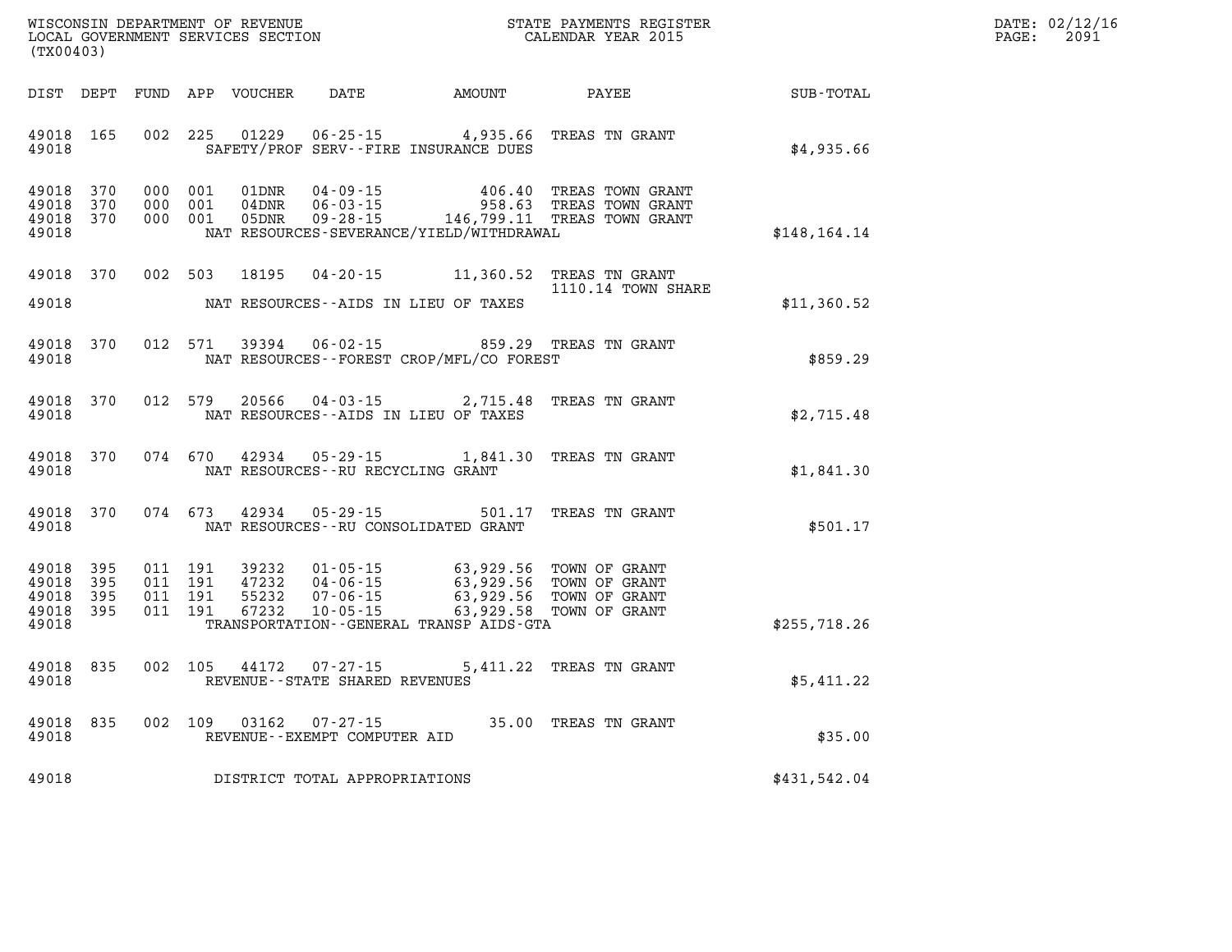WISCONSIN DEPARTMENT OF REVENUE
LOCAL GOVERNMENT SERVICES SECTION
(TX00403)

STATE PAYMENTS REGISTER
CALENDAR YEAR 2015

DATE: 02/12/16
PAGE: 2091

| DIST | DEPT | FUND | APP | VOUCHER | DATE | AMOUNT | PAYEE | SUB-TOTAL |
|---|---|---|---|---|---|---|---|---|
| 49018 | 165 | 002 | 225 | 01229 | 06-25-15 | 4,935.66 | TREAS TN GRANT | |
| 49018 | | | | | SAFETY/PROF SERV--FIRE INSURANCE DUES | | | $4,935.66 |
| 49018 | 370 | 000 | 001 | 01DNR | 04-09-15 | 406.40 | TREAS TOWN GRANT | |
| 49018 | 370 | 000 | 001 | 04DNR | 06-03-15 | 958.63 | TREAS TOWN GRANT | |
| 49018 | 370 | 000 | 001 | 05DNR | 09-28-15 | 146,799.11 | TREAS TOWN GRANT | |
| 49018 | | | | | NAT RESOURCES-SEVERANCE/YIELD/WITHDRAWAL | | | $148,164.14 |
| 49018 | 370 | 002 | 503 | 18195 | 04-20-15 | 11,360.52 | TREAS TN GRANT 1110.14 TOWN SHARE | |
| 49018 | | | | | NAT RESOURCES--AIDS IN LIEU OF TAXES | | | $11,360.52 |
| 49018 | 370 | 012 | 571 | 39394 | 06-02-15 | 859.29 | TREAS TN GRANT | |
| 49018 | | | | | NAT RESOURCES--FOREST CROP/MFL/CO FOREST | | | $859.29 |
| 49018 | 370 | 012 | 579 | 20566 | 04-03-15 | 2,715.48 | TREAS TN GRANT | |
| 49018 | | | | | NAT RESOURCES--AIDS IN LIEU OF TAXES | | | $2,715.48 |
| 49018 | 370 | 074 | 670 | 42934 | 05-29-15 | 1,841.30 | TREAS TN GRANT | |
| 49018 | | | | | NAT RESOURCES--RU RECYCLING GRANT | | | $1,841.30 |
| 49018 | 370 | 074 | 673 | 42934 | 05-29-15 | 501.17 | TREAS TN GRANT | |
| 49018 | | | | | NAT RESOURCES--RU CONSOLIDATED GRANT | | | $501.17 |
| 49018 | 395 | 011 | 191 | 39232 | 01-05-15 | 63,929.56 | TOWN OF GRANT | |
| 49018 | 395 | 011 | 191 | 47232 | 04-06-15 | 63,929.56 | TOWN OF GRANT | |
| 49018 | 395 | 011 | 191 | 55232 | 07-06-15 | 63,929.56 | TOWN OF GRANT | |
| 49018 | 395 | 011 | 191 | 67232 | 10-05-15 | 63,929.58 | TOWN OF GRANT | |
| 49018 | | | | | TRANSPORTATION--GENERAL TRANSP AIDS-GTA | | | $255,718.26 |
| 49018 | 835 | 002 | 105 | 44172 | 07-27-15 | 5,411.22 | TREAS TN GRANT | |
| 49018 | | | | | REVENUE--STATE SHARED REVENUES | | | $5,411.22 |
| 49018 | 835 | 002 | 109 | 03162 | 07-27-15 | 35.00 | TREAS TN GRANT | |
| 49018 | | | | | REVENUE--EXEMPT COMPUTER AID | | | $35.00 |
| 49018 | | | | | DISTRICT TOTAL APPROPRIATIONS | | | $431,542.04 |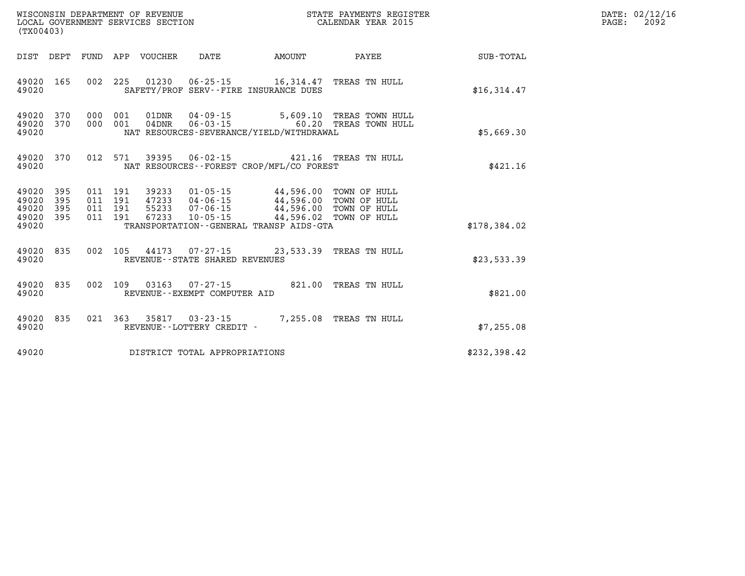WISCONSIN DEPARTMENT OF REVENUE
LOCAL GOVERNMENT SERVICES SECTION
(TX00403)

STATE PAYMENTS REGISTER
CALENDAR YEAR 2015

DATE: 02/12/16
PAGE: 2092

| DIST | DEPT | FUND | APP | VOUCHER | DATE | AMOUNT | PAYEE | SUB-TOTAL |
|---|---|---|---|---|---|---|---|---|
| 49020 | 165 | 002 | 225 | 01230 | 06-25-15 | 16,314.47 | TREAS TN HULL | |
| 49020 | | | | SAFETY/PROF SERV--FIRE INSURANCE DUES | | | | $16,314.47 |
| 49020 | 370 | 000 | 001 | 01DNR | 04-09-15 | 5,609.10 | TREAS TOWN HULL | |
| 49020 | 370 | 000 | 001 | 04DNR | 06-03-15 | 60.20 | TREAS TOWN HULL | |
| 49020 | | | | NAT RESOURCES-SEVERANCE/YIELD/WITHDRAWAL | | | | $5,669.30 |
| 49020 | 370 | 012 | 571 | 39395 | 06-02-15 | 421.16 | TREAS TN HULL | |
| 49020 | | | | NAT RESOURCES--FOREST CROP/MFL/CO FOREST | | | | $421.16 |
| 49020 | 395 | 011 | 191 | 39233 | 01-05-15 | 44,596.00 | TOWN OF HULL | |
| 49020 | 395 | 011 | 191 | 47233 | 04-06-15 | 44,596.00 | TOWN OF HULL | |
| 49020 | 395 | 011 | 191 | 55233 | 07-06-15 | 44,596.00 | TOWN OF HULL | |
| 49020 | 395 | 011 | 191 | 67233 | 10-05-15 | 44,596.02 | TOWN OF HULL | |
| 49020 | | | | TRANSPORTATION--GENERAL TRANSP AIDS-GTA | | | | $178,384.02 |
| 49020 | 835 | 002 | 105 | 44173 | 07-27-15 | 23,533.39 | TREAS TN HULL | |
| 49020 | | | | REVENUE--STATE SHARED REVENUES | | | | $23,533.39 |
| 49020 | 835 | 002 | 109 | 03163 | 07-27-15 | 821.00 | TREAS TN HULL | |
| 49020 | | | | REVENUE--EXEMPT COMPUTER AID | | | | $821.00 |
| 49020 | 835 | 021 | 363 | 35817 | 03-23-15 | 7,255.08 | TREAS TN HULL | |
| 49020 | | | | REVENUE--LOTTERY CREDIT - | | | | $7,255.08 |
| 49020 | | | | DISTRICT TOTAL APPROPRIATIONS | | | | $232,398.42 |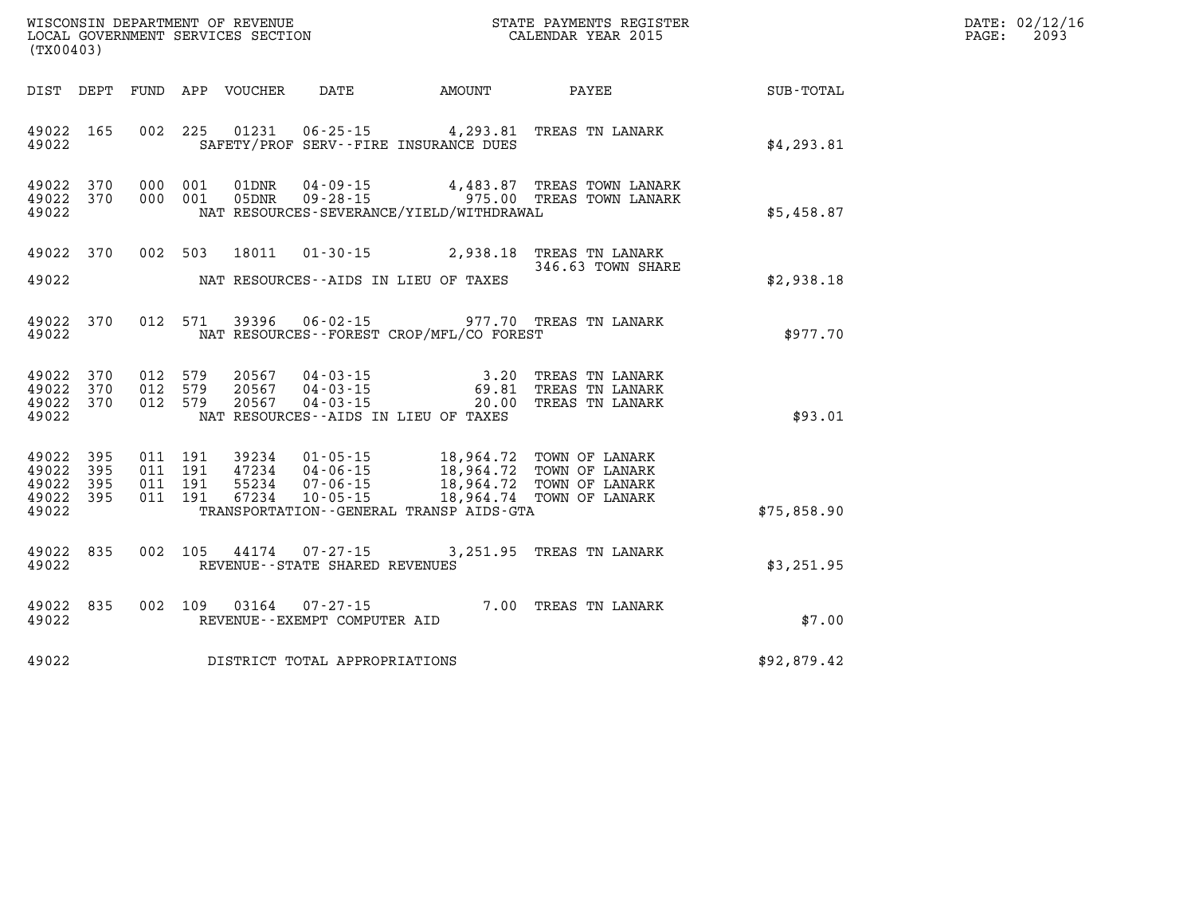WISCONSIN DEPARTMENT OF REVENUE
LOCAL GOVERNMENT SERVICES SECTION
(TX00403)

STATE PAYMENTS REGISTER
CALENDAR YEAR 2015

DATE: 02/12/16

| DIST | DEPT | FUND | APP | VOUCHER | DATE | AMOUNT | PAYEE | SUB-TOTAL |
|---|---|---|---|---|---|---|---|---|
| 49022 | 165 | 002 | 225 | 01231 | 06-25-15 | 4,293.81 | TREAS TN LANARK | |
| 49022 | | | | | SAFETY/PROF SERV--FIRE INSURANCE DUES | | | $4,293.81 |
| 49022 | 370 | 000 | 001 | 01DNR | 04-09-15 | 4,483.87 | TREAS TOWN LANARK | |
| 49022 | 370 | 000 | 001 | 05DNR | 09-28-15 | 975.00 | TREAS TOWN LANARK | |
| 49022 | | | | | NAT RESOURCES-SEVERANCE/YIELD/WITHDRAWAL | | | $5,458.87 |
| 49022 | 370 | 002 | 503 | 18011 | 01-30-15 | 2,938.18 | TREAS TN LANARK 346.63 TOWN SHARE | |
| 49022 | | | | | NAT RESOURCES--AIDS IN LIEU OF TAXES | | | $2,938.18 |
| 49022 | 370 | 012 | 571 | 39396 | 06-02-15 | 977.70 | TREAS TN LANARK | |
| 49022 | | | | | NAT RESOURCES--FOREST CROP/MFL/CO FOREST | | | $977.70 |
| 49022 | 370 | 012 | 579 | 20567 | 04-03-15 | 3.20 | TREAS TN LANARK | |
| 49022 | 370 | 012 | 579 | 20567 | 04-03-15 | 69.81 | TREAS TN LANARK | |
| 49022 | 370 | 012 | 579 | 20567 | 04-03-15 | 20.00 | TREAS TN LANARK | |
| 49022 | | | | | NAT RESOURCES--AIDS IN LIEU OF TAXES | | | $93.01 |
| 49022 | 395 | 011 | 191 | 39234 | 01-05-15 | 18,964.72 | TOWN OF LANARK | |
| 49022 | 395 | 011 | 191 | 47234 | 04-06-15 | 18,964.72 | TOWN OF LANARK | |
| 49022 | 395 | 011 | 191 | 55234 | 07-06-15 | 18,964.72 | TOWN OF LANARK | |
| 49022 | 395 | 011 | 191 | 67234 | 10-05-15 | 18,964.74 | TOWN OF LANARK | |
| 49022 | | | | | TRANSPORTATION--GENERAL TRANSP AIDS-GTA | | | $75,858.90 |
| 49022 | 835 | 002 | 105 | 44174 | 07-27-15 | 3,251.95 | TREAS TN LANARK | |
| 49022 | | | | | REVENUE--STATE SHARED REVENUES | | | $3,251.95 |
| 49022 | 835 | 002 | 109 | 03164 | 07-27-15 | 7.00 | TREAS TN LANARK | |
| 49022 | | | | | REVENUE--EXEMPT COMPUTER AID | | | $7.00 |
| 49022 | | | | | DISTRICT TOTAL APPROPRIATIONS | | | $92,879.42 |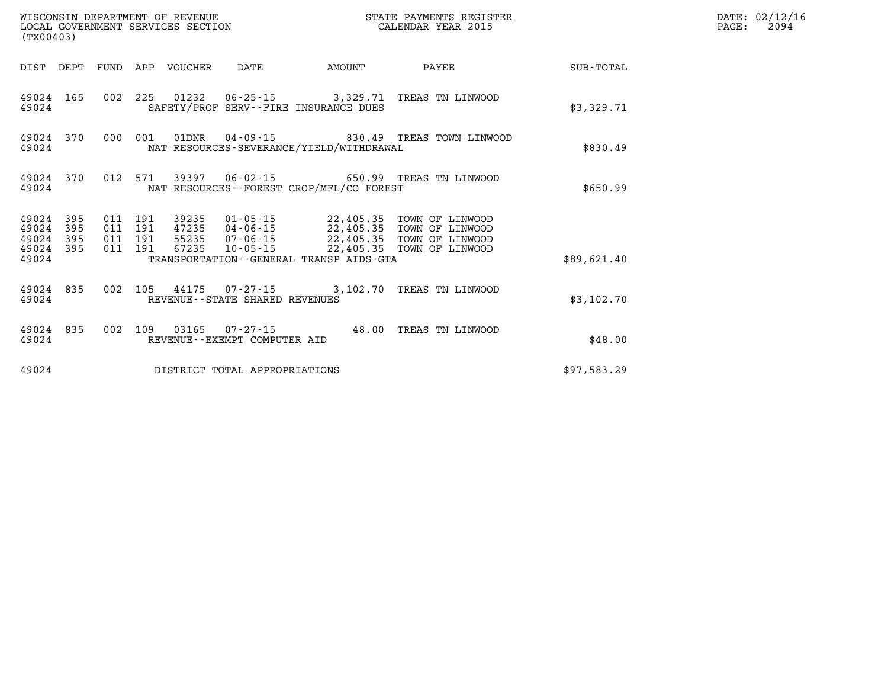WISCONSIN DEPARTMENT OF REVENUE
LOCAL GOVERNMENT SERVICES SECTION
(TX00403)

STATE PAYMENTS REGISTER
CALENDAR YEAR 2015

DATE: 02/12/16
PAGE: 2094

| DIST | DEPT | FUND | APP | VOUCHER | DATE | AMOUNT | PAYEE | SUB-TOTAL |
|---|---|---|---|---|---|---|---|---|
| 49024 | 165 | 002 | 225 | 01232 | 06-25-15 | 3,329.71 | TREAS TN LINWOOD | |
| 49024 | | | | SAFETY/PROF SERV--FIRE INSURANCE DUES | | | | $3,329.71 |
| 49024 | 370 | 000 | 001 | 01DNR | 04-09-15 | 830.49 | TREAS TOWN LINWOOD | |
| 49024 | | | | NAT RESOURCES-SEVERANCE/YIELD/WITHDRAWAL | | | | $830.49 |
| 49024 | 370 | 012 | 571 | 39397 | 06-02-15 | 650.99 | TREAS TN LINWOOD | |
| 49024 | | | | NAT RESOURCES--FOREST CROP/MFL/CO FOREST | | | | $650.99 |
| 49024 | 395 | 011 | 191 | 39235 | 01-05-15 | 22,405.35 | TOWN OF LINWOOD | |
| 49024 | 395 | 011 | 191 | 47235 | 04-06-15 | 22,405.35 | TOWN OF LINWOOD | |
| 49024 | 395 | 011 | 191 | 55235 | 07-06-15 | 22,405.35 | TOWN OF LINWOOD | |
| 49024 | 395 | 011 | 191 | 67235 | 10-05-15 | 22,405.35 | TOWN OF LINWOOD | |
| 49024 | | | | TRANSPORTATION--GENERAL TRANSP AIDS-GTA | | | | $89,621.40 |
| 49024 | 835 | 002 | 105 | 44175 | 07-27-15 | 3,102.70 | TREAS TN LINWOOD | |
| 49024 | | | | REVENUE--STATE SHARED REVENUES | | | | $3,102.70 |
| 49024 | 835 | 002 | 109 | 03165 | 07-27-15 | 48.00 | TREAS TN LINWOOD | |
| 49024 | | | | REVENUE--EXEMPT COMPUTER AID | | | | $48.00 |
| 49024 | | | | DISTRICT TOTAL APPROPRIATIONS | | | | $97,583.29 |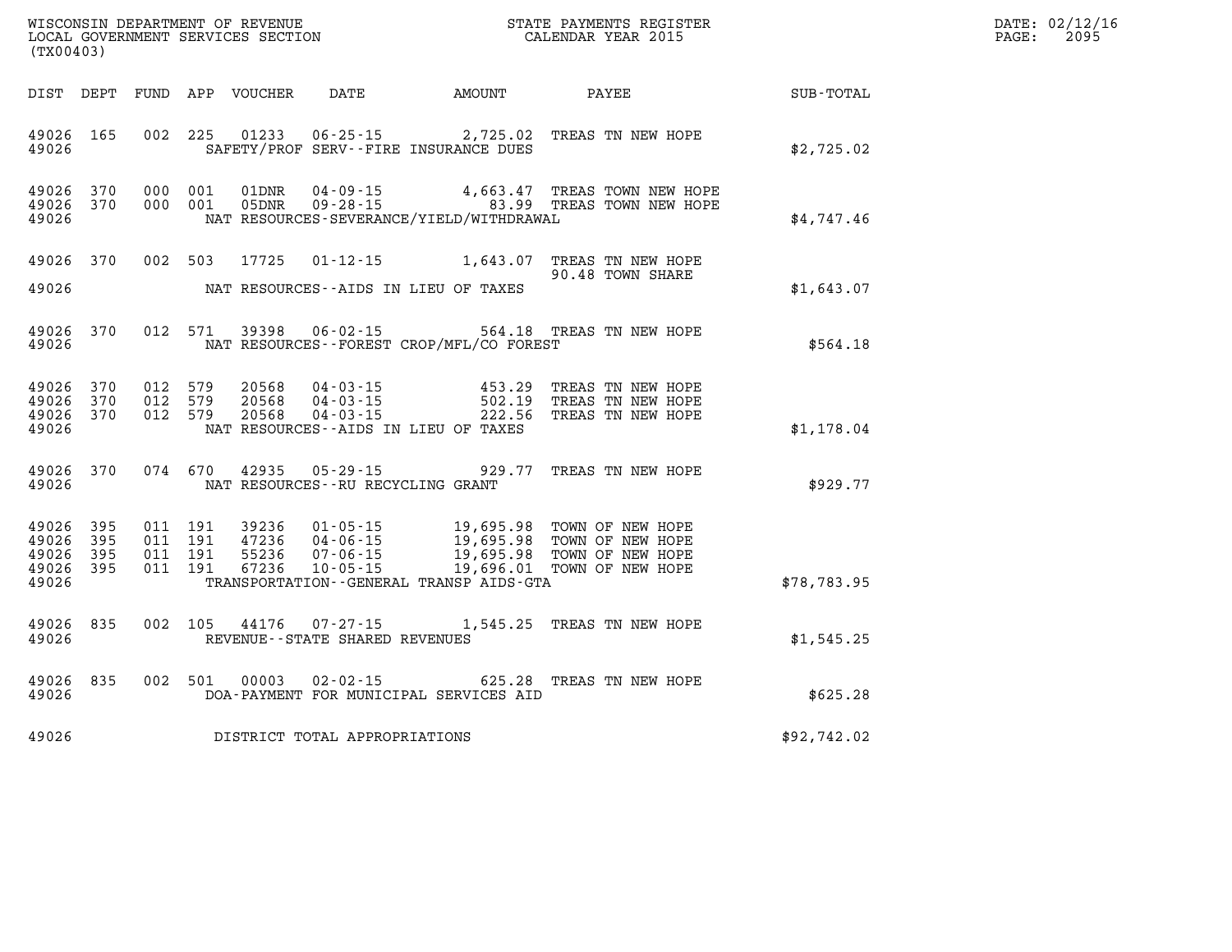WISCONSIN DEPARTMENT OF REVENUE
LOCAL GOVERNMENT SERVICES SECTION
(TX00403)

STATE PAYMENTS REGISTER
CALENDAR YEAR 2015

DATE: 02/12/16
PAGE: 2095

| DIST | DEPT | FUND | APP | VOUCHER | DATE | AMOUNT | PAYEE | SUB-TOTAL |
|---|---|---|---|---|---|---|---|---|
| 49026 | 165 | 002 | 225 | 01233 | 06-25-15 | 2,725.02 | TREAS TN NEW HOPE | |
| 49026 | | | | | SAFETY/PROF SERV--FIRE INSURANCE DUES | | | $2,725.02 |
| 49026 | 370 | 000 | 001 | 01DNR | 04-09-15 | 4,663.47 | TREAS TOWN NEW HOPE | |
| 49026 | 370 | 000 | 001 | 05DNR | 09-28-15 | 83.99 | TREAS TOWN NEW HOPE | |
| 49026 | | | | | NAT RESOURCES-SEVERANCE/YIELD/WITHDRAWAL | | | $4,747.46 |
| 49026 | 370 | 002 | 503 | 17725 | 01-12-15 | 1,643.07 | TREAS TN NEW HOPE<br>90.48 TOWN SHARE | |
| 49026 | | | | | NAT RESOURCES--AIDS IN LIEU OF TAXES | | | $1,643.07 |
| 49026 | 370 | 012 | 571 | 39398 | 06-02-15 | 564.18 | TREAS TN NEW HOPE | |
| 49026 | | | | | NAT RESOURCES--FOREST CROP/MFL/CO FOREST | | | $564.18 |
| 49026 | 370 | 012 | 579 | 20568 | 04-03-15 | 453.29 | TREAS TN NEW HOPE | |
| 49026 | 370 | 012 | 579 | 20568 | 04-03-15 | 502.19 | TREAS TN NEW HOPE | |
| 49026 | 370 | 012 | 579 | 20568 | 04-03-15 | 222.56 | TREAS TN NEW HOPE | |
| 49026 | | | | | NAT RESOURCES--AIDS IN LIEU OF TAXES | | | $1,178.04 |
| 49026 | 370 | 074 | 670 | 42935 | 05-29-15 | 929.77 | TREAS TN NEW HOPE | |
| 49026 | | | | | NAT RESOURCES--RU RECYCLING GRANT | | | $929.77 |
| 49026 | 395 | 011 | 191 | 39236 | 01-05-15 | 19,695.98 | TOWN OF NEW HOPE | |
| 49026 | 395 | 011 | 191 | 47236 | 04-06-15 | 19,695.98 | TOWN OF NEW HOPE | |
| 49026 | 395 | 011 | 191 | 55236 | 07-06-15 | 19,695.98 | TOWN OF NEW HOPE | |
| 49026 | 395 | 011 | 191 | 67236 | 10-05-15 | 19,696.01 | TOWN OF NEW HOPE | |
| 49026 | | | | | TRANSPORTATION--GENERAL TRANSP AIDS-GTA | | | $78,783.95 |
| 49026 | 835 | 002 | 105 | 44176 | 07-27-15 | 1,545.25 | TREAS TN NEW HOPE | |
| 49026 | | | | | REVENUE--STATE SHARED REVENUES | | | $1,545.25 |
| 49026 | 835 | 002 | 501 | 00003 | 02-02-15 | 625.28 | TREAS TN NEW HOPE | |
| 49026 | | | | | DOA-PAYMENT FOR MUNICIPAL SERVICES AID | | | $625.28 |
| 49026 | | | | | DISTRICT TOTAL APPROPRIATIONS | | | $92,742.02 |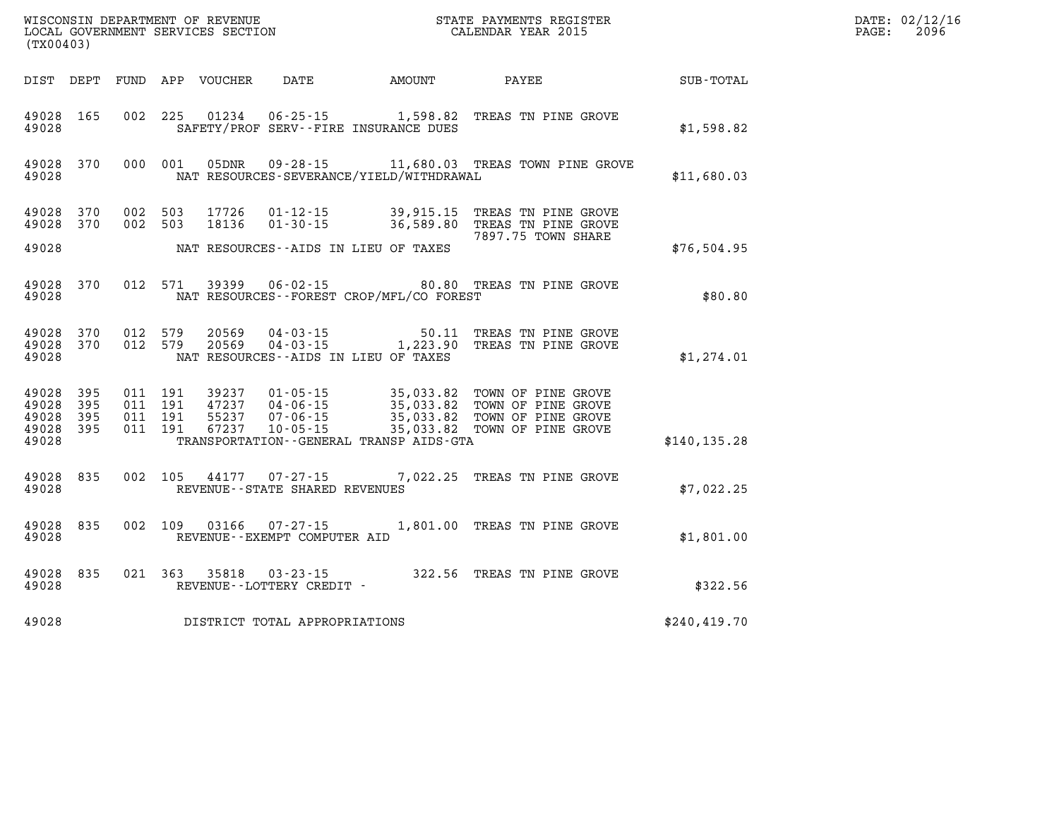WISCONSIN DEPARTMENT OF REVENUE
LOCAL GOVERNMENT SERVICES SECTION
(TX00403)

STATE PAYMENTS REGISTER
CALENDAR YEAR 2015

DATE: 02/12/16
PAGE: 2096

| DIST | DEPT | FUND | APP | VOUCHER | DATE | AMOUNT | PAYEE | SUB-TOTAL |
|---|---|---|---|---|---|---|---|---|
| 49028 | 165 | 002 | 225 | 01234 | 06-25-15 | 1,598.82 | TREAS TN PINE GROVE | |
| 49028 | | | | SAFETY/PROF SERV--FIRE INSURANCE DUES | | | | $1,598.82 |
| 49028 | 370 | 000 | 001 | 05DNR | 09-28-15 | 11,680.03 | TREAS TOWN PINE GROVE | |
| 49028 | | | | NAT RESOURCES-SEVERANCE/YIELD/WITHDRAWAL | | | | $11,680.03 |
| 49028 | 370 | 002 | 503 | 17726 | 01-12-15 | 39,915.15 | TREAS TN PINE GROVE | |
| 49028 | 370 | 002 | 503 | 18136 | 01-30-15 | 36,589.80 | TREAS TN PINE GROVE 7897.75 TOWN SHARE | |
| 49028 | | | | NAT RESOURCES--AIDS IN LIEU OF TAXES | | | | $76,504.95 |
| 49028 | 370 | 012 | 571 | 39399 | 06-02-15 | 80.80 | TREAS TN PINE GROVE | |
| 49028 | | | | NAT RESOURCES--FOREST CROP/MFL/CO FOREST | | | | $80.80 |
| 49028 | 370 | 012 | 579 | 20569 | 04-03-15 | 50.11 | TREAS TN PINE GROVE | |
| 49028 | 370 | 012 | 579 | 20569 | 04-03-15 | 1,223.90 | TREAS TN PINE GROVE | |
| 49028 | | | | NAT RESOURCES--AIDS IN LIEU OF TAXES | | | | $1,274.01 |
| 49028 | 395 | 011 | 191 | 39237 | 01-05-15 | 35,033.82 | TOWN OF PINE GROVE | |
| 49028 | 395 | 011 | 191 | 47237 | 04-06-15 | 35,033.82 | TOWN OF PINE GROVE | |
| 49028 | 395 | 011 | 191 | 55237 | 07-06-15 | 35,033.82 | TOWN OF PINE GROVE | |
| 49028 | 395 | 011 | 191 | 67237 | 10-05-15 | 35,033.82 | TOWN OF PINE GROVE | |
| 49028 | | | | TRANSPORTATION--GENERAL TRANSP AIDS-GTA | | | | $140,135.28 |
| 49028 | 835 | 002 | 105 | 44177 | 07-27-15 | 7,022.25 | TREAS TN PINE GROVE | |
| 49028 | | | | REVENUE--STATE SHARED REVENUES | | | | $7,022.25 |
| 49028 | 835 | 002 | 109 | 03166 | 07-27-15 | 1,801.00 | TREAS TN PINE GROVE | |
| 49028 | | | | REVENUE--EXEMPT COMPUTER AID | | | | $1,801.00 |
| 49028 | 835 | 021 | 363 | 35818 | 03-23-15 | 322.56 | TREAS TN PINE GROVE | |
| 49028 | | | | REVENUE--LOTTERY CREDIT - | | | | $322.56 |
| 49028 | | | | DISTRICT TOTAL APPROPRIATIONS | | | | $240,419.70 |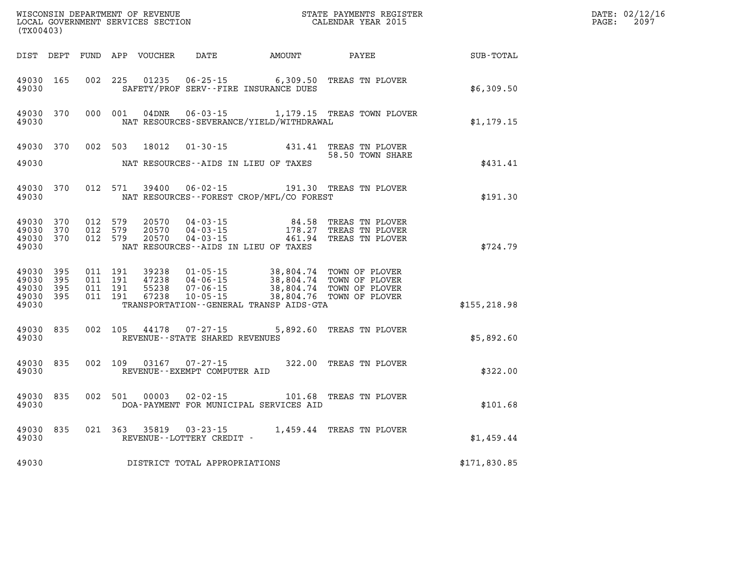WISCONSIN DEPARTMENT OF REVENUE
LOCAL GOVERNMENT SERVICES SECTION
(TX00403)

STATE PAYMENTS REGISTER
CALENDAR YEAR 2015

DATE: 02/12/16
PAGE: 2097

| DIST | DEPT | FUND | APP | VOUCHER | DATE | AMOUNT | PAYEE | SUB-TOTAL |
|---|---|---|---|---|---|---|---|---|
| 49030 | 165 | 002 | 225 | 01235 | 06-25-15 | 6,309.50 | TREAS TN PLOVER | |
| 49030 | | | | SAFETY/PROF SERV--FIRE INSURANCE DUES | | | | $6,309.50 |
| 49030 | 370 | 000 | 001 | 04DNR | 06-03-15 | 1,179.15 | TREAS TOWN PLOVER | |
| 49030 | | | | NAT RESOURCES-SEVERANCE/YIELD/WITHDRAWAL | | | | $1,179.15 |
| 49030 | 370 | 002 | 503 | 18012 | 01-30-15 | 431.41 | TREAS TN PLOVER | |
| | | | | | | 58.50 | TOWN SHARE | |
| 49030 | | | | NAT RESOURCES--AIDS IN LIEU OF TAXES | | | | $431.41 |
| 49030 | 370 | 012 | 571 | 39400 | 06-02-15 | 191.30 | TREAS TN PLOVER | |
| 49030 | | | | NAT RESOURCES--FOREST CROP/MFL/CO FOREST | | | | $191.30 |
| 49030 | 370 | 012 | 579 | 20570 | 04-03-15 | 84.58 | TREAS TN PLOVER | |
| 49030 | 370 | 012 | 579 | 20570 | 04-03-15 | 178.27 | TREAS TN PLOVER | |
| 49030 | 370 | 012 | 579 | 20570 | 04-03-15 | 461.94 | TREAS TN PLOVER | |
| 49030 | | | | NAT RESOURCES--AIDS IN LIEU OF TAXES | | | | $724.79 |
| 49030 | 395 | 011 | 191 | 39238 | 01-05-15 | 38,804.74 | TOWN OF PLOVER | |
| 49030 | 395 | 011 | 191 | 47238 | 04-06-15 | 38,804.74 | TOWN OF PLOVER | |
| 49030 | 395 | 011 | 191 | 55238 | 07-06-15 | 38,804.74 | TOWN OF PLOVER | |
| 49030 | 395 | 011 | 191 | 67238 | 10-05-15 | 38,804.76 | TOWN OF PLOVER | |
| 49030 | | | | TRANSPORTATION--GENERAL TRANSP AIDS-GTA | | | | $155,218.98 |
| 49030 | 835 | 002 | 105 | 44178 | 07-27-15 | 5,892.60 | TREAS TN PLOVER | |
| 49030 | | | | REVENUE--STATE SHARED REVENUES | | | | $5,892.60 |
| 49030 | 835 | 002 | 109 | 03167 | 07-27-15 | 322.00 | TREAS TN PLOVER | |
| 49030 | | | | REVENUE--EXEMPT COMPUTER AID | | | | $322.00 |
| 49030 | 835 | 002 | 501 | 00003 | 02-02-15 | 101.68 | TREAS TN PLOVER | |
| 49030 | | | | DOA-PAYMENT FOR MUNICIPAL SERVICES AID | | | | $101.68 |
| 49030 | 835 | 021 | 363 | 35819 | 03-23-15 | 1,459.44 | TREAS TN PLOVER | |
| 49030 | | | | REVENUE--LOTTERY CREDIT - | | | | $1,459.44 |
| 49030 | | | | DISTRICT TOTAL APPROPRIATIONS | | | | $171,830.85 |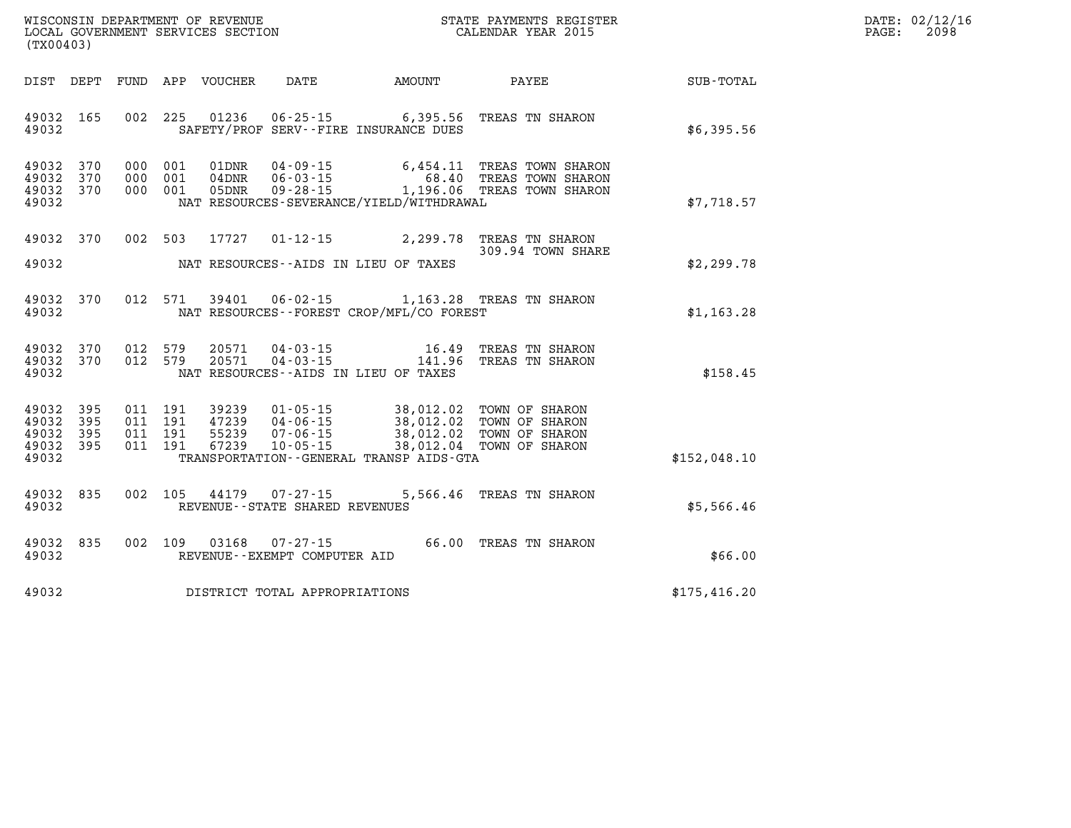WISCONSIN DEPARTMENT OF REVENUE
LOCAL GOVERNMENT SERVICES SECTION
(TX00403)

STATE PAYMENTS REGISTER
CALENDAR YEAR 2015

DATE: 02/12/16
PAGE: 2098

| DIST | DEPT | FUND | APP | VOUCHER | DATE | AMOUNT | PAYEE | SUB-TOTAL |
|---|---|---|---|---|---|---|---|---|
| 49032 | 165 | 002 | 225 | 01236 | 06-25-15 | 6,395.56 | TREAS TN SHARON | |
| 49032 | | | | SAFETY/PROF SERV--FIRE INSURANCE DUES | | | | $6,395.56 |
| 49032 | 370 | 000 | 001 | 01DNR | 04-09-15 | 6,454.11 | TREAS TOWN SHARON | |
| 49032 | 370 | 000 | 001 | 04DNR | 06-03-15 | 68.40 | TREAS TOWN SHARON | |
| 49032 | 370 | 000 | 001 | 05DNR | 09-28-15 | 1,196.06 | TREAS TOWN SHARON | |
| 49032 | | | | NAT RESOURCES-SEVERANCE/YIELD/WITHDRAWAL | | | | $7,718.57 |
| 49032 | 370 | 002 | 503 | 17727 | 01-12-15 | 2,299.78 | TREAS TN SHARON 309.94 TOWN SHARE | |
| 49032 | | | | NAT RESOURCES--AIDS IN LIEU OF TAXES | | | | $2,299.78 |
| 49032 | 370 | 012 | 571 | 39401 | 06-02-15 | 1,163.28 | TREAS TN SHARON | |
| 49032 | | | | NAT RESOURCES--FOREST CROP/MFL/CO FOREST | | | | $1,163.28 |
| 49032 | 370 | 012 | 579 | 20571 | 04-03-15 | 16.49 | TREAS TN SHARON | |
| 49032 | 370 | 012 | 579 | 20571 | 04-03-15 | 141.96 | TREAS TN SHARON | |
| 49032 | | | | NAT RESOURCES--AIDS IN LIEU OF TAXES | | | | $158.45 |
| 49032 | 395 | 011 | 191 | 39239 | 01-05-15 | 38,012.02 | TOWN OF SHARON | |
| 49032 | 395 | 011 | 191 | 47239 | 04-06-15 | 38,012.02 | TOWN OF SHARON | |
| 49032 | 395 | 011 | 191 | 55239 | 07-06-15 | 38,012.02 | TOWN OF SHARON | |
| 49032 | 395 | 011 | 191 | 67239 | 10-05-15 | 38,012.04 | TOWN OF SHARON | |
| 49032 | | | | TRANSPORTATION--GENERAL TRANSP AIDS-GTA | | | | $152,048.10 |
| 49032 | 835 | 002 | 105 | 44179 | 07-27-15 | 5,566.46 | TREAS TN SHARON | |
| 49032 | | | | REVENUE--STATE SHARED REVENUES | | | | $5,566.46 |
| 49032 | 835 | 002 | 109 | 03168 | 07-27-15 | 66.00 | TREAS TN SHARON | |
| 49032 | | | | REVENUE--EXEMPT COMPUTER AID | | | | $66.00 |
| 49032 | | | | DISTRICT TOTAL APPROPRIATIONS | | | | $175,416.20 |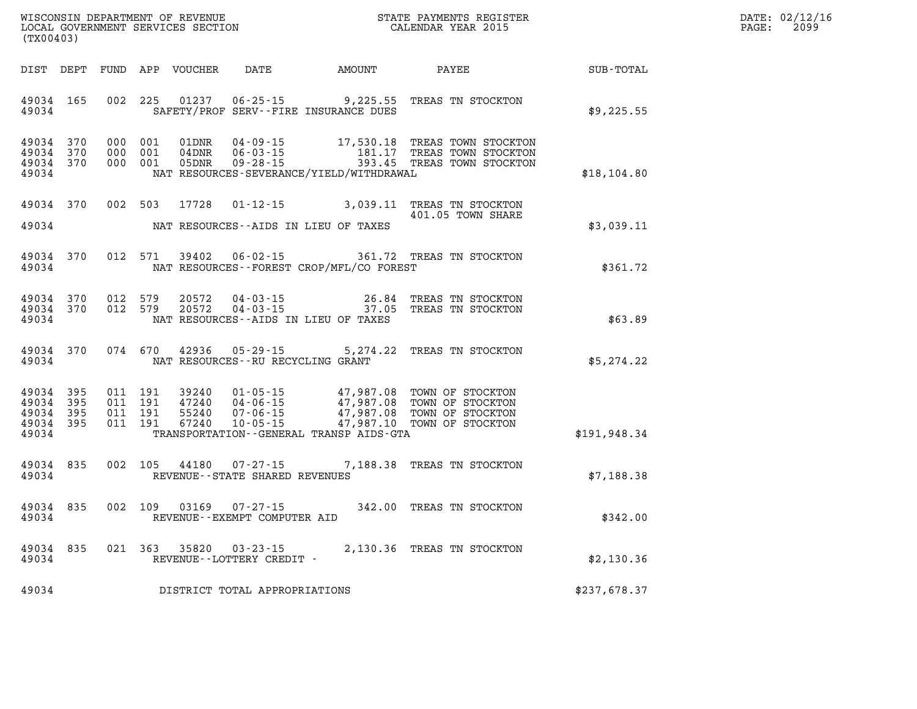WISCONSIN DEPARTMENT OF REVENUE
LOCAL GOVERNMENT SERVICES SECTION
(TX00403)

STATE PAYMENTS REGISTER
CALENDAR YEAR 2015

DATE: 02/12/16
PAGE: 2099

| DIST | DEPT | FUND | APP | VOUCHER | DATE | AMOUNT | PAYEE | SUB-TOTAL |
|---|---|---|---|---|---|---|---|---|
| 49034 | 165 | 002 | 225 | 01237 | 06-25-15 | 9,225.55 | TREAS TN STOCKTON | |
| 49034 | | | | | SAFETY/PROF SERV--FIRE INSURANCE DUES | | | $9,225.55 |
| 49034 | 370 | 000 | 001 | 01DNR | 04-09-15 | 17,530.18 | TREAS TOWN STOCKTON | |
| 49034 | 370 | 000 | 001 | 04DNR | 06-03-15 | 181.17 | TREAS TOWN STOCKTON | |
| 49034 | 370 | 000 | 001 | 05DNR | 09-28-15 | 393.45 | TREAS TOWN STOCKTON | |
| 49034 | | | | | NAT RESOURCES-SEVERANCE/YIELD/WITHDRAWAL | | | $18,104.80 |
| 49034 | 370 | 002 | 503 | 17728 | 01-12-15 | 3,039.11 | TREAS TN STOCKTON 401.05 TOWN SHARE | |
| 49034 | | | | | NAT RESOURCES--AIDS IN LIEU OF TAXES | | | $3,039.11 |
| 49034 | 370 | 012 | 571 | 39402 | 06-02-15 | 361.72 | TREAS TN STOCKTON | |
| 49034 | | | | | NAT RESOURCES--FOREST CROP/MFL/CO FOREST | | | $361.72 |
| 49034 | 370 | 012 | 579 | 20572 | 04-03-15 | 26.84 | TREAS TN STOCKTON | |
| 49034 | 370 | 012 | 579 | 20572 | 04-03-15 | 37.05 | TREAS TN STOCKTON | |
| 49034 | | | | | NAT RESOURCES--AIDS IN LIEU OF TAXES | | | $63.89 |
| 49034 | 370 | 074 | 670 | 42936 | 05-29-15 | 5,274.22 | TREAS TN STOCKTON | |
| 49034 | | | | | NAT RESOURCES--RU RECYCLING GRANT | | | $5,274.22 |
| 49034 | 395 | 011 | 191 | 39240 | 01-05-15 | 47,987.08 | TOWN OF STOCKTON | |
| 49034 | 395 | 011 | 191 | 47240 | 04-06-15 | 47,987.08 | TOWN OF STOCKTON | |
| 49034 | 395 | 011 | 191 | 55240 | 07-06-15 | 47,987.08 | TOWN OF STOCKTON | |
| 49034 | 395 | 011 | 191 | 67240 | 10-05-15 | 47,987.10 | TOWN OF STOCKTON | |
| 49034 | | | | | TRANSPORTATION--GENERAL TRANSP AIDS-GTA | | | $191,948.34 |
| 49034 | 835 | 002 | 105 | 44180 | 07-27-15 | 7,188.38 | TREAS TN STOCKTON | |
| 49034 | | | | | REVENUE--STATE SHARED REVENUES | | | $7,188.38 |
| 49034 | 835 | 002 | 109 | 03169 | 07-27-15 | 342.00 | TREAS TN STOCKTON | |
| 49034 | | | | | REVENUE--EXEMPT COMPUTER AID | | | $342.00 |
| 49034 | 835 | 021 | 363 | 35820 | 03-23-15 | 2,130.36 | TREAS TN STOCKTON | |
| 49034 | | | | | REVENUE--LOTTERY CREDIT - | | | $2,130.36 |
| 49034 | | | | | DISTRICT TOTAL APPROPRIATIONS | | | $237,678.37 |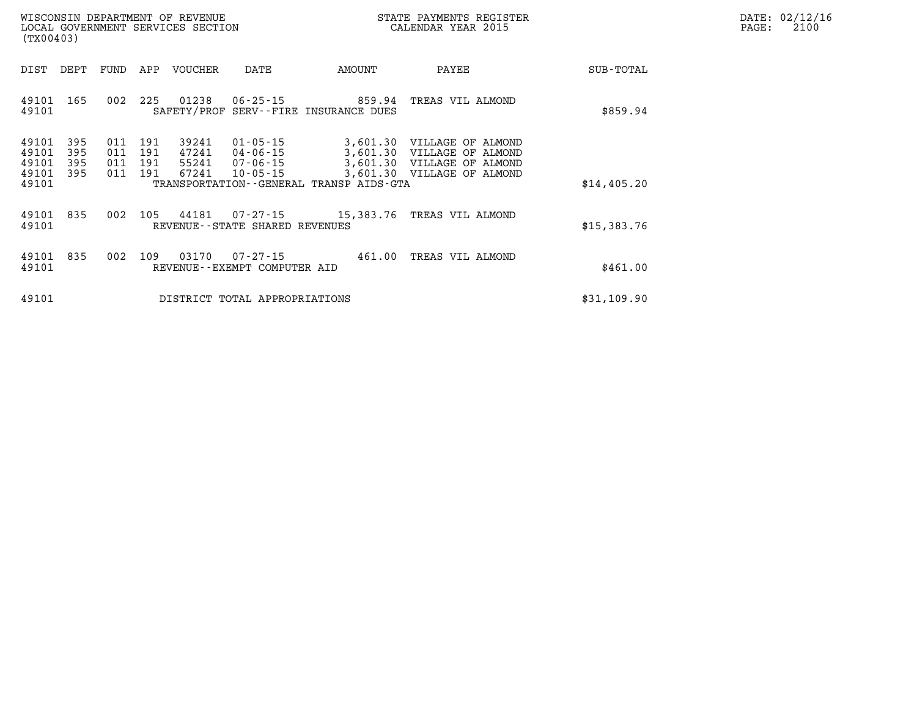WISCONSIN DEPARTMENT OF REVENUE
LOCAL GOVERNMENT SERVICES SECTION
(TX00403)

STATE PAYMENTS REGISTER
CALENDAR YEAR 2015

DATE: 02/12/16

| DIST | DEPT | FUND | APP | VOUCHER | DATE | AMOUNT | PAYEE | SUB-TOTAL |
|---|---|---|---|---|---|---|---|---|
| 49101 | 165 | 002 | 225 | 01238 | 06-25-15 | 859.94 | TREAS VIL ALMOND | |
| 49101 | | | | SAFETY/PROF SERV--FIRE INSURANCE DUES | | | | $859.94 |
| 49101 | 395 | 011 | 191 | 39241 | 01-05-15 | 3,601.30 | VILLAGE OF ALMOND | |
| 49101 | 395 | 011 | 191 | 47241 | 04-06-15 | 3,601.30 | VILLAGE OF ALMOND | |
| 49101 | 395 | 011 | 191 | 55241 | 07-06-15 | 3,601.30 | VILLAGE OF ALMOND | |
| 49101 | 395 | 011 | 191 | 67241 | 10-05-15 | 3,601.30 | VILLAGE OF ALMOND | |
| 49101 | | | | TRANSPORTATION--GENERAL TRANSP AIDS-GTA | | | | $14,405.20 |
| 49101 | 835 | 002 | 105 | 44181 | 07-27-15 | 15,383.76 | TREAS VIL ALMOND | |
| 49101 | | | | REVENUE--STATE SHARED REVENUES | | | | $15,383.76 |
| 49101 | 835 | 002 | 109 | 03170 | 07-27-15 | 461.00 | TREAS VIL ALMOND | |
| 49101 | | | | REVENUE--EXEMPT COMPUTER AID | | | | $461.00 |
| 49101 | | | | DISTRICT TOTAL APPROPRIATIONS | | | | $31,109.90 |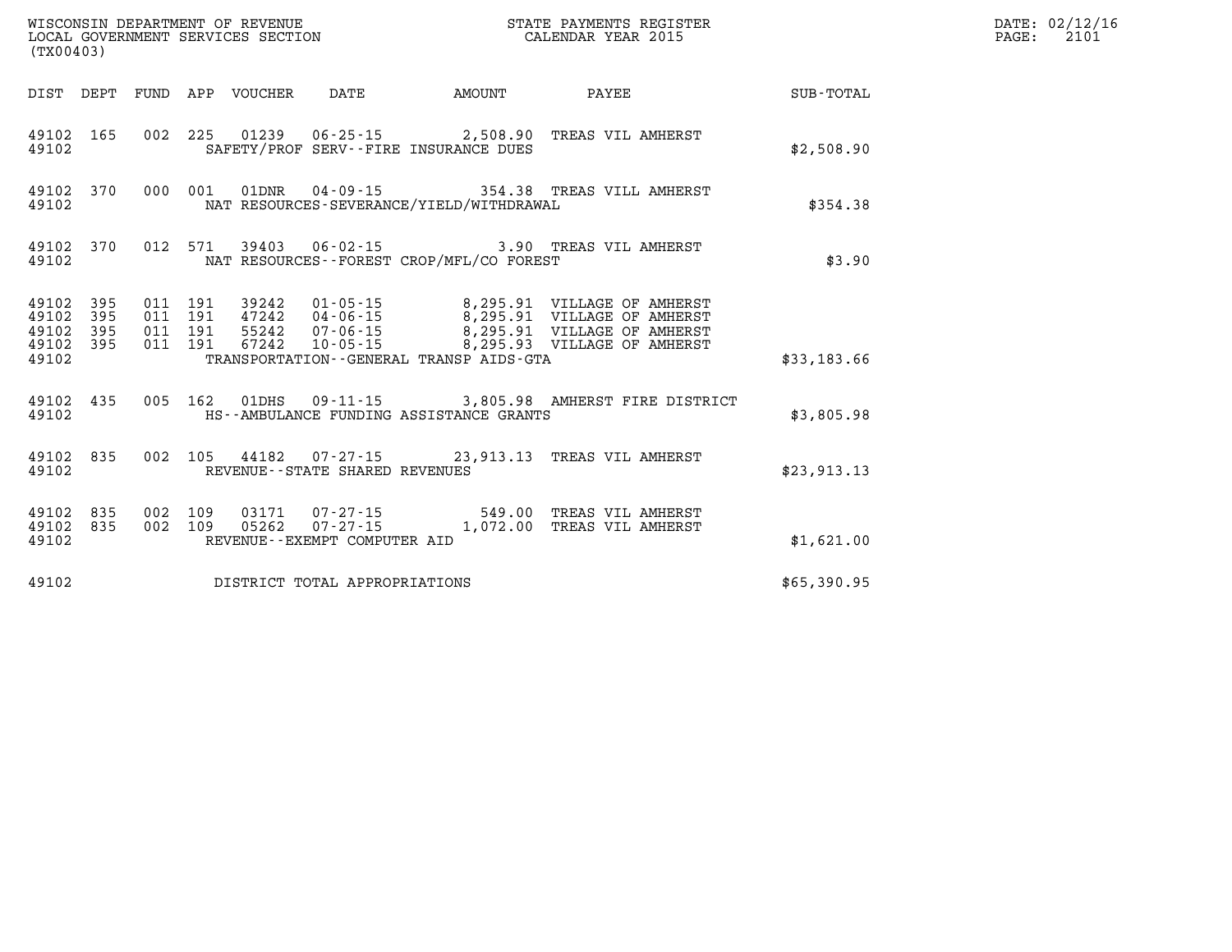WISCONSIN DEPARTMENT OF REVENUE
LOCAL GOVERNMENT SERVICES SECTION
(TX00403)

STATE PAYMENTS REGISTER
CALENDAR YEAR 2015

DATE: 02/12/16
PAGE: 2101

| DIST | DEPT | FUND | APP | VOUCHER | DATE | AMOUNT | PAYEE | SUB-TOTAL |
|---|---|---|---|---|---|---|---|---|
| 49102 | 165 | 002 | 225 | 01239 | 06-25-15 | 2,508.90 | TREAS VIL AMHERST | |
| 49102 | | | | SAFETY/PROF SERV--FIRE INSURANCE DUES | | | | $2,508.90 |
| 49102 | 370 | 000 | 001 | 01DNR | 04-09-15 | 354.38 | TREAS VILL AMHERST | |
| 49102 | | | | NAT RESOURCES-SEVERANCE/YIELD/WITHDRAWAL | | | | $354.38 |
| 49102 | 370 | 012 | 571 | 39403 | 06-02-15 | 3.90 | TREAS VIL AMHERST | |
| 49102 | | | | NAT RESOURCES--FOREST CROP/MFL/CO FOREST | | | | $3.90 |
| 49102 | 395 | 011 | 191 | 39242 | 01-05-15 | 8,295.91 | VILLAGE OF AMHERST | |
| 49102 | 395 | 011 | 191 | 47242 | 04-06-15 | 8,295.91 | VILLAGE OF AMHERST | |
| 49102 | 395 | 011 | 191 | 55242 | 07-06-15 | 8,295.91 | VILLAGE OF AMHERST | |
| 49102 | 395 | 011 | 191 | 67242 | 10-05-15 | 8,295.93 | VILLAGE OF AMHERST | |
| 49102 | | | | TRANSPORTATION--GENERAL TRANSP AIDS-GTA | | | | $33,183.66 |
| 49102 | 435 | 005 | 162 | 01DHS | 09-11-15 | 3,805.98 | AMHERST FIRE DISTRICT | |
| 49102 | | | | HS--AMBULANCE FUNDING ASSISTANCE GRANTS | | | | $3,805.98 |
| 49102 | 835 | 002 | 105 | 44182 | 07-27-15 | 23,913.13 | TREAS VIL AMHERST | |
| 49102 | | | | REVENUE--STATE SHARED REVENUES | | | | $23,913.13 |
| 49102 | 835 | 002 | 109 | 03171 | 07-27-15 | 549.00 | TREAS VIL AMHERST | |
| 49102 | 835 | 002 | 109 | 05262 | 07-27-15 | 1,072.00 | TREAS VIL AMHERST | |
| 49102 | | | | REVENUE--EXEMPT COMPUTER AID | | | | $1,621.00 |
| 49102 | | | | DISTRICT TOTAL APPROPRIATIONS | | | | $65,390.95 |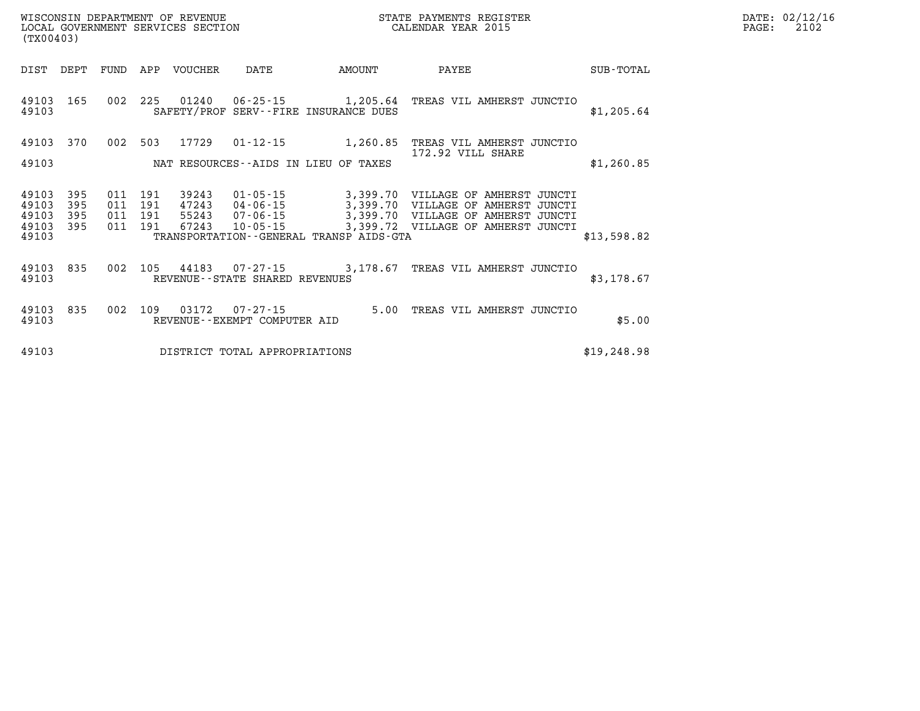WISCONSIN DEPARTMENT OF REVENUE
LOCAL GOVERNMENT SERVICES SECTION
(TX00403)

STATE PAYMENTS REGISTER
CALENDAR YEAR 2015

DATE: 02/12/16

| DIST | DEPT | FUND | APP | VOUCHER | DATE | AMOUNT | PAYEE | SUB-TOTAL |
|---|---|---|---|---|---|---|---|---|
| 49103 | 165 | 002 | 225 | 01240 | 06-25-15 | 1,205.64 | TREAS VIL AMHERST JUNCTIO | |
| 49103 | | | | SAFETY/PROF SERV--FIRE INSURANCE DUES | | | | $1,205.64 |
| 49103 | 370 | 002 | 503 | 17729 | 01-12-15 | 1,260.85 | TREAS VIL AMHERST JUNCTIO 172.92 VILL SHARE | |
| 49103 | | | | NAT RESOURCES--AIDS IN LIEU OF TAXES | | | | $1,260.85 |
| 49103 | 395 | 011 | 191 | 39243 | 01-05-15 | 3,399.70 | VILLAGE OF AMHERST JUNCTI | |
| 49103 | 395 | 011 | 191 | 47243 | 04-06-15 | 3,399.70 | VILLAGE OF AMHERST JUNCTI | |
| 49103 | 395 | 011 | 191 | 55243 | 07-06-15 | 3,399.70 | VILLAGE OF AMHERST JUNCTI | |
| 49103 | 395 | 011 | 191 | 67243 | 10-05-15 | 3,399.72 | VILLAGE OF AMHERST JUNCTI | |
| 49103 | | | | TRANSPORTATION--GENERAL TRANSP AIDS-GTA | | | | $13,598.82 |
| 49103 | 835 | 002 | 105 | 44183 | 07-27-15 | 3,178.67 | TREAS VIL AMHERST JUNCTIO | |
| 49103 | | | | REVENUE--STATE SHARED REVENUES | | | | $3,178.67 |
| 49103 | 835 | 002 | 109 | 03172 | 07-27-15 | 5.00 | TREAS VIL AMHERST JUNCTIO | |
| 49103 | | | | REVENUE--EXEMPT COMPUTER AID | | | | $5.00 |
| 49103 | | | | DISTRICT TOTAL APPROPRIATIONS | | | | $19,248.98 |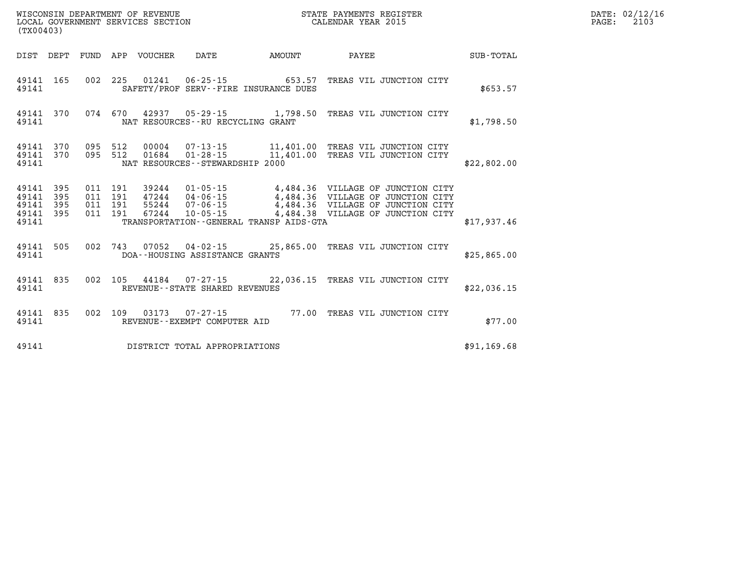WISCONSIN DEPARTMENT OF REVENUE
LOCAL GOVERNMENT SERVICES SECTION
(TX00403)

STATE PAYMENTS REGISTER
CALENDAR YEAR 2015

DATE: 02/12/16
PAGE: 2103

| DIST | DEPT | FUND | APP | VOUCHER | DATE | AMOUNT | PAYEE | SUB-TOTAL |
|---|---|---|---|---|---|---|---|---|
| 49141 | 165 | 002 | 225 | 01241 | 06-25-15 | 653.57 | TREAS VIL JUNCTION CITY | |
| 49141 | | | | | SAFETY/PROF SERV--FIRE INSURANCE DUES | | | $653.57 |
| 49141 | 370 | 074 | 670 | 42937 | 05-29-15 | 1,798.50 | TREAS VIL JUNCTION CITY | |
| 49141 | | | | | NAT RESOURCES--RU RECYCLING GRANT | | | $1,798.50 |
| 49141 | 370 | 095 | 512 | 00004 | 07-13-15 | 11,401.00 | TREAS VIL JUNCTION CITY | |
| 49141 | 370 | 095 | 512 | 01684 | 01-28-15 | 11,401.00 | TREAS VIL JUNCTION CITY | |
| 49141 | | | | | NAT RESOURCES--STEWARDSHIP 2000 | | | $22,802.00 |
| 49141 | 395 | 011 | 191 | 39244 | 01-05-15 | 4,484.36 | VILLAGE OF JUNCTION CITY | |
| 49141 | 395 | 011 | 191 | 47244 | 04-06-15 | 4,484.36 | VILLAGE OF JUNCTION CITY | |
| 49141 | 395 | 011 | 191 | 55244 | 07-06-15 | 4,484.36 | VILLAGE OF JUNCTION CITY | |
| 49141 | 395 | 011 | 191 | 67244 | 10-05-15 | 4,484.38 | VILLAGE OF JUNCTION CITY | |
| 49141 | | | | | TRANSPORTATION--GENERAL TRANSP AIDS-GTA | | | $17,937.46 |
| 49141 | 505 | 002 | 743 | 07052 | 04-02-15 | 25,865.00 | TREAS VIL JUNCTION CITY | |
| 49141 | | | | | DOA--HOUSING ASSISTANCE GRANTS | | | $25,865.00 |
| 49141 | 835 | 002 | 105 | 44184 | 07-27-15 | 22,036.15 | TREAS VIL JUNCTION CITY | |
| 49141 | | | | | REVENUE--STATE SHARED REVENUES | | | $22,036.15 |
| 49141 | 835 | 002 | 109 | 03173 | 07-27-15 | 77.00 | TREAS VIL JUNCTION CITY | |
| 49141 | | | | | REVENUE--EXEMPT COMPUTER AID | | | $77.00 |
| 49141 | | | | | DISTRICT TOTAL APPROPRIATIONS | | | $91,169.68 |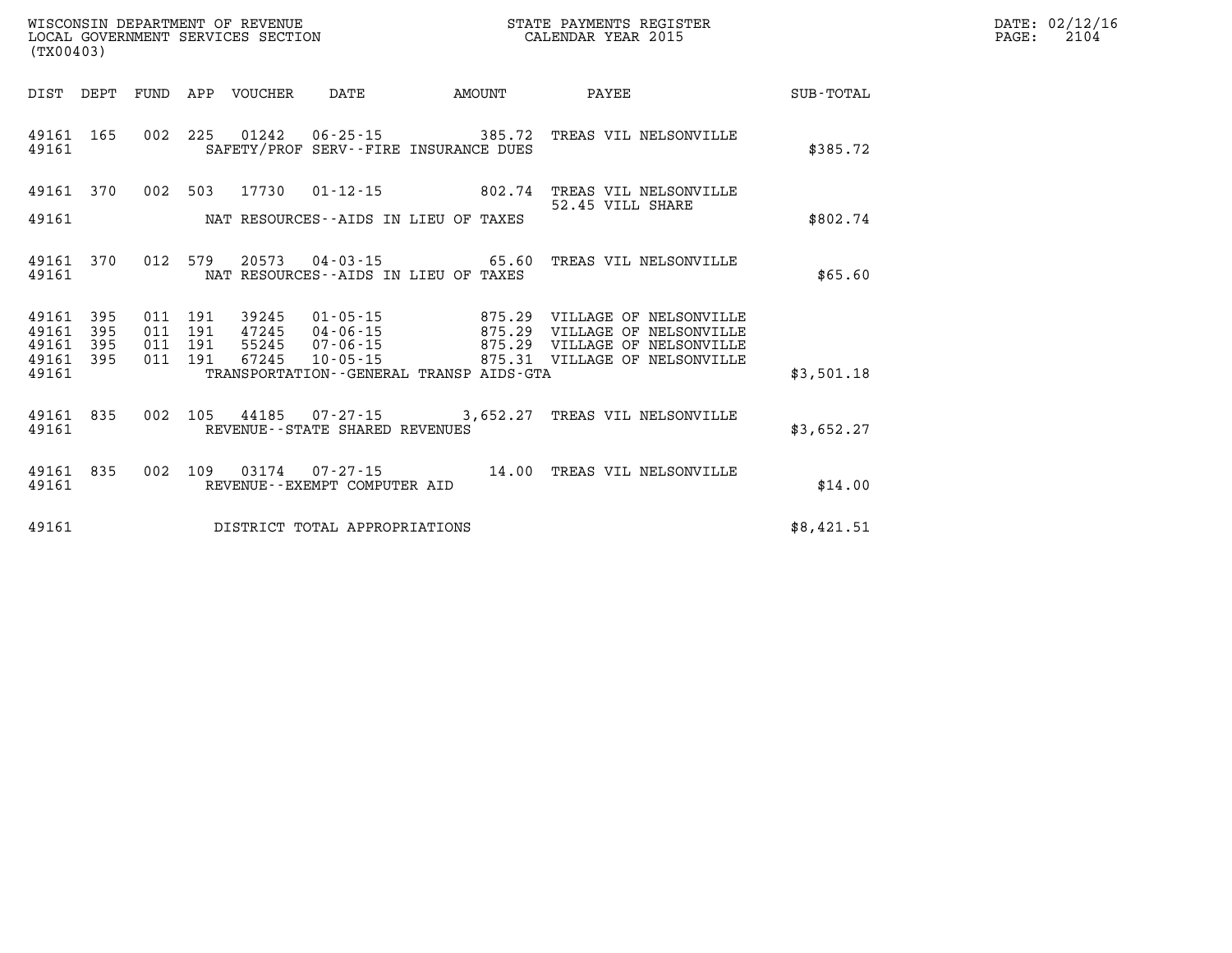WISCONSIN DEPARTMENT OF REVENUE
LOCAL GOVERNMENT SERVICES SECTION
(TX00403)

STATE PAYMENTS REGISTER
CALENDAR YEAR 2015

DATE: 02/12/16

| DIST | DEPT | FUND | APP | VOUCHER | DATE | AMOUNT | PAYEE | SUB-TOTAL |
|---|---|---|---|---|---|---|---|---|
| 49161 | 165 | 002 | 225 | 01242 | 06-25-15 | 385.72 | TREAS VIL NELSONVILLE | |
| 49161 | | | | | SAFETY/PROF SERV--FIRE INSURANCE DUES | | | $385.72 |
| 49161 | 370 | 002 | 503 | 17730 | 01-12-15 | 802.74 | TREAS VIL NELSONVILLE 52.45 VILL SHARE | |
| 49161 | | | | | NAT RESOURCES--AIDS IN LIEU OF TAXES | | | $802.74 |
| 49161 | 370 | 012 | 579 | 20573 | 04-03-15 | 65.60 | TREAS VIL NELSONVILLE | |
| 49161 | | | | | NAT RESOURCES--AIDS IN LIEU OF TAXES | | | $65.60 |
| 49161 | 395 | 011 | 191 | 39245 | 01-05-15 | 875.29 | VILLAGE OF NELSONVILLE | |
| 49161 | 395 | 011 | 191 | 47245 | 04-06-15 | 875.29 | VILLAGE OF NELSONVILLE | |
| 49161 | 395 | 011 | 191 | 55245 | 07-06-15 | 875.29 | VILLAGE OF NELSONVILLE | |
| 49161 | 395 | 011 | 191 | 67245 | 10-05-15 | 875.31 | VILLAGE OF NELSONVILLE | |
| 49161 | | | | | TRANSPORTATION--GENERAL TRANSP AIDS-GTA | | | $3,501.18 |
| 49161 | 835 | 002 | 105 | 44185 | 07-27-15 | 3,652.27 | TREAS VIL NELSONVILLE | |
| 49161 | | | | | REVENUE--STATE SHARED REVENUES | | | $3,652.27 |
| 49161 | 835 | 002 | 109 | 03174 | 07-27-15 | 14.00 | TREAS VIL NELSONVILLE | |
| 49161 | | | | | REVENUE--EXEMPT COMPUTER AID | | | $14.00 |
| 49161 | | | | | DISTRICT TOTAL APPROPRIATIONS | | | $8,421.51 |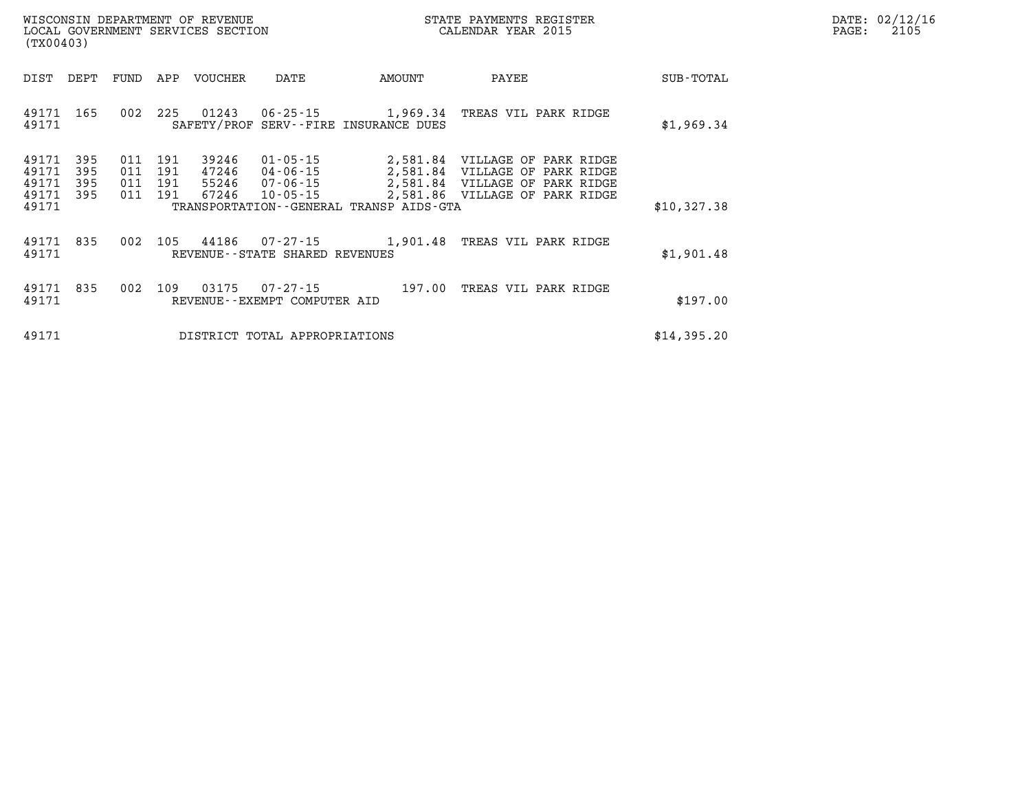WISCONSIN DEPARTMENT OF REVENUE
LOCAL GOVERNMENT SERVICES SECTION
(TX00403)

STATE PAYMENTS REGISTER
CALENDAR YEAR 2015

DATE: 02/12/16
PAGE: 2105

| DIST | DEPT | FUND | APP | VOUCHER | DATE | AMOUNT | PAYEE | SUB-TOTAL |
|---|---|---|---|---|---|---|---|---|
| 49171 | 165 | 002 | 225 | 01243 | 06-25-15 | 1,969.34 | TREAS VIL PARK RIDGE | |
| 49171 | | | | SAFETY/PROF SERV--FIRE INSURANCE DUES | | | | $1,969.34 |
| 49171 | 395 | 011 | 191 | 39246 | 01-05-15 | 2,581.84 | VILLAGE OF PARK RIDGE | |
| 49171 | 395 | 011 | 191 | 47246 | 04-06-15 | 2,581.84 | VILLAGE OF PARK RIDGE | |
| 49171 | 395 | 011 | 191 | 55246 | 07-06-15 | 2,581.84 | VILLAGE OF PARK RIDGE | |
| 49171 | 395 | 011 | 191 | 67246 | 10-05-15 | 2,581.86 | VILLAGE OF PARK RIDGE | |
| 49171 | | | | TRANSPORTATION--GENERAL TRANSP AIDS-GTA | | | | $10,327.38 |
| 49171 | 835 | 002 | 105 | 44186 | 07-27-15 | 1,901.48 | TREAS VIL PARK RIDGE | |
| 49171 | | | | REVENUE--STATE SHARED REVENUES | | | | $1,901.48 |
| 49171 | 835 | 002 | 109 | 03175 | 07-27-15 | 197.00 | TREAS VIL PARK RIDGE | |
| 49171 | | | | REVENUE--EXEMPT COMPUTER AID | | | | $197.00 |
| 49171 | | | | DISTRICT TOTAL APPROPRIATIONS | | | | $14,395.20 |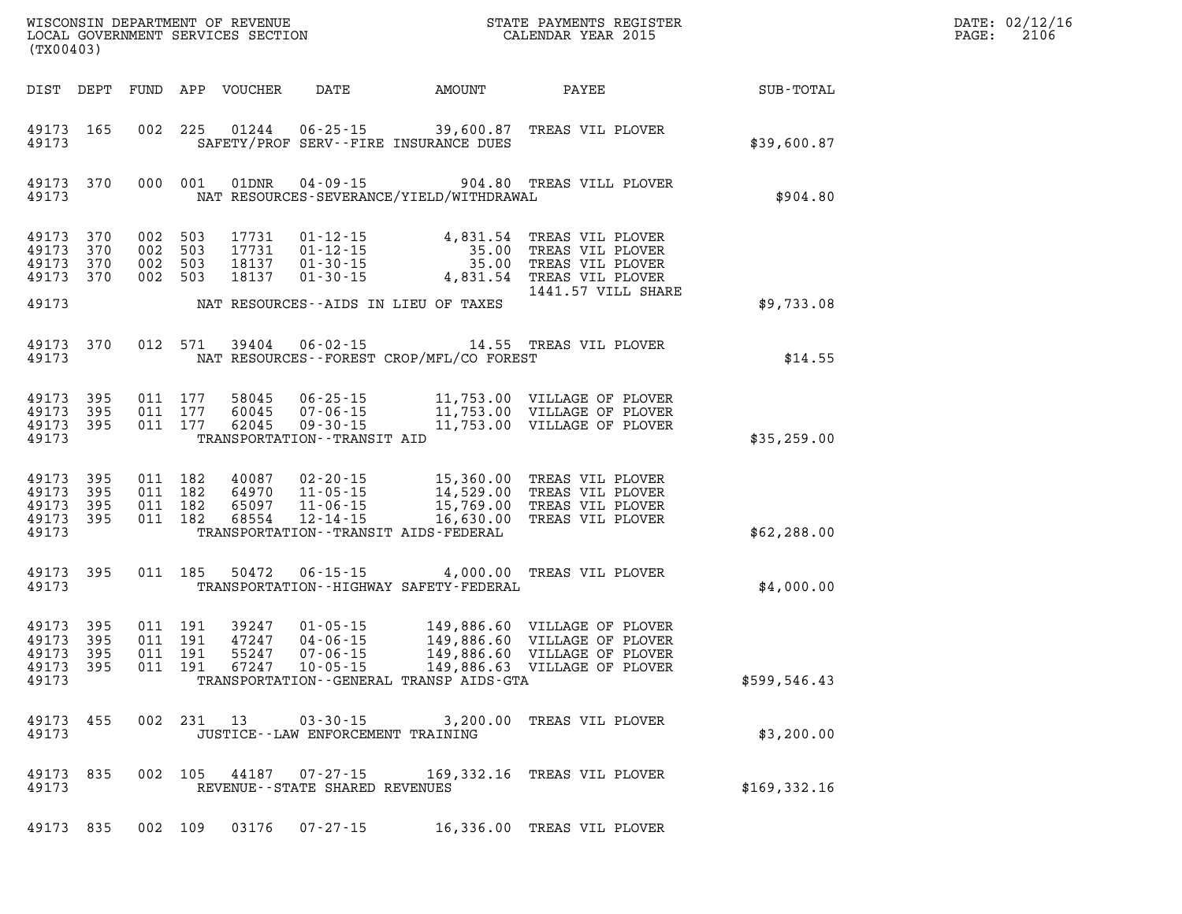WISCONSIN DEPARTMENT OF REVENUE
LOCAL GOVERNMENT SERVICES SECTION
(TX00403)

STATE PAYMENTS REGISTER
CALENDAR YEAR 2015

DATE: 02/12/16
PAGE: 2106

| DIST | DEPT | FUND | APP | VOUCHER | DATE | AMOUNT | PAYEE | SUB-TOTAL |
|---|---|---|---|---|---|---|---|---|
| 49173 | 165 | 002 | 225 | 01244 | 06-25-15 | 39,600.87 | TREAS VIL PLOVER | |
| 49173 | | | | | SAFETY/PROF SERV--FIRE INSURANCE DUES | | | $39,600.87 |
| 49173 | 370 | 000 | 001 | 01DNR | 04-09-15 | 904.80 | TREAS VILL PLOVER | |
| 49173 | | | | | NAT RESOURCES-SEVERANCE/YIELD/WITHDRAWAL | | | $904.80 |
| 49173 | 370 | 002 | 503 | 17731 | 01-12-15 | 4,831.54 | TREAS VIL PLOVER | |
| 49173 | 370 | 002 | 503 | 17731 | 01-12-15 | 35.00 | TREAS VIL PLOVER | |
| 49173 | 370 | 002 | 503 | 18137 | 01-30-15 | 35.00 | TREAS VIL PLOVER | |
| 49173 | 370 | 002 | 503 | 18137 | 01-30-15 | 4,831.54 | TREAS VIL PLOVER | |
| | | | | | | | 1441.57 VILL SHARE | |
| 49173 | | | | | NAT RESOURCES--AIDS IN LIEU OF TAXES | | | $9,733.08 |
| 49173 | 370 | 012 | 571 | 39404 | 06-02-15 | 14.55 | TREAS VIL PLOVER | |
| 49173 | | | | | NAT RESOURCES--FOREST CROP/MFL/CO FOREST | | | $14.55 |
| 49173 | 395 | 011 | 177 | 58045 | 06-25-15 | 11,753.00 | VILLAGE OF PLOVER | |
| 49173 | 395 | 011 | 177 | 60045 | 07-06-15 | 11,753.00 | VILLAGE OF PLOVER | |
| 49173 | 395 | 011 | 177 | 62045 | 09-30-15 | 11,753.00 | VILLAGE OF PLOVER | |
| 49173 | | | | | TRANSPORTATION--TRANSIT AID | | | $35,259.00 |
| 49173 | 395 | 011 | 182 | 40087 | 02-20-15 | 15,360.00 | TREAS VIL PLOVER | |
| 49173 | 395 | 011 | 182 | 64970 | 11-05-15 | 14,529.00 | TREAS VIL PLOVER | |
| 49173 | 395 | 011 | 182 | 65097 | 11-06-15 | 15,769.00 | TREAS VIL PLOVER | |
| 49173 | 395 | 011 | 182 | 68554 | 12-14-15 | 16,630.00 | TREAS VIL PLOVER | |
| 49173 | | | | | TRANSPORTATION--TRANSIT AIDS-FEDERAL | | | $62,288.00 |
| 49173 | 395 | 011 | 185 | 50472 | 06-15-15 | 4,000.00 | TREAS VIL PLOVER | |
| 49173 | | | | | TRANSPORTATION--HIGHWAY SAFETY-FEDERAL | | | $4,000.00 |
| 49173 | 395 | 011 | 191 | 39247 | 01-05-15 | 149,886.60 | VILLAGE OF PLOVER | |
| 49173 | 395 | 011 | 191 | 47247 | 04-06-15 | 149,886.60 | VILLAGE OF PLOVER | |
| 49173 | 395 | 011 | 191 | 55247 | 07-06-15 | 149,886.60 | VILLAGE OF PLOVER | |
| 49173 | 395 | 011 | 191 | 67247 | 10-05-15 | 149,886.63 | VILLAGE OF PLOVER | |
| 49173 | | | | | TRANSPORTATION--GENERAL TRANSP AIDS-GTA | | | $599,546.43 |
| 49173 | 455 | 002 | 231 | 13 | 03-30-15 | 3,200.00 | TREAS VIL PLOVER | |
| 49173 | | | | | JUSTICE--LAW ENFORCEMENT TRAINING | | | $3,200.00 |
| 49173 | 835 | 002 | 105 | 44187 | 07-27-15 | 169,332.16 | TREAS VIL PLOVER | |
| 49173 | | | | | REVENUE--STATE SHARED REVENUES | | | $169,332.16 |
| 49173 | 835 | 002 | 109 | 03176 | 07-27-15 | 16,336.00 | TREAS VIL PLOVER | |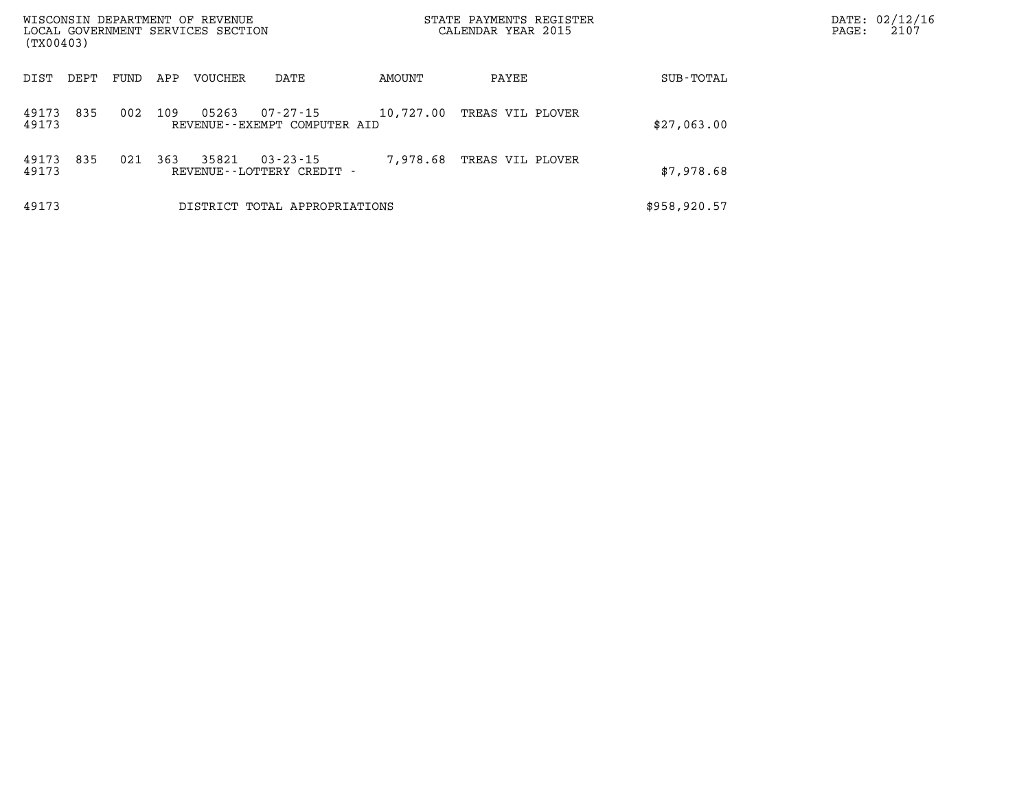| DIST | DEPT | FUND | APP | VOUCHER | DATE | AMOUNT | PAYEE | SUB-TOTAL |
|---|---|---|---|---|---|---|---|---|
| 49173 | 835 | 002 | 109 | 05263 | 07-27-15 | 10,727.00 | TREAS VIL PLOVER | |
| 49173 | | | | REVENUE--EXEMPT COMPUTER AID | | | | $27,063.00 |
| 49173 | 835 | 021 | 363 | 35821 | 03-23-15 | 7,978.68 | TREAS VIL PLOVER | |
| 49173 | | | | REVENUE--LOTTERY CREDIT - | | | | $7,978.68 |
| 49173 | | | | DISTRICT TOTAL APPROPRIATIONS | | | | $958,920.57 |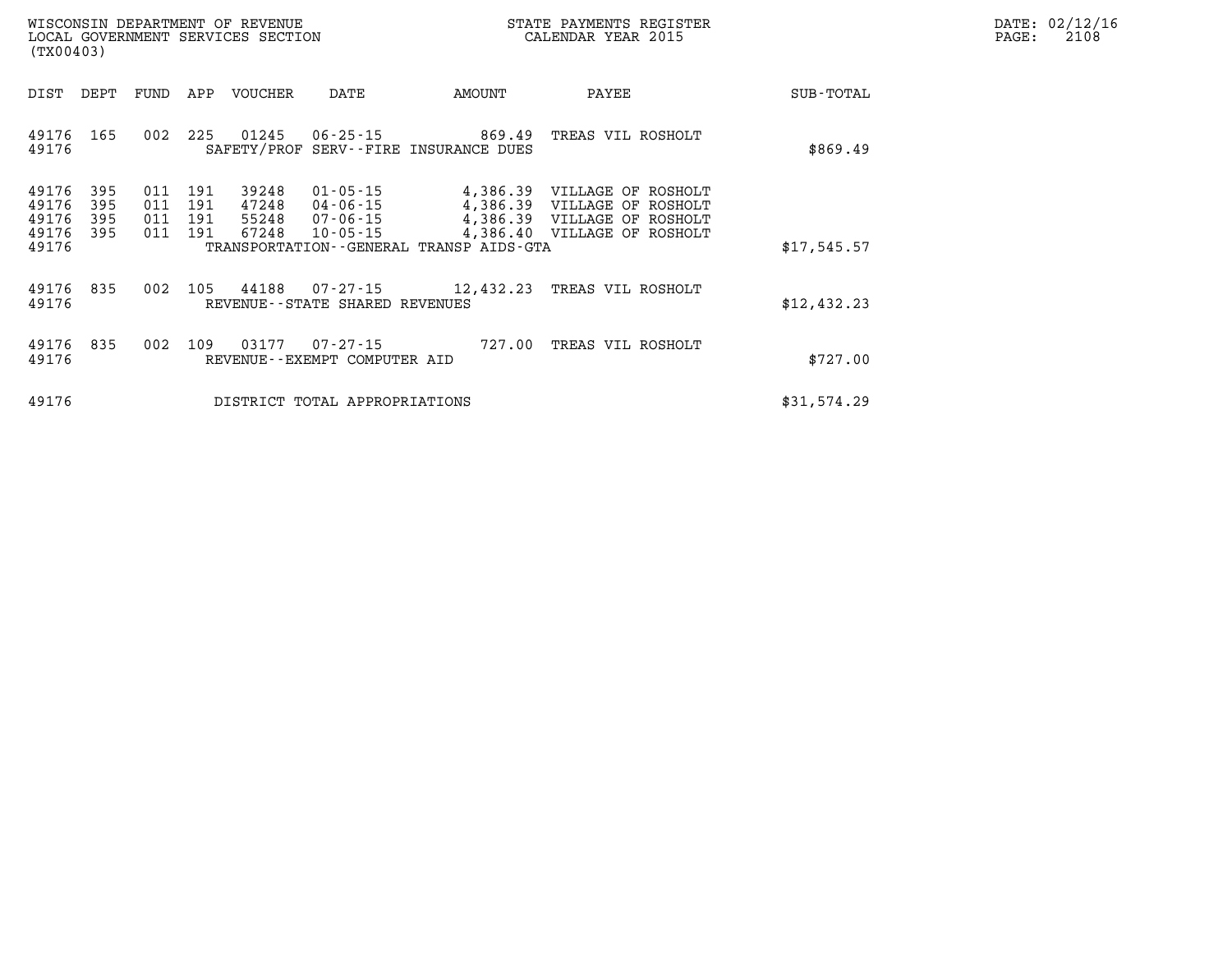WISCONSIN DEPARTMENT OF REVENUE
LOCAL GOVERNMENT SERVICES SECTION
(TX00403)

STATE PAYMENTS REGISTER
CALENDAR YEAR 2015

DATE: 02/12/16
PAGE: 2108

| DIST | DEPT | FUND | APP | VOUCHER | DATE | AMOUNT | PAYEE | SUB-TOTAL |
|---|---|---|---|---|---|---|---|---|
| 49176 | 165 | 002 | 225 | 01245 | 06-25-15 | 869.49 | TREAS VIL ROSHOLT | |
| 49176 | | | | SAFETY/PROF SERV--FIRE INSURANCE DUES | | | | $869.49 |
| 49176 | 395 | 011 | 191 | 39248 | 01-05-15 | 4,386.39 | VILLAGE OF ROSHOLT | |
| 49176 | 395 | 011 | 191 | 47248 | 04-06-15 | 4,386.39 | VILLAGE OF ROSHOLT | |
| 49176 | 395 | 011 | 191 | 55248 | 07-06-15 | 4,386.39 | VILLAGE OF ROSHOLT | |
| 49176 | 395 | 011 | 191 | 67248 | 10-05-15 | 4,386.40 | VILLAGE OF ROSHOLT | |
| 49176 | | | | TRANSPORTATION--GENERAL TRANSP AIDS-GTA | | | | $17,545.57 |
| 49176 | 835 | 002 | 105 | 44188 | 07-27-15 | 12,432.23 | TREAS VIL ROSHOLT | |
| 49176 | | | | REVENUE--STATE SHARED REVENUES | | | | $12,432.23 |
| 49176 | 835 | 002 | 109 | 03177 | 07-27-15 | 727.00 | TREAS VIL ROSHOLT | |
| 49176 | | | | REVENUE--EXEMPT COMPUTER AID | | | | $727.00 |
| 49176 | | | | DISTRICT TOTAL APPROPRIATIONS | | | | $31,574.29 |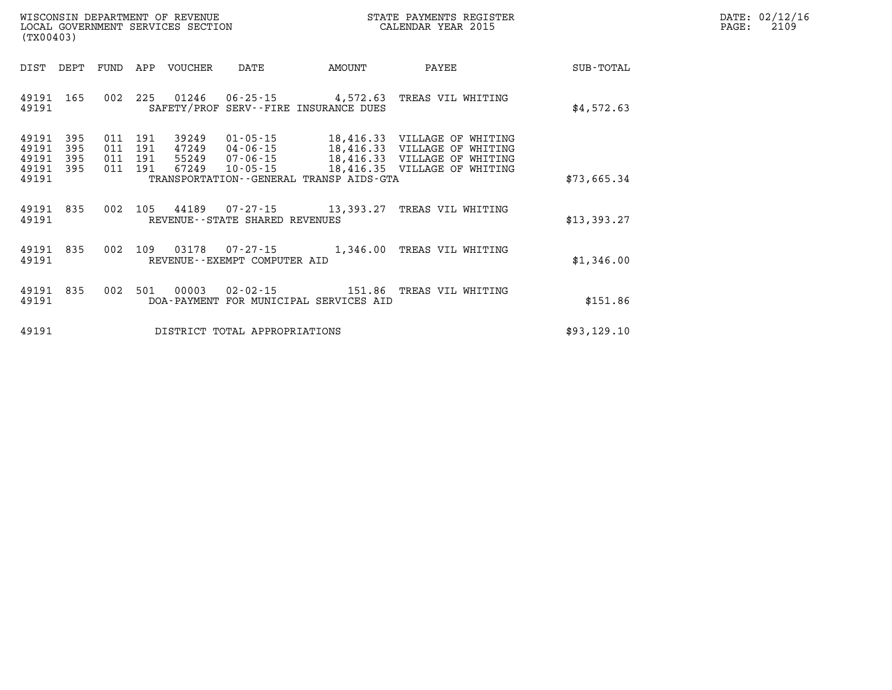WISCONSIN DEPARTMENT OF REVENUE
LOCAL GOVERNMENT SERVICES SECTION
(TX00403)

STATE PAYMENTS REGISTER
CALENDAR YEAR 2015

DATE: 02/12/16

| DIST | DEPT | FUND | APP | VOUCHER | DATE | AMOUNT | PAYEE | SUB-TOTAL |
|---|---|---|---|---|---|---|---|---|
| 49191 | 165 | 002 | 225 | 01246 | 06-25-15 | 4,572.63 | TREAS VIL WHITING | |
| 49191 | | | | | SAFETY/PROF SERV--FIRE INSURANCE DUES | | | $4,572.63 |
| 49191 | 395 | 011 | 191 | 39249 | 01-05-15 | 18,416.33 | VILLAGE OF WHITING | |
| 49191 | 395 | 011 | 191 | 47249 | 04-06-15 | 18,416.33 | VILLAGE OF WHITING | |
| 49191 | 395 | 011 | 191 | 55249 | 07-06-15 | 18,416.33 | VILLAGE OF WHITING | |
| 49191 | 395 | 011 | 191 | 67249 | 10-05-15 | 18,416.35 | VILLAGE OF WHITING | |
| 49191 | | | | | TRANSPORTATION--GENERAL TRANSP AIDS-GTA | | | $73,665.34 |
| 49191 | 835 | 002 | 105 | 44189 | 07-27-15 | 13,393.27 | TREAS VIL WHITING | |
| 49191 | | | | | REVENUE--STATE SHARED REVENUES | | | $13,393.27 |
| 49191 | 835 | 002 | 109 | 03178 | 07-27-15 | 1,346.00 | TREAS VIL WHITING | |
| 49191 | | | | | REVENUE--EXEMPT COMPUTER AID | | | $1,346.00 |
| 49191 | 835 | 002 | 501 | 00003 | 02-02-15 | 151.86 | TREAS VIL WHITING | |
| 49191 | | | | | DOA-PAYMENT FOR MUNICIPAL SERVICES AID | | | $151.86 |
| 49191 | | | | | DISTRICT TOTAL APPROPRIATIONS | | | $93,129.10 |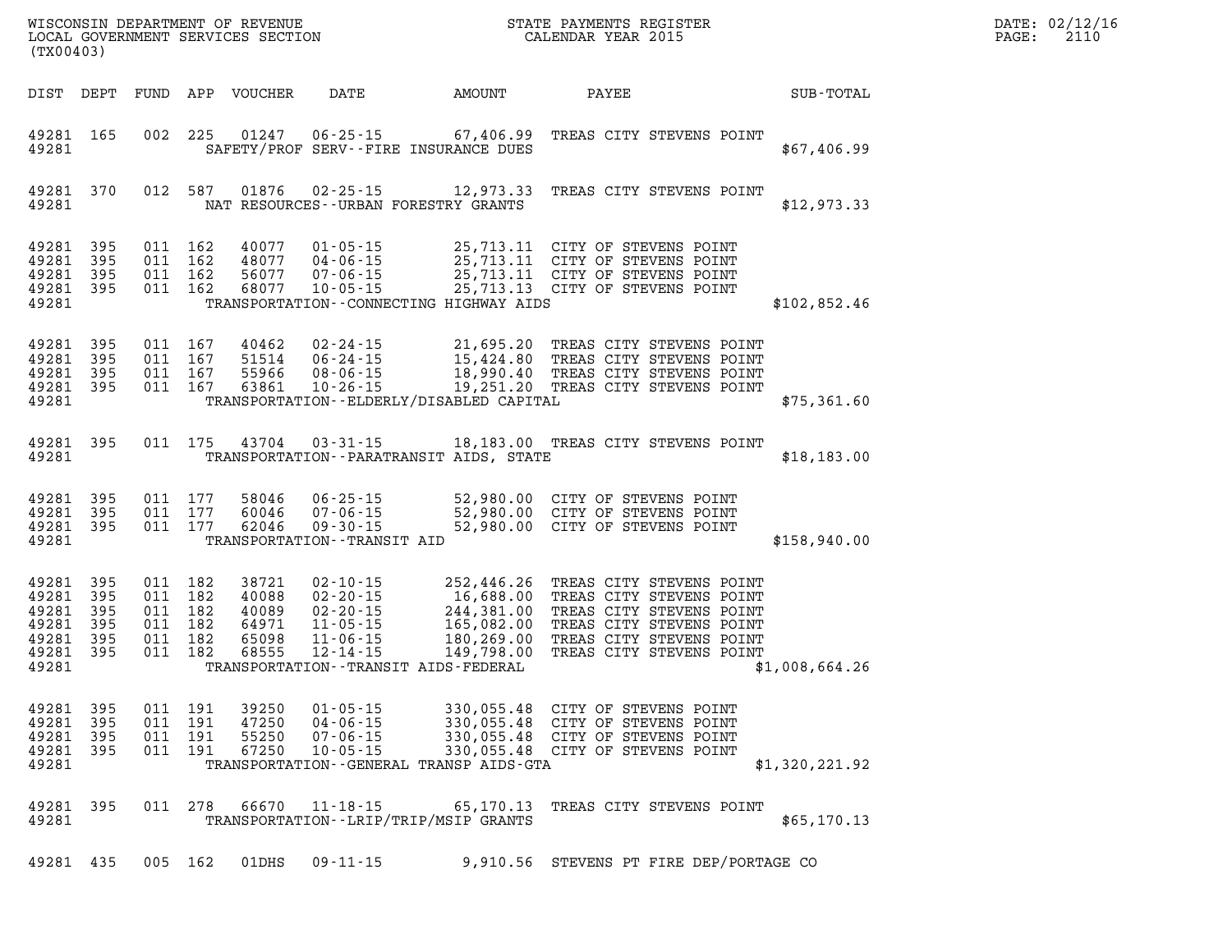WISCONSIN DEPARTMENT OF REVENUE
LOCAL GOVERNMENT SERVICES SECTION
(TX00403)

STATE PAYMENTS REGISTER
CALENDAR YEAR 2015

DATE: 02/12/16

| DIST | DEPT | FUND | APP | VOUCHER | DATE | AMOUNT | PAYEE | SUB-TOTAL |
|---|---|---|---|---|---|---|---|---|
| 49281 | 165 | 002 | 225 | 01247 | 06-25-15 | 67,406.99 | TREAS CITY STEVENS POINT | |
| 49281 | | | | | SAFETY/PROF SERV--FIRE INSURANCE DUES | | | $67,406.99 |
| 49281 | 370 | 012 | 587 | 01876 | 02-25-15 | 12,973.33 | TREAS CITY STEVENS POINT | |
| 49281 | | | | | NAT RESOURCES--URBAN FORESTRY GRANTS | | | $12,973.33 |
| 49281 | 395 | 011 | 162 | 40077 | 01-05-15 | 25,713.11 | CITY OF STEVENS POINT | |
| 49281 | 395 | 011 | 162 | 48077 | 04-06-15 | 25,713.11 | CITY OF STEVENS POINT | |
| 49281 | 395 | 011 | 162 | 56077 | 07-06-15 | 25,713.11 | CITY OF STEVENS POINT | |
| 49281 | 395 | 011 | 162 | 68077 | 10-05-15 | 25,713.13 | CITY OF STEVENS POINT | |
| 49281 | | | | | TRANSPORTATION--CONNECTING HIGHWAY AIDS | | | $102,852.46 |
| 49281 | 395 | 011 | 167 | 40462 | 02-24-15 | 21,695.20 | TREAS CITY STEVENS POINT | |
| 49281 | 395 | 011 | 167 | 51514 | 06-24-15 | 15,424.80 | TREAS CITY STEVENS POINT | |
| 49281 | 395 | 011 | 167 | 55966 | 08-06-15 | 18,990.40 | TREAS CITY STEVENS POINT | |
| 49281 | 395 | 011 | 167 | 63861 | 10-26-15 | 19,251.20 | TREAS CITY STEVENS POINT | |
| 49281 | | | | | TRANSPORTATION--ELDERLY/DISABLED CAPITAL | | | $75,361.60 |
| 49281 | 395 | 011 | 175 | 43704 | 03-31-15 | 18,183.00 | TREAS CITY STEVENS POINT | |
| 49281 | | | | | TRANSPORTATION--PARATRANSIT AIDS, STATE | | | $18,183.00 |
| 49281 | 395 | 011 | 177 | 58046 | 06-25-15 | 52,980.00 | CITY OF STEVENS POINT | |
| 49281 | 395 | 011 | 177 | 60046 | 07-06-15 | 52,980.00 | CITY OF STEVENS POINT | |
| 49281 | 395 | 011 | 177 | 62046 | 09-30-15 | 52,980.00 | CITY OF STEVENS POINT | |
| 49281 | | | | | TRANSPORTATION--TRANSIT AID | | | $158,940.00 |
| 49281 | 395 | 011 | 182 | 38721 | 02-10-15 | 252,446.26 | TREAS CITY STEVENS POINT | |
| 49281 | 395 | 011 | 182 | 40088 | 02-20-15 | 16,688.00 | TREAS CITY STEVENS POINT | |
| 49281 | 395 | 011 | 182 | 40089 | 02-20-15 | 244,381.00 | TREAS CITY STEVENS POINT | |
| 49281 | 395 | 011 | 182 | 64971 | 11-05-15 | 165,082.00 | TREAS CITY STEVENS POINT | |
| 49281 | 395 | 011 | 182 | 65098 | 11-06-15 | 180,269.00 | TREAS CITY STEVENS POINT | |
| 49281 | 395 | 011 | 182 | 68555 | 12-14-15 | 149,798.00 | TREAS CITY STEVENS POINT | |
| 49281 | | | | | TRANSPORTATION--TRANSIT AIDS-FEDERAL | | | $1,008,664.26 |
| 49281 | 395 | 011 | 191 | 39250 | 01-05-15 | 330,055.48 | CITY OF STEVENS POINT | |
| 49281 | 395 | 011 | 191 | 47250 | 04-06-15 | 330,055.48 | CITY OF STEVENS POINT | |
| 49281 | 395 | 011 | 191 | 55250 | 07-06-15 | 330,055.48 | CITY OF STEVENS POINT | |
| 49281 | 395 | 011 | 191 | 67250 | 10-05-15 | 330,055.48 | CITY OF STEVENS POINT | |
| 49281 | | | | | TRANSPORTATION--GENERAL TRANSP AIDS-GTA | | | $1,320,221.92 |
| 49281 | 395 | 011 | 278 | 66670 | 11-18-15 | 65,170.13 | TREAS CITY STEVENS POINT | |
| 49281 | | | | | TRANSPORTATION--LRIP/TRIP/MSIP GRANTS | | | $65,170.13 |
| 49281 | 435 | 005 | 162 | 01DHS | 09-11-15 | 9,910.56 | STEVENS PT FIRE DEP/PORTAGE CO | |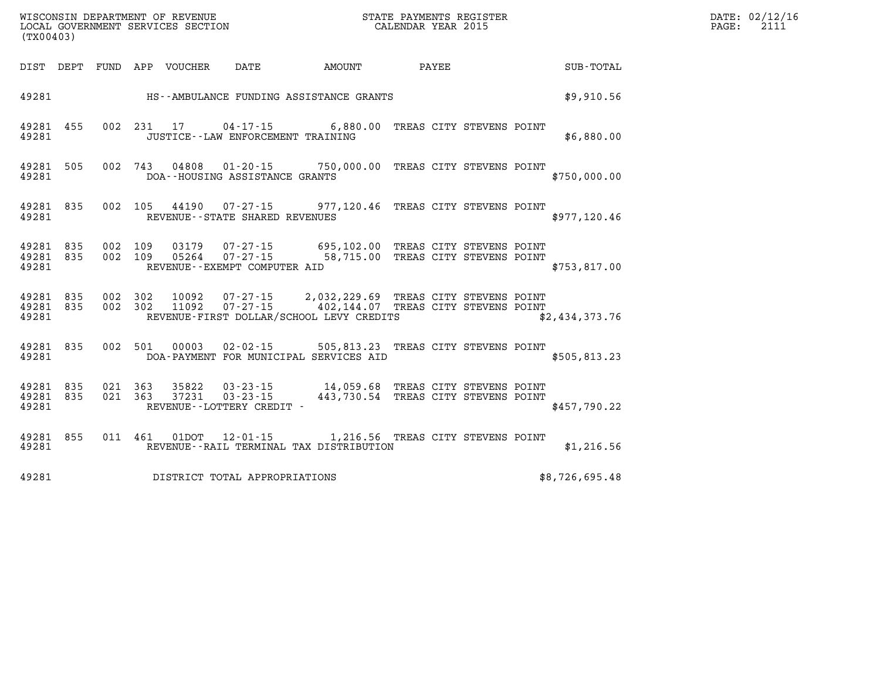WISCONSIN DEPARTMENT OF REVENUE — STATE PAYMENTS REGISTER — DATE: 02/12/16
LOCAL GOVERNMENT SERVICES SECTION — CALENDAR YEAR 2015 — PAGE: 2111
(TX00403)

| DIST | DEPT | FUND | APP | VOUCHER | DATE | AMOUNT | PAYEE | SUB-TOTAL |
|---|---|---|---|---|---|---|---|---|
| 49281 | | | | | HS--AMBULANCE FUNDING ASSISTANCE GRANTS | | | $9,910.56 |
| 49281 | 455 | 002 | 231 | 17 | 04-17-15 | 6,880.00 | TREAS CITY STEVENS POINT | |
| 49281 | | | | | JUSTICE--LAW ENFORCEMENT TRAINING | | | $6,880.00 |
| 49281 | 505 | 002 | 743 | 04808 | 01-20-15 | 750,000.00 | TREAS CITY STEVENS POINT | |
| 49281 | | | | | DOA--HOUSING ASSISTANCE GRANTS | | | $750,000.00 |
| 49281 | 835 | 002 | 105 | 44190 | 07-27-15 | 977,120.46 | TREAS CITY STEVENS POINT | |
| 49281 | | | | | REVENUE--STATE SHARED REVENUES | | | $977,120.46 |
| 49281 | 835 | 002 | 109 | 03179 | 07-27-15 | 695,102.00 | TREAS CITY STEVENS POINT | |
| 49281 | 835 | 002 | 109 | 05264 | 07-27-15 | 58,715.00 | TREAS CITY STEVENS POINT | |
| 49281 | | | | | REVENUE--EXEMPT COMPUTER AID | | | $753,817.00 |
| 49281 | 835 | 002 | 302 | 10092 | 07-27-15 | 2,032,229.69 | TREAS CITY STEVENS POINT | |
| 49281 | 835 | 002 | 302 | 11092 | 07-27-15 | 402,144.07 | TREAS CITY STEVENS POINT | |
| 49281 | | | | | REVENUE-FIRST DOLLAR/SCHOOL LEVY CREDITS | | | $2,434,373.76 |
| 49281 | 835 | 002 | 501 | 00003 | 02-02-15 | 505,813.23 | TREAS CITY STEVENS POINT | |
| 49281 | | | | | DOA-PAYMENT FOR MUNICIPAL SERVICES AID | | | $505,813.23 |
| 49281 | 835 | 021 | 363 | 35822 | 03-23-15 | 14,059.68 | TREAS CITY STEVENS POINT | |
| 49281 | 835 | 021 | 363 | 37231 | 03-23-15 | 443,730.54 | TREAS CITY STEVENS POINT | |
| 49281 | | | | | REVENUE--LOTTERY CREDIT - | | | $457,790.22 |
| 49281 | 855 | 011 | 461 | 01DOT | 12-01-15 | 1,216.56 | TREAS CITY STEVENS POINT | |
| 49281 | | | | | REVENUE--RAIL TERMINAL TAX DISTRIBUTION | | | $1,216.56 |
| 49281 | | | | | DISTRICT TOTAL APPROPRIATIONS | | | $8,726,695.48 |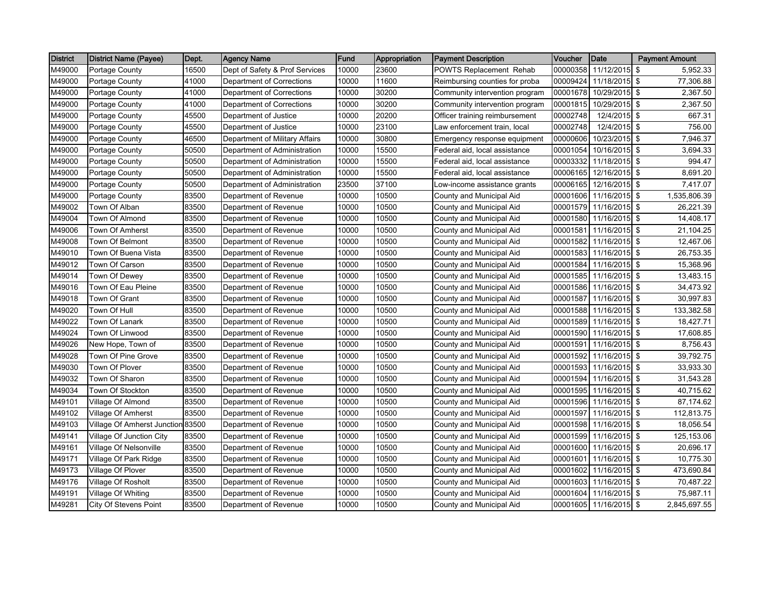| District | District Name (Payee) | Dept. | Agency Name | Fund | Appropriation | Payment Description | Voucher | Date | Payment Amount |
|---|---|---|---|---|---|---|---|---|---|
| M49000 | Portage County | 16500 | Dept of Safety & Prof Services | 10000 | 23600 | POWTS Replacement Rehab | 00000358 | 11/12/2015 | $ 5,952.33 |
| M49000 | Portage County | 41000 | Department of Corrections | 10000 | 11600 | Reimbursing counties for proba | 00009424 | 11/18/2015 | $ 77,306.88 |
| M49000 | Portage County | 41000 | Department of Corrections | 10000 | 30200 | Community intervention program | 00001678 | 10/29/2015 | $ 2,367.50 |
| M49000 | Portage County | 41000 | Department of Corrections | 10000 | 30200 | Community intervention program | 00001815 | 10/29/2015 | $ 2,367.50 |
| M49000 | Portage County | 45500 | Department of Justice | 10000 | 20200 | Officer training reimbursement | 00002748 | 12/4/2015 | $ 667.31 |
| M49000 | Portage County | 45500 | Department of Justice | 10000 | 23100 | Law enforcement train, local | 00002748 | 12/4/2015 | $ 756.00 |
| M49000 | Portage County | 46500 | Department of Military Affairs | 10000 | 30800 | Emergency response equipment | 00000606 | 10/23/2015 | $ 7,946.37 |
| M49000 | Portage County | 50500 | Department of Administration | 10000 | 15500 | Federal aid, local assistance | 00001054 | 10/16/2015 | $ 3,694.33 |
| M49000 | Portage County | 50500 | Department of Administration | 10000 | 15500 | Federal aid, local assistance | 00003332 | 11/18/2015 | $ 994.47 |
| M49000 | Portage County | 50500 | Department of Administration | 10000 | 15500 | Federal aid, local assistance | 00006165 | 12/16/2015 | $ 8,691.20 |
| M49000 | Portage County | 50500 | Department of Administration | 23500 | 37100 | Low-income assistance grants | 00006165 | 12/16/2015 | $ 7,417.07 |
| M49000 | Portage County | 83500 | Department of Revenue | 10000 | 10500 | County and Municipal Aid | 00001606 | 11/16/2015 | $ 1,535,806.39 |
| M49002 | Town Of Alban | 83500 | Department of Revenue | 10000 | 10500 | County and Municipal Aid | 00001579 | 11/16/2015 | $ 26,221.39 |
| M49004 | Town Of Almond | 83500 | Department of Revenue | 10000 | 10500 | County and Municipal Aid | 00001580 | 11/16/2015 | $ 14,408.17 |
| M49006 | Town Of Amherst | 83500 | Department of Revenue | 10000 | 10500 | County and Municipal Aid | 00001581 | 11/16/2015 | $ 21,104.25 |
| M49008 | Town Of Belmont | 83500 | Department of Revenue | 10000 | 10500 | County and Municipal Aid | 00001582 | 11/16/2015 | $ 12,467.06 |
| M49010 | Town Of Buena Vista | 83500 | Department of Revenue | 10000 | 10500 | County and Municipal Aid | 00001583 | 11/16/2015 | $ 26,753.35 |
| M49012 | Town Of Carson | 83500 | Department of Revenue | 10000 | 10500 | County and Municipal Aid | 00001584 | 11/16/2015 | $ 15,368.96 |
| M49014 | Town Of Dewey | 83500 | Department of Revenue | 10000 | 10500 | County and Municipal Aid | 00001585 | 11/16/2015 | $ 13,483.15 |
| M49016 | Town Of Eau Pleine | 83500 | Department of Revenue | 10000 | 10500 | County and Municipal Aid | 00001586 | 11/16/2015 | $ 34,473.92 |
| M49018 | Town Of Grant | 83500 | Department of Revenue | 10000 | 10500 | County and Municipal Aid | 00001587 | 11/16/2015 | $ 30,997.83 |
| M49020 | Town Of Hull | 83500 | Department of Revenue | 10000 | 10500 | County and Municipal Aid | 00001588 | 11/16/2015 | $ 133,382.58 |
| M49022 | Town Of Lanark | 83500 | Department of Revenue | 10000 | 10500 | County and Municipal Aid | 00001589 | 11/16/2015 | $ 18,427.71 |
| M49024 | Town Of Linwood | 83500 | Department of Revenue | 10000 | 10500 | County and Municipal Aid | 00001590 | 11/16/2015 | $ 17,608.85 |
| M49026 | New Hope, Town of | 83500 | Department of Revenue | 10000 | 10500 | County and Municipal Aid | 00001591 | 11/16/2015 | $ 8,756.43 |
| M49028 | Town Of Pine Grove | 83500 | Department of Revenue | 10000 | 10500 | County and Municipal Aid | 00001592 | 11/16/2015 | $ 39,792.75 |
| M49030 | Town Of Plover | 83500 | Department of Revenue | 10000 | 10500 | County and Municipal Aid | 00001593 | 11/16/2015 | $ 33,933.30 |
| M49032 | Town Of Sharon | 83500 | Department of Revenue | 10000 | 10500 | County and Municipal Aid | 00001594 | 11/16/2015 | $ 31,543.28 |
| M49034 | Town Of Stockton | 83500 | Department of Revenue | 10000 | 10500 | County and Municipal Aid | 00001595 | 11/16/2015 | $ 40,715.62 |
| M49101 | Village Of Almond | 83500 | Department of Revenue | 10000 | 10500 | County and Municipal Aid | 00001596 | 11/16/2015 | $ 87,174.62 |
| M49102 | Village Of Amherst | 83500 | Department of Revenue | 10000 | 10500 | County and Municipal Aid | 00001597 | 11/16/2015 | $ 112,813.75 |
| M49103 | Village Of Amherst Junction | 83500 | Department of Revenue | 10000 | 10500 | County and Municipal Aid | 00001598 | 11/16/2015 | $ 18,056.54 |
| M49141 | Village Of Junction City | 83500 | Department of Revenue | 10000 | 10500 | County and Municipal Aid | 00001599 | 11/16/2015 | $ 125,153.06 |
| M49161 | Village Of Nelsonville | 83500 | Department of Revenue | 10000 | 10500 | County and Municipal Aid | 00001600 | 11/16/2015 | $ 20,696.17 |
| M49171 | Village Of Park Ridge | 83500 | Department of Revenue | 10000 | 10500 | County and Municipal Aid | 00001601 | 11/16/2015 | $ 10,775.30 |
| M49173 | Village Of Plover | 83500 | Department of Revenue | 10000 | 10500 | County and Municipal Aid | 00001602 | 11/16/2015 | $ 473,690.84 |
| M49176 | Village Of Rosholt | 83500 | Department of Revenue | 10000 | 10500 | County and Municipal Aid | 00001603 | 11/16/2015 | $ 70,487.22 |
| M49191 | Village Of Whiting | 83500 | Department of Revenue | 10000 | 10500 | County and Municipal Aid | 00001604 | 11/16/2015 | $ 75,987.11 |
| M49281 | City Of Stevens Point | 83500 | Department of Revenue | 10000 | 10500 | County and Municipal Aid | 00001605 | 11/16/2015 | $ 2,845,697.55 |